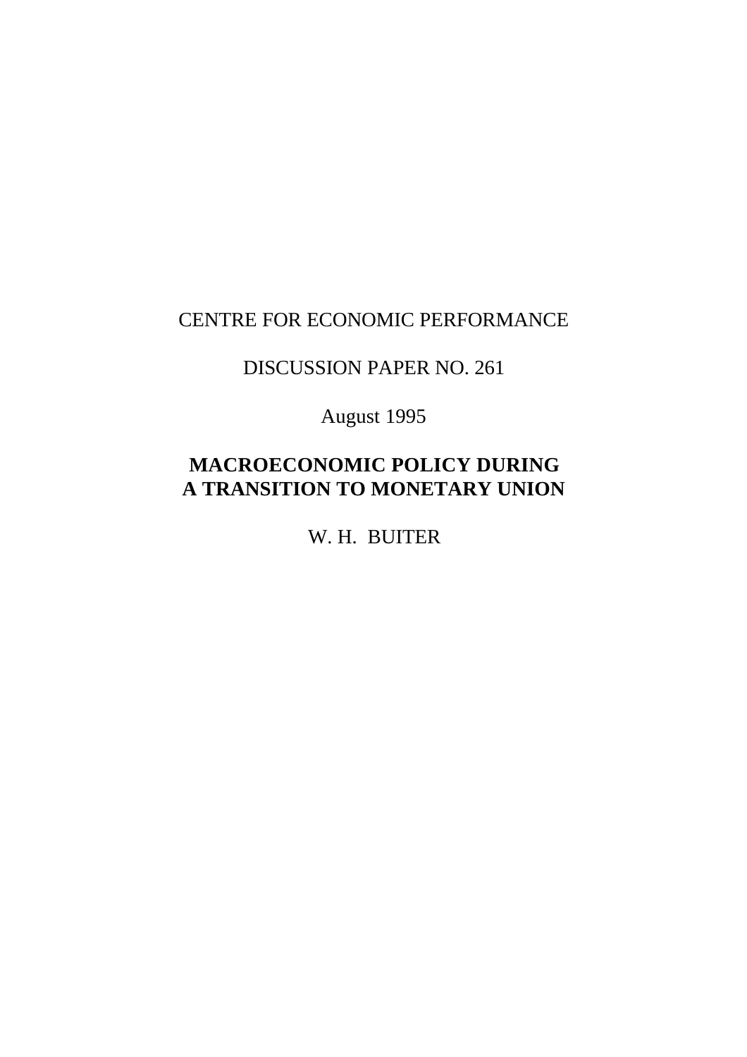CENTRE FOR ECONOMIC PERFORMANCE

DISCUSSION PAPER NO. 261

August 1995

# MACROECONOMIC POLICY DURING A TRANSITION TO MONETARY UNION

W. H. BUITER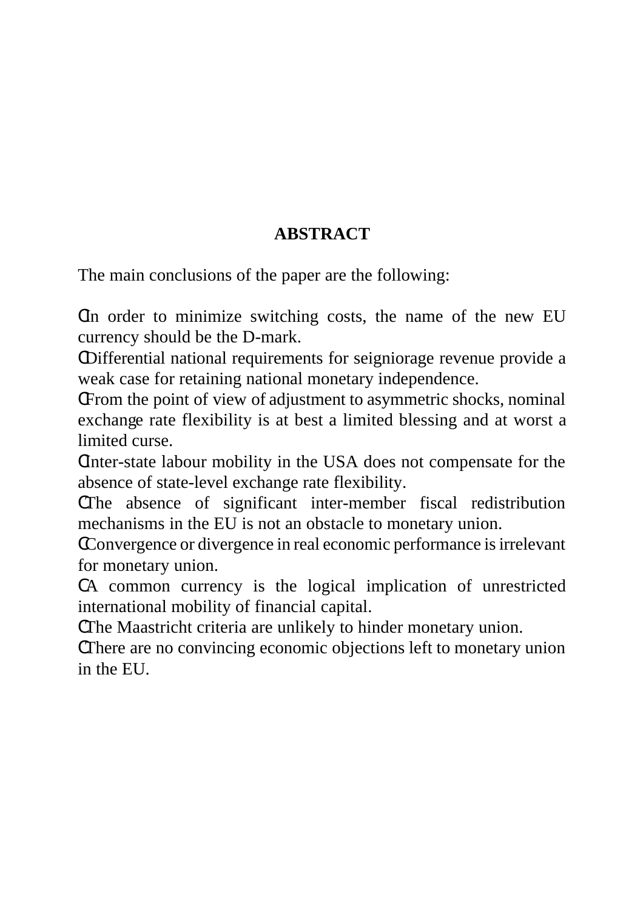## ABSTRACT

The main conclusions of the paper are the following:

- In order to minimize switching costs, the name of the new EU currency should be the D-mark.
- Differential national requirements for seigniorage revenue provide a weak case for retaining national monetary independence.
- From the point of view of adjustment to asymmetric shocks, nominal exchange rate flexibility is at best a limited blessing and at worst a limited curse.
- Inter-state labour mobility in the USA does not compensate for the absence of state-level exchange rate flexibility.
- The absence of significant inter-member fiscal redistribution mechanisms in the EU is not an obstacle to monetary union.
- Convergence or divergence in real economic performance is irrelevant for monetary union.
- A common currency is the logical implication of unrestricted international mobility of financial capital.
- The Maastricht criteria are unlikely to hinder monetary union.
- There are no convincing economic objections left to monetary union in the EU.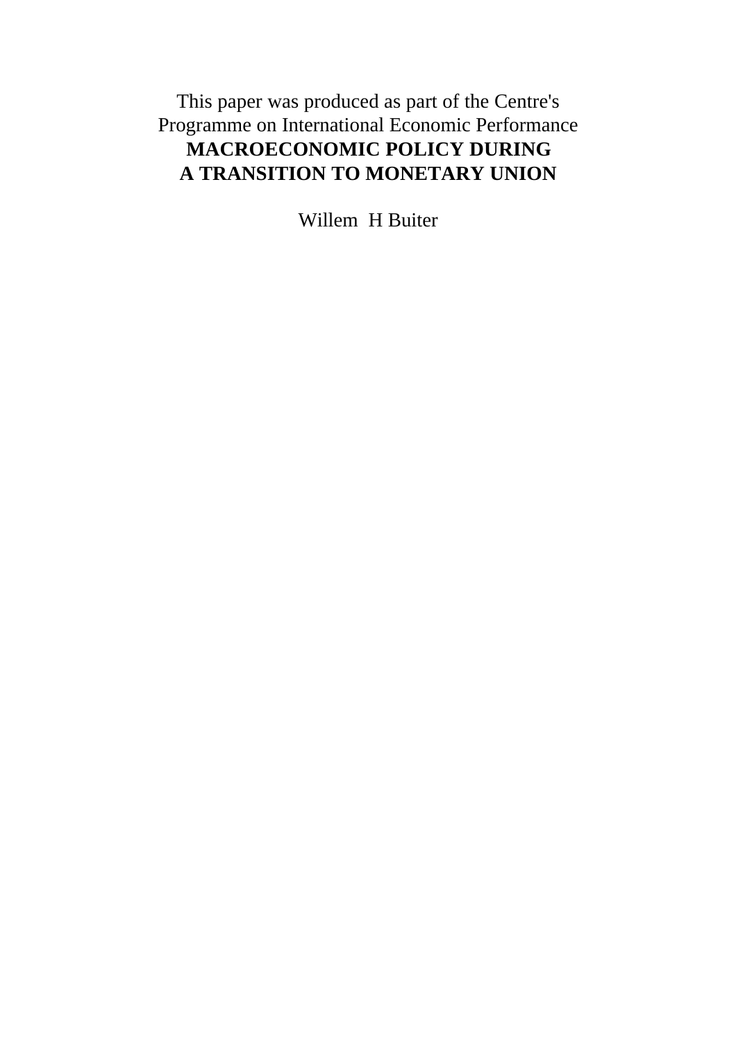This paper was produced as part of the Centre's Programme on International Economic Performance

# MACROECONOMIC POLICY DURING A TRANSITION TO MONETARY UNION

Willem H Buiter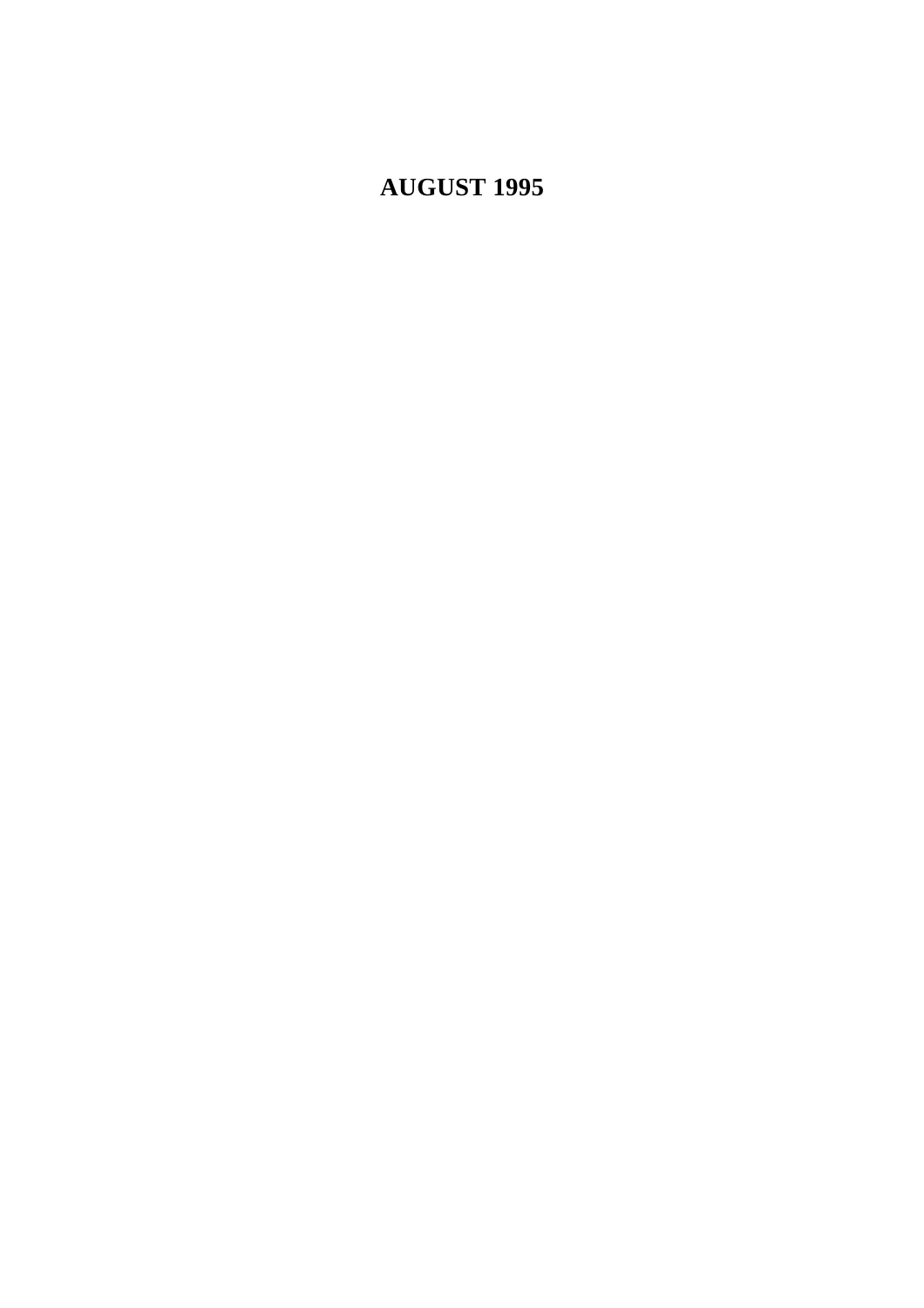**AUGUST 1995**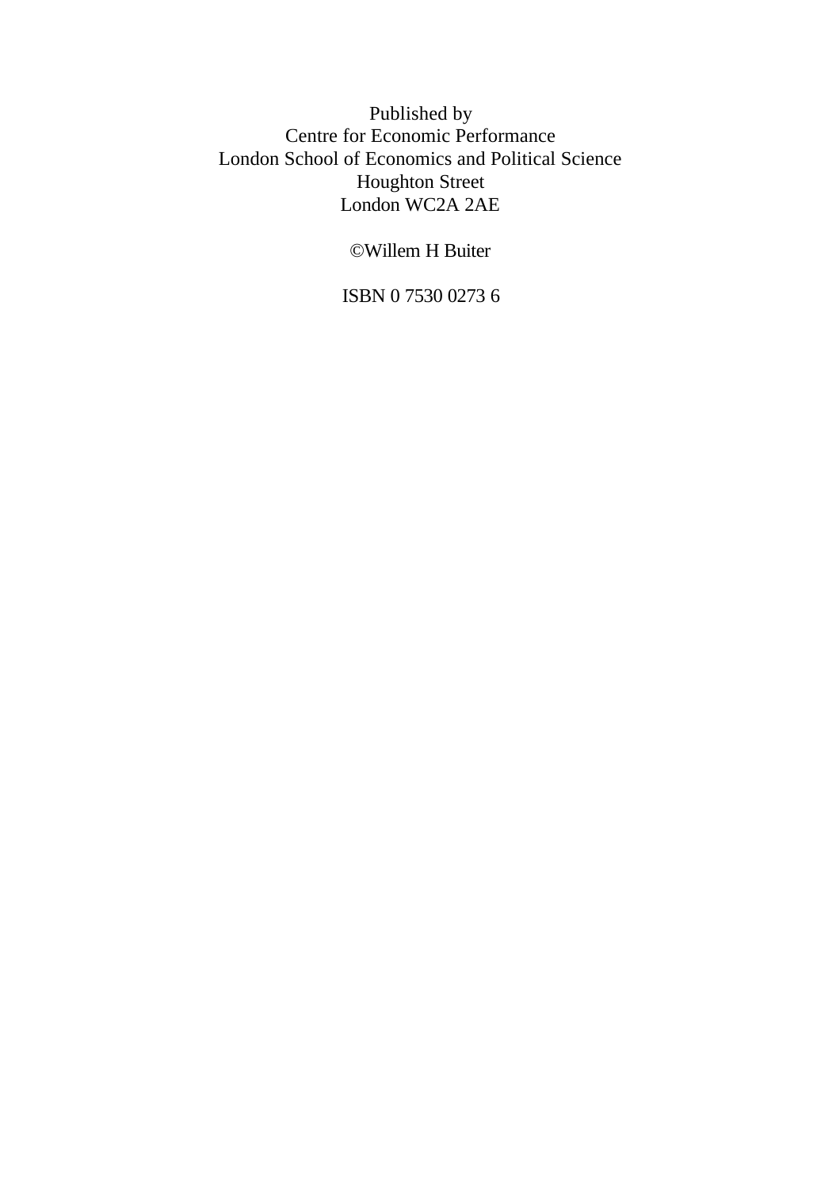Published by
Centre for Economic Performance
London School of Economics and Political Science
Houghton Street
London WC2A 2AE

©Willem H Buiter

ISBN 0 7530 0273 6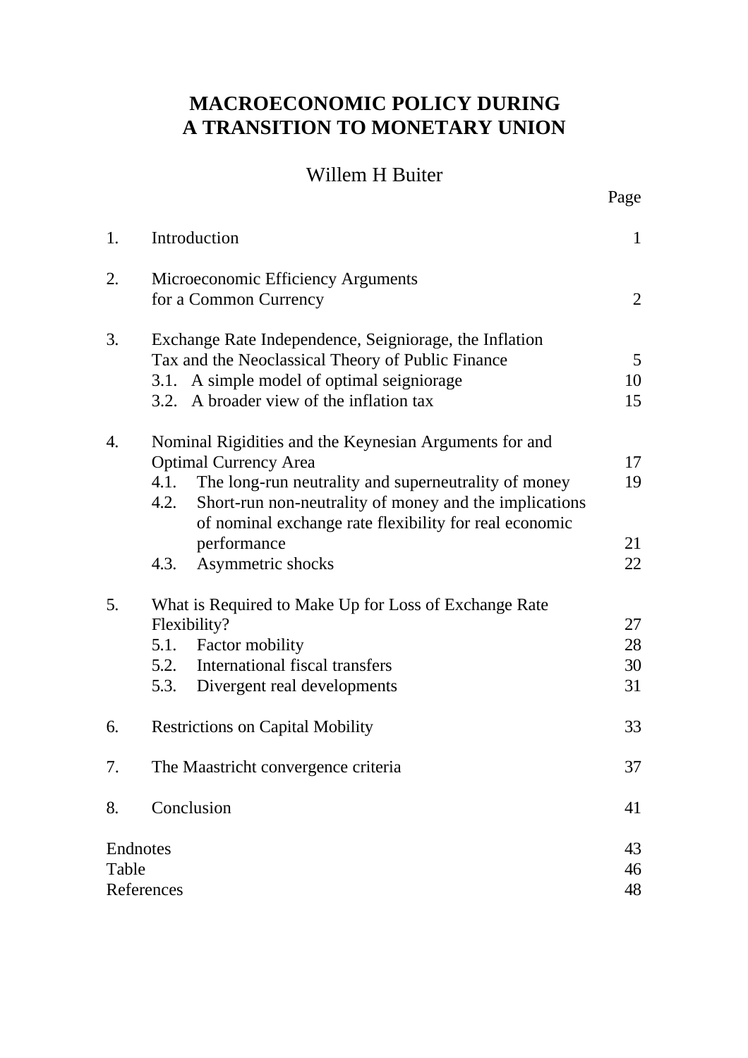# MACROECONOMIC POLICY DURING A TRANSITION TO MONETARY UNION

## Willem H Buiter

| | | Page |
|---|---|---|
| 1. | Introduction | 1 |
| 2. | Microeconomic Efficiency Arguments for a Common Currency | 2 |
| 3. | Exchange Rate Independence, Seigniorage, the Inflation Tax and the Neoclassical Theory of Public Finance | 5 |
| | 3.1. A simple model of optimal seigniorage | 10 |
| | 3.2. A broader view of the inflation tax | 15 |
| 4. | Nominal Rigidities and the Keynesian Arguments for and Optimal Currency Area | 17 |
| | 4.1. The long-run neutrality and superneutrality of money | 19 |
| | 4.2. Short-run non-neutrality of money and the implications of nominal exchange rate flexibility for real economic performance | 21 |
| | 4.3. Asymmetric shocks | 22 |
| 5. | What is Required to Make Up for Loss of Exchange Rate Flexibility? | 27 |
| | 5.1. Factor mobility | 28 |
| | 5.2. International fiscal transfers | 30 |
| | 5.3. Divergent real developments | 31 |
| 6. | Restrictions on Capital Mobility | 33 |
| 7. | The Maastricht convergence criteria | 37 |
| 8. | Conclusion | 41 |
| Endnotes | | 43 |
| Table | | 46 |
| References | | 48 |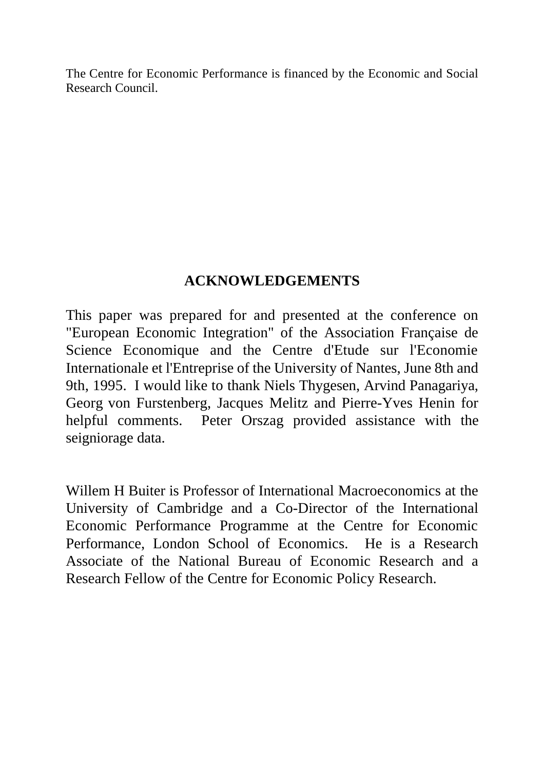The Centre for Economic Performance is financed by the Economic and Social Research Council.

## ACKNOWLEDGEMENTS

This paper was prepared for and presented at the conference on "European Economic Integration" of the Association Française de Science Economique and the Centre d'Etude sur l'Economie Internationale et l'Entreprise of the University of Nantes, June 8th and 9th, 1995. I would like to thank Niels Thygesen, Arvind Panagariya, Georg von Furstenberg, Jacques Melitz and Pierre-Yves Henin for helpful comments. Peter Orszag provided assistance with the seigniorage data.

Willem H Buiter is Professor of International Macroeconomics at the University of Cambridge and a Co-Director of the International Economic Performance Programme at the Centre for Economic Performance, London School of Economics. He is a Research Associate of the National Bureau of Economic Research and a Research Fellow of the Centre for Economic Policy Research.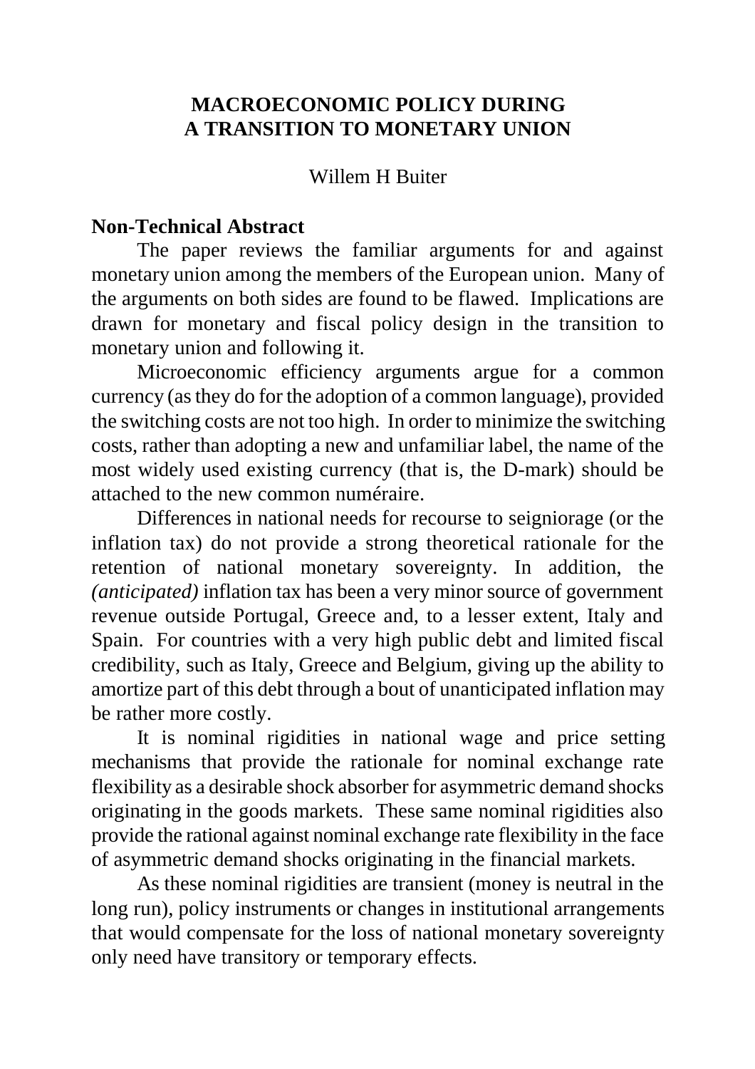# MACROECONOMIC POLICY DURING A TRANSITION TO MONETARY UNION

Willem H Buiter

## Non-Technical Abstract

The paper reviews the familiar arguments for and against monetary union among the members of the European union. Many of the arguments on both sides are found to be flawed. Implications are drawn for monetary and fiscal policy design in the transition to monetary union and following it.

Microeconomic efficiency arguments argue for a common currency (as they do for the adoption of a common language), provided the switching costs are not too high. In order to minimize the switching costs, rather than adopting a new and unfamiliar label, the name of the most widely used existing currency (that is, the D-mark) should be attached to the new common numéraire.

Differences in national needs for recourse to seigniorage (or the inflation tax) do not provide a strong theoretical rationale for the retention of national monetary sovereignty. In addition, the *(anticipated)* inflation tax has been a very minor source of government revenue outside Portugal, Greece and, to a lesser extent, Italy and Spain. For countries with a very high public debt and limited fiscal credibility, such as Italy, Greece and Belgium, giving up the ability to amortize part of this debt through a bout of unanticipated inflation may be rather more costly.

It is nominal rigidities in national wage and price setting mechanisms that provide the rationale for nominal exchange rate flexibility as a desirable shock absorber for asymmetric demand shocks originating in the goods markets. These same nominal rigidities also provide the rational against nominal exchange rate flexibility in the face of asymmetric demand shocks originating in the financial markets.

As these nominal rigidities are transient (money is neutral in the long run), policy instruments or changes in institutional arrangements that would compensate for the loss of national monetary sovereignty only need have transitory or temporary effects.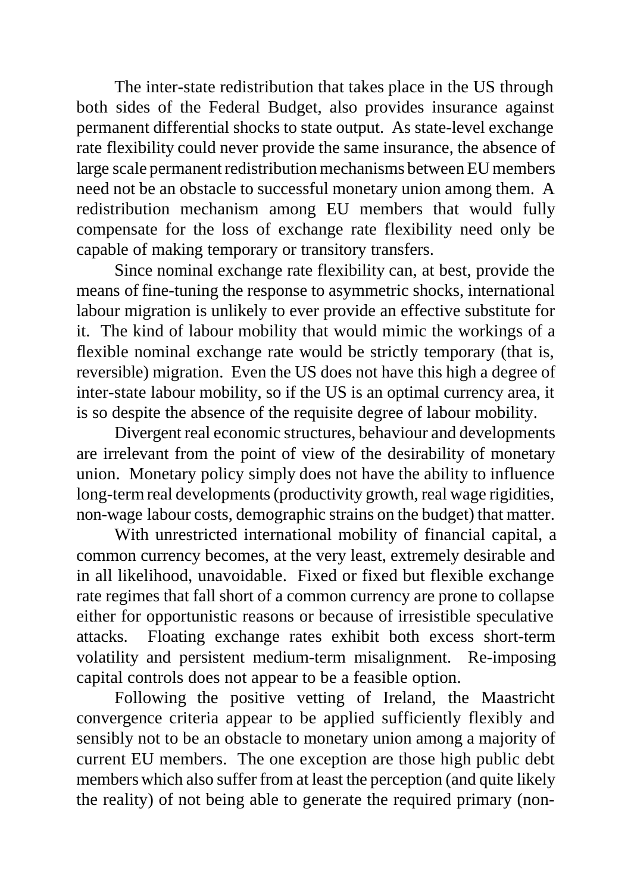The inter-state redistribution that takes place in the US through both sides of the Federal Budget, also provides insurance against permanent differential shocks to state output. As state-level exchange rate flexibility could never provide the same insurance, the absence of large scale permanent redistribution mechanisms between EU members need not be an obstacle to successful monetary union among them. A redistribution mechanism among EU members that would fully compensate for the loss of exchange rate flexibility need only be capable of making temporary or transitory transfers.

Since nominal exchange rate flexibility can, at best, provide the means of fine-tuning the response to asymmetric shocks, international labour migration is unlikely to ever provide an effective substitute for it. The kind of labour mobility that would mimic the workings of a flexible nominal exchange rate would be strictly temporary (that is, reversible) migration. Even the US does not have this high a degree of inter-state labour mobility, so if the US is an optimal currency area, it is so despite the absence of the requisite degree of labour mobility.

Divergent real economic structures, behaviour and developments are irrelevant from the point of view of the desirability of monetary union. Monetary policy simply does not have the ability to influence long-term real developments (productivity growth, real wage rigidities, non-wage labour costs, demographic strains on the budget) that matter.

With unrestricted international mobility of financial capital, a common currency becomes, at the very least, extremely desirable and in all likelihood, unavoidable. Fixed or fixed but flexible exchange rate regimes that fall short of a common currency are prone to collapse either for opportunistic reasons or because of irresistible speculative attacks. Floating exchange rates exhibit both excess short-term volatility and persistent medium-term misalignment. Re-imposing capital controls does not appear to be a feasible option.

Following the positive vetting of Ireland, the Maastricht convergence criteria appear to be applied sufficiently flexibly and sensibly not to be an obstacle to monetary union among a majority of current EU members. The one exception are those high public debt members which also suffer from at least the perception (and quite likely the reality) of not being able to generate the required primary (non-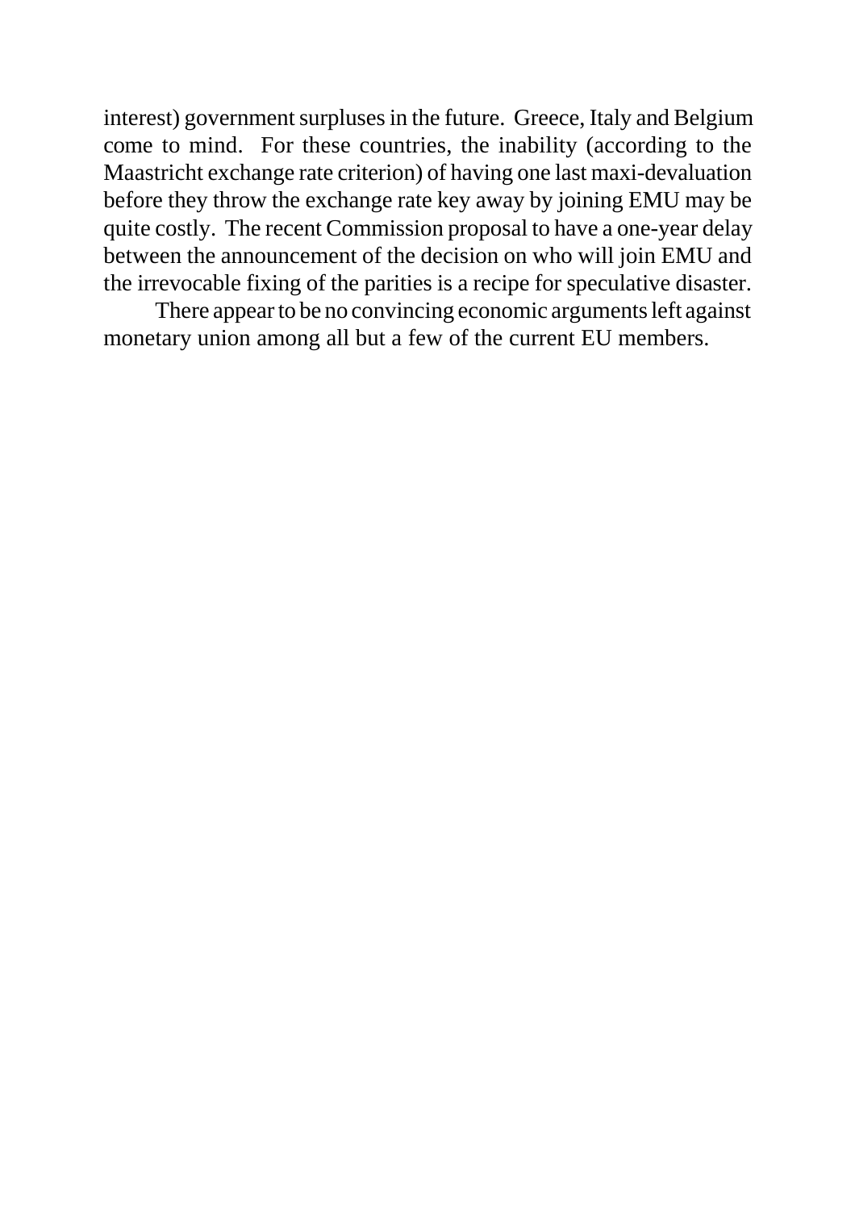interest) government surpluses in the future. Greece, Italy and Belgium come to mind. For these countries, the inability (according to the Maastricht exchange rate criterion) of having one last maxi-devaluation before they throw the exchange rate key away by joining EMU may be quite costly. The recent Commission proposal to have a one-year delay between the announcement of the decision on who will join EMU and the irrevocable fixing of the parities is a recipe for speculative disaster.

There appear to be no convincing economic arguments left against monetary union among all but a few of the current EU members.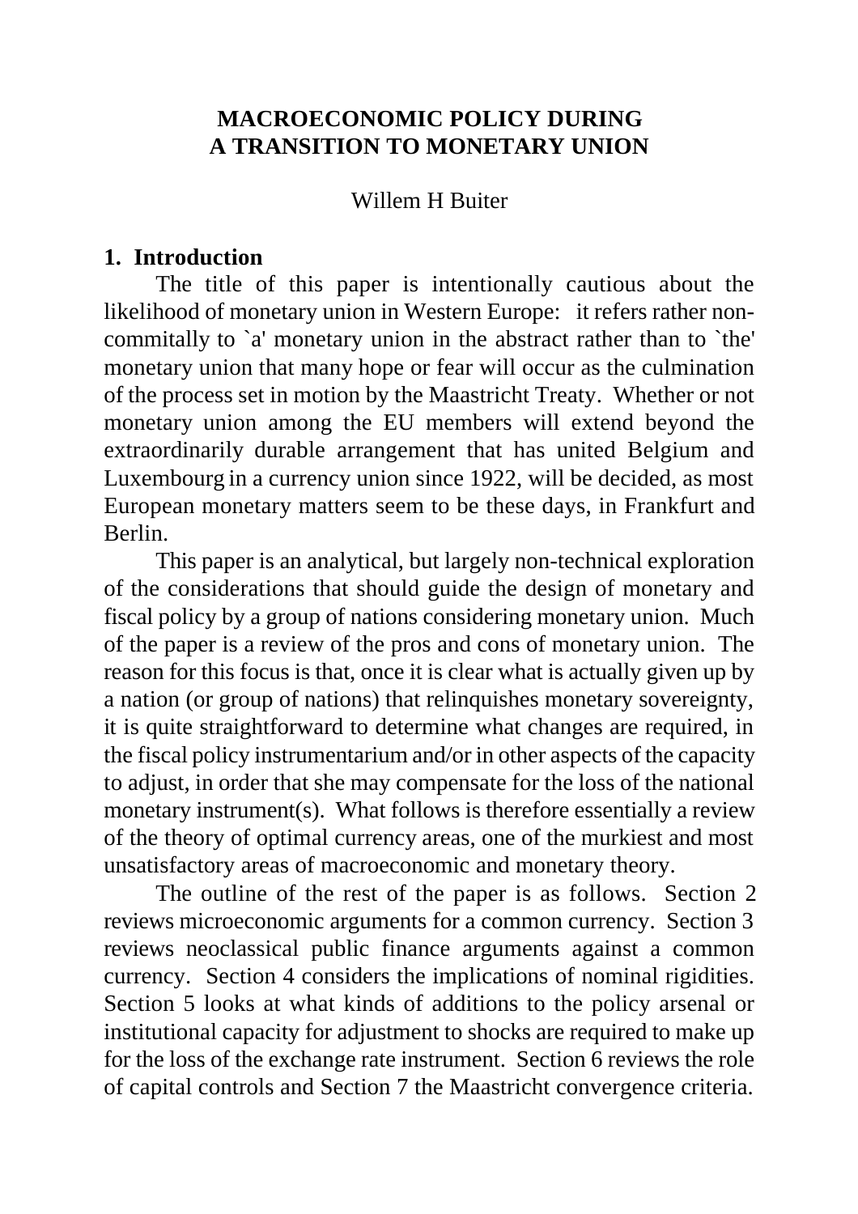# MACROECONOMIC POLICY DURING A TRANSITION TO MONETARY UNION

Willem H Buiter

## 1. Introduction

The title of this paper is intentionally cautious about the likelihood of monetary union in Western Europe: it refers rather non-commitally to `a' monetary union in the abstract rather than to `the' monetary union that many hope or fear will occur as the culmination of the process set in motion by the Maastricht Treaty. Whether or not monetary union among the EU members will extend beyond the extraordinarily durable arrangement that has united Belgium and Luxembourg in a currency union since 1922, will be decided, as most European monetary matters seem to be these days, in Frankfurt and Berlin.

This paper is an analytical, but largely non-technical exploration of the considerations that should guide the design of monetary and fiscal policy by a group of nations considering monetary union. Much of the paper is a review of the pros and cons of monetary union. The reason for this focus is that, once it is clear what is actually given up by a nation (or group of nations) that relinquishes monetary sovereignty, it is quite straightforward to determine what changes are required, in the fiscal policy instrumentarium and/or in other aspects of the capacity to adjust, in order that she may compensate for the loss of the national monetary instrument(s). What follows is therefore essentially a review of the theory of optimal currency areas, one of the murkiest and most unsatisfactory areas of macroeconomic and monetary theory.

The outline of the rest of the paper is as follows. Section 2 reviews microeconomic arguments for a common currency. Section 3 reviews neoclassical public finance arguments against a common currency. Section 4 considers the implications of nominal rigidities. Section 5 looks at what kinds of additions to the policy arsenal or institutional capacity for adjustment to shocks are required to make up for the loss of the exchange rate instrument. Section 6 reviews the role of capital controls and Section 7 the Maastricht convergence criteria.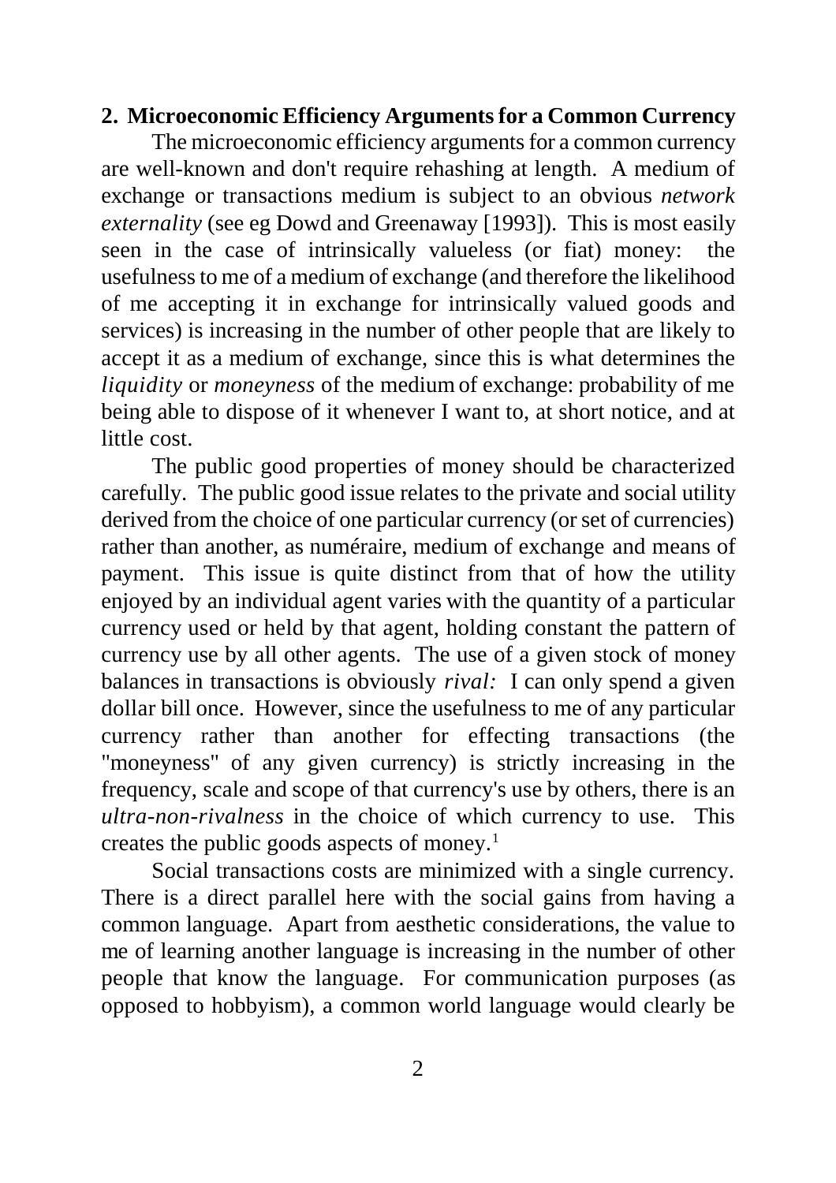## 2. Microeconomic Efficiency Arguments for a Common Currency

The microeconomic efficiency arguments for a common currency are well-known and don't require rehashing at length. A medium of exchange or transactions medium is subject to an obvious *network externality* (see eg Dowd and Greenaway [1993]). This is most easily seen in the case of intrinsically valueless (or fiat) money: the usefulness to me of a medium of exchange (and therefore the likelihood of me accepting it in exchange for intrinsically valued goods and services) is increasing in the number of other people that are likely to accept it as a medium of exchange, since this is what determines the *liquidity* or *moneyness* of the medium of exchange: probability of me being able to dispose of it whenever I want to, at short notice, and at little cost.

The public good properties of money should be characterized carefully. The public good issue relates to the private and social utility derived from the choice of one particular currency (or set of currencies) rather than another, as numéraire, medium of exchange and means of payment. This issue is quite distinct from that of how the utility enjoyed by an individual agent varies with the quantity of a particular currency used or held by that agent, holding constant the pattern of currency use by all other agents. The use of a given stock of money balances in transactions is obviously *rival:* I can only spend a given dollar bill once. However, since the usefulness to me of any particular currency rather than another for effecting transactions (the "moneyness" of any given currency) is strictly increasing in the frequency, scale and scope of that currency's use by others, there is an *ultra-non-rivalness* in the choice of which currency to use. This creates the public goods aspects of money.[1]

Social transactions costs are minimized with a single currency. There is a direct parallel here with the social gains from having a common language. Apart from aesthetic considerations, the value to me of learning another language is increasing in the number of other people that know the language. For communication purposes (as opposed to hobbyism), a common world language would clearly be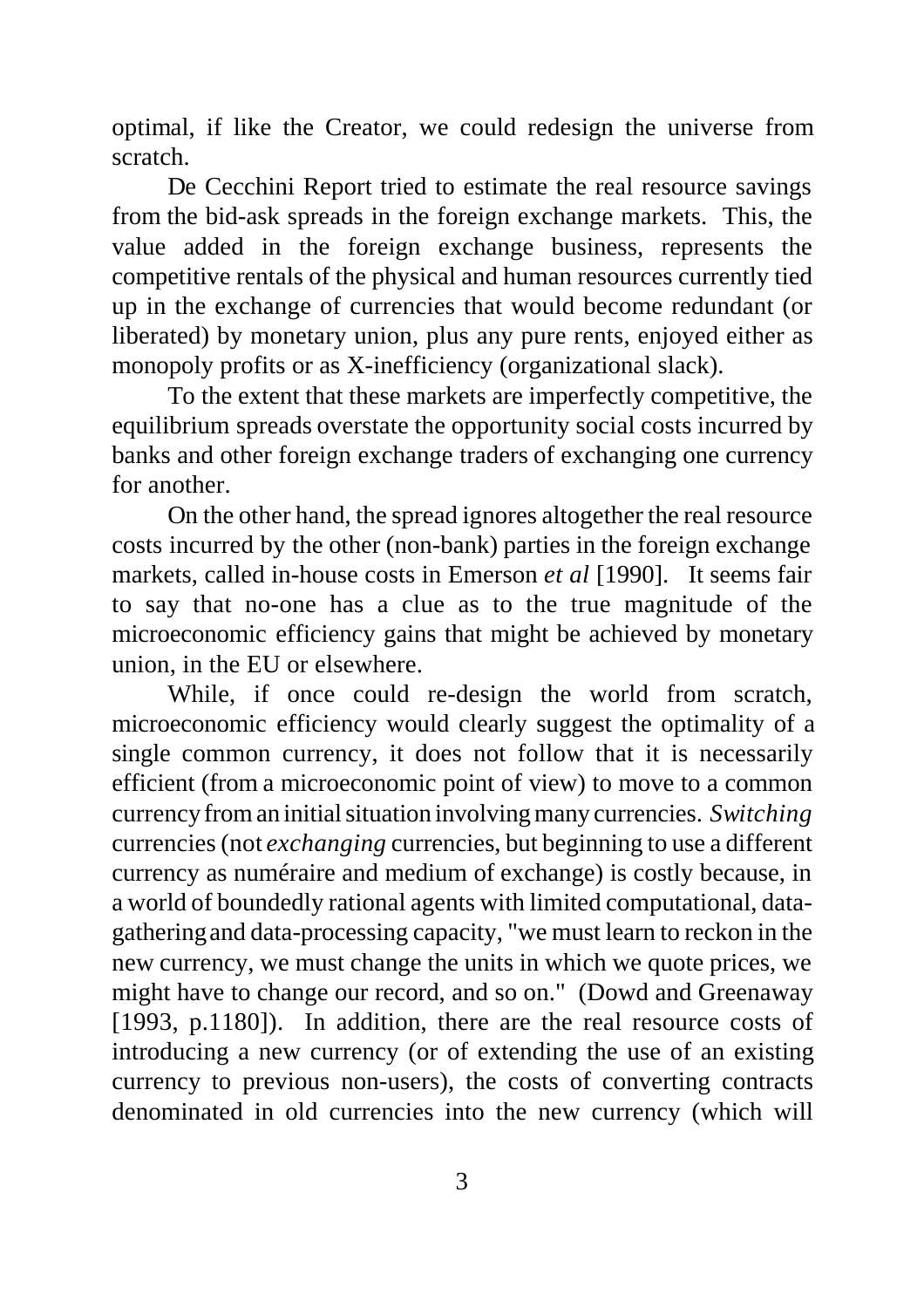optimal, if like the Creator, we could redesign the universe from scratch.

De Cecchini Report tried to estimate the real resource savings from the bid-ask spreads in the foreign exchange markets. This, the value added in the foreign exchange business, represents the competitive rentals of the physical and human resources currently tied up in the exchange of currencies that would become redundant (or liberated) by monetary union, plus any pure rents, enjoyed either as monopoly profits or as X-inefficiency (organizational slack).

To the extent that these markets are imperfectly competitive, the equilibrium spreads overstate the opportunity social costs incurred by banks and other foreign exchange traders of exchanging one currency for another.

On the other hand, the spread ignores altogether the real resource costs incurred by the other (non-bank) parties in the foreign exchange markets, called in-house costs in Emerson *et al* [1990]. It seems fair to say that no-one has a clue as to the true magnitude of the microeconomic efficiency gains that might be achieved by monetary union, in the EU or elsewhere.

While, if once could re-design the world from scratch, microeconomic efficiency would clearly suggest the optimality of a single common currency, it does not follow that it is necessarily efficient (from a microeconomic point of view) to move to a common currency from an initial situation involving many currencies. *Switching* currencies (not *exchanging* currencies, but beginning to use a different currency as numéraire and medium of exchange) is costly because, in a world of boundedly rational agents with limited computational, data-gathering and data-processing capacity, "we must learn to reckon in the new currency, we must change the units in which we quote prices, we might have to change our record, and so on." (Dowd and Greenaway [1993, p.1180]). In addition, there are the real resource costs of introducing a new currency (or of extending the use of an existing currency to previous non-users), the costs of converting contracts denominated in old currencies into the new currency (which will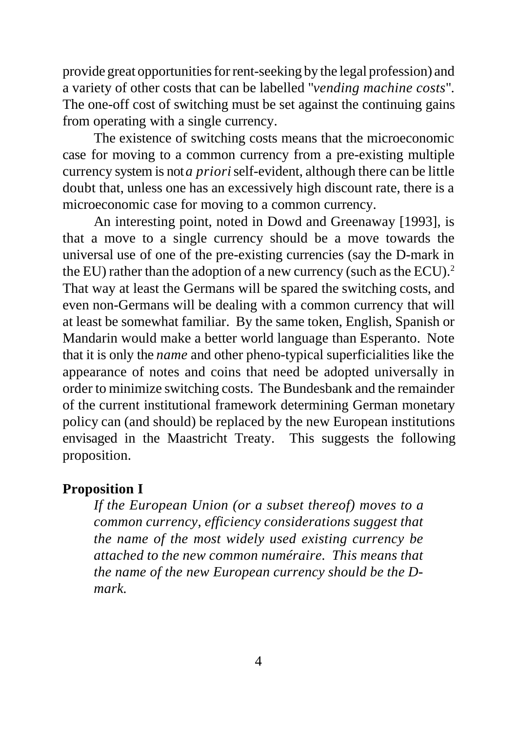provide great opportunities for rent-seeking by the legal profession) and a variety of other costs that can be labelled "*vending machine costs*". The one-off cost of switching must be set against the continuing gains from operating with a single currency.

The existence of switching costs means that the microeconomic case for moving to a common currency from a pre-existing multiple currency system is not *a priori* self-evident, although there can be little doubt that, unless one has an excessively high discount rate, there is a microeconomic case for moving to a common currency.

An interesting point, noted in Dowd and Greenaway [1993], is that a move to a single currency should be a move towards the universal use of one of the pre-existing currencies (say the D-mark in the EU) rather than the adoption of a new currency (such as the ECU).[2] That way at least the Germans will be spared the switching costs, and even non-Germans will be dealing with a common currency that will at least be somewhat familiar. By the same token, English, Spanish or Mandarin would make a better world language than Esperanto. Note that it is only the *name* and other pheno-typical superficialities like the appearance of notes and coins that need be adopted universally in order to minimize switching costs. The Bundesbank and the remainder of the current institutional framework determining German monetary policy can (and should) be replaced by the new European institutions envisaged in the Maastricht Treaty. This suggests the following proposition.

**Proposition I**

> *If the European Union (or a subset thereof) moves to a common currency, efficiency considerations suggest that the name of the most widely used existing currency be attached to the new common numéraire. This means that the name of the new European currency should be the D-mark.*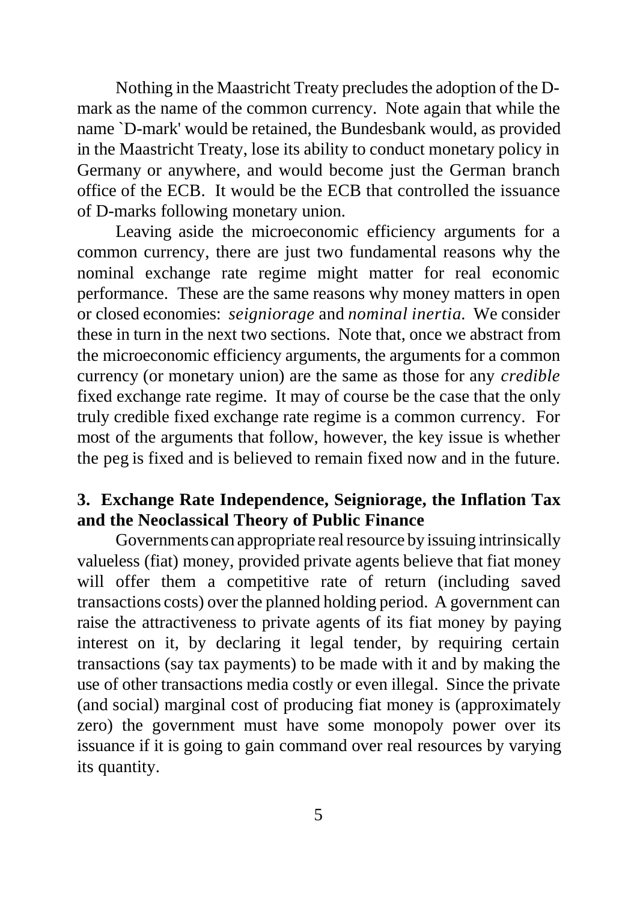Nothing in the Maastricht Treaty precludes the adoption of the D-mark as the name of the common currency. Note again that while the name `D-mark' would be retained, the Bundesbank would, as provided in the Maastricht Treaty, lose its ability to conduct monetary policy in Germany or anywhere, and would become just the German branch office of the ECB. It would be the ECB that controlled the issuance of D-marks following monetary union.

Leaving aside the microeconomic efficiency arguments for a common currency, there are just two fundamental reasons why the nominal exchange rate regime might matter for real economic performance. These are the same reasons why money matters in open or closed economies: *seigniorage* and *nominal inertia.* We consider these in turn in the next two sections. Note that, once we abstract from the microeconomic efficiency arguments, the arguments for a common currency (or monetary union) are the same as those for any *credible* fixed exchange rate regime. It may of course be the case that the only truly credible fixed exchange rate regime is a common currency. For most of the arguments that follow, however, the key issue is whether the peg is fixed and is believed to remain fixed now and in the future.

## 3. Exchange Rate Independence, Seigniorage, the Inflation Tax and the Neoclassical Theory of Public Finance

Governments can appropriate real resource by issuing intrinsically valueless (fiat) money, provided private agents believe that fiat money will offer them a competitive rate of return (including saved transactions costs) over the planned holding period. A government can raise the attractiveness to private agents of its fiat money by paying interest on it, by declaring it legal tender, by requiring certain transactions (say tax payments) to be made with it and by making the use of other transactions media costly or even illegal. Since the private (and social) marginal cost of producing fiat money is (approximately zero) the government must have some monopoly power over its issuance if it is going to gain command over real resources by varying its quantity.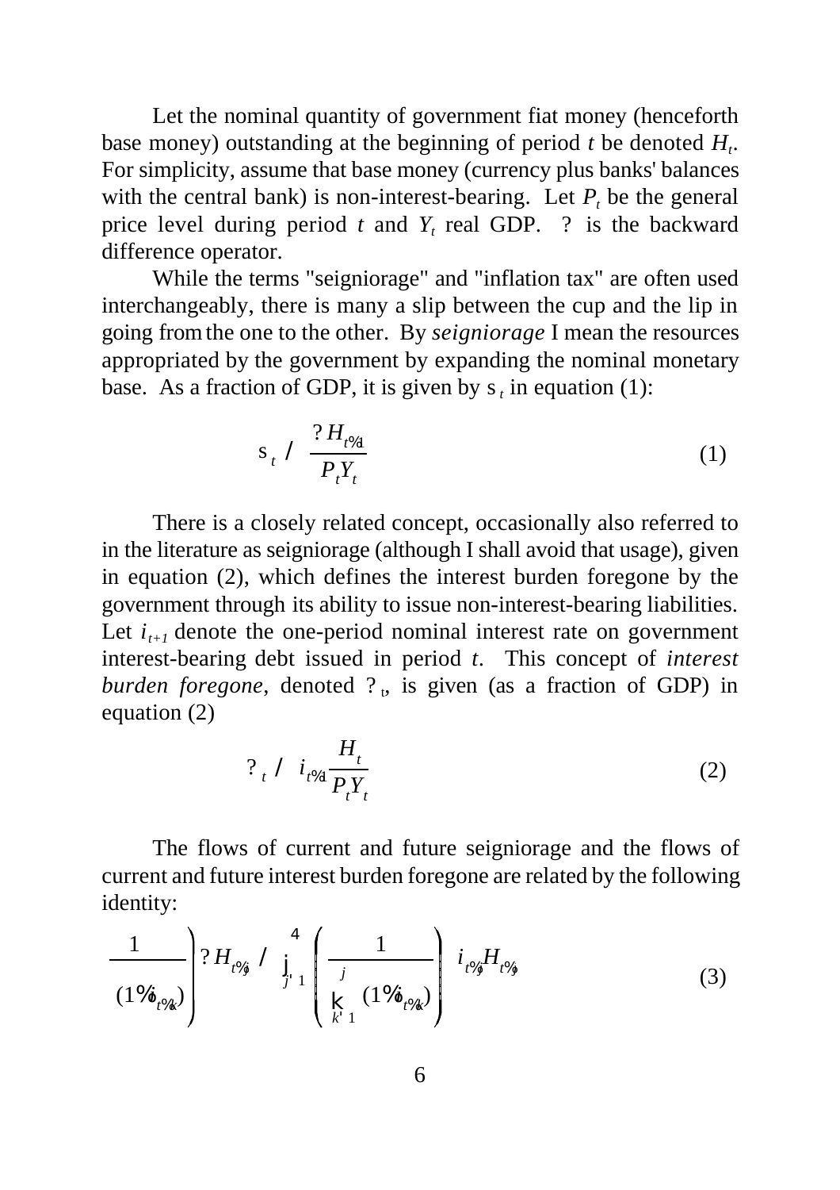Let the nominal quantity of government fiat money (henceforth base money) outstanding at the beginning of period $t$ be denoted $H_t$. For simplicity, assume that base money (currency plus banks' balances with the central bank) is non-interest-bearing. Let $P_t$ be the general price level during period $t$ and $Y_t$ real GDP. $\Delta$ is the backward difference operator.

While the terms "seigniorage" and "inflation tax" are often used interchangeably, there is many a slip between the cup and the lip in going from the one to the other. By *seigniorage* I mean the resources appropriated by the government by expanding the nominal monetary base. As a fraction of GDP, it is given by $\sigma_t$ in equation (1):

$$\sigma_t \equiv \frac{\Delta H_{t+1}}{P_t Y_t} \tag{1}$$

There is a closely related concept, occasionally also referred to in the literature as seigniorage (although I shall avoid that usage), given in equation (2), which defines the interest burden foregone by the government through its ability to issue non-interest-bearing liabilities. Let $i_{t+1}$ denote the one-period nominal interest rate on government interest-bearing debt issued in period $t$. This concept of *interest burden foregone*, denoted $\tilde{\sigma}_t$, is given (as a fraction of GDP) in equation (2)

$$\tilde{\sigma}_t \equiv i_{t+1}\frac{H_t}{P_t Y_t} \tag{2}$$

The flows of current and future seigniorage and the flows of current and future interest burden foregone are related by the following identity:

$$\left(\frac{1}{(1+i_{t+k})}\right)\Delta H_{t+j} \equiv \sum_{j=1}^{\infty}\left(\frac{1}{\prod_{k=1}^{j}(1+i_{t+k})}\right) i_{t+j} H_{t+j} \tag{3}$$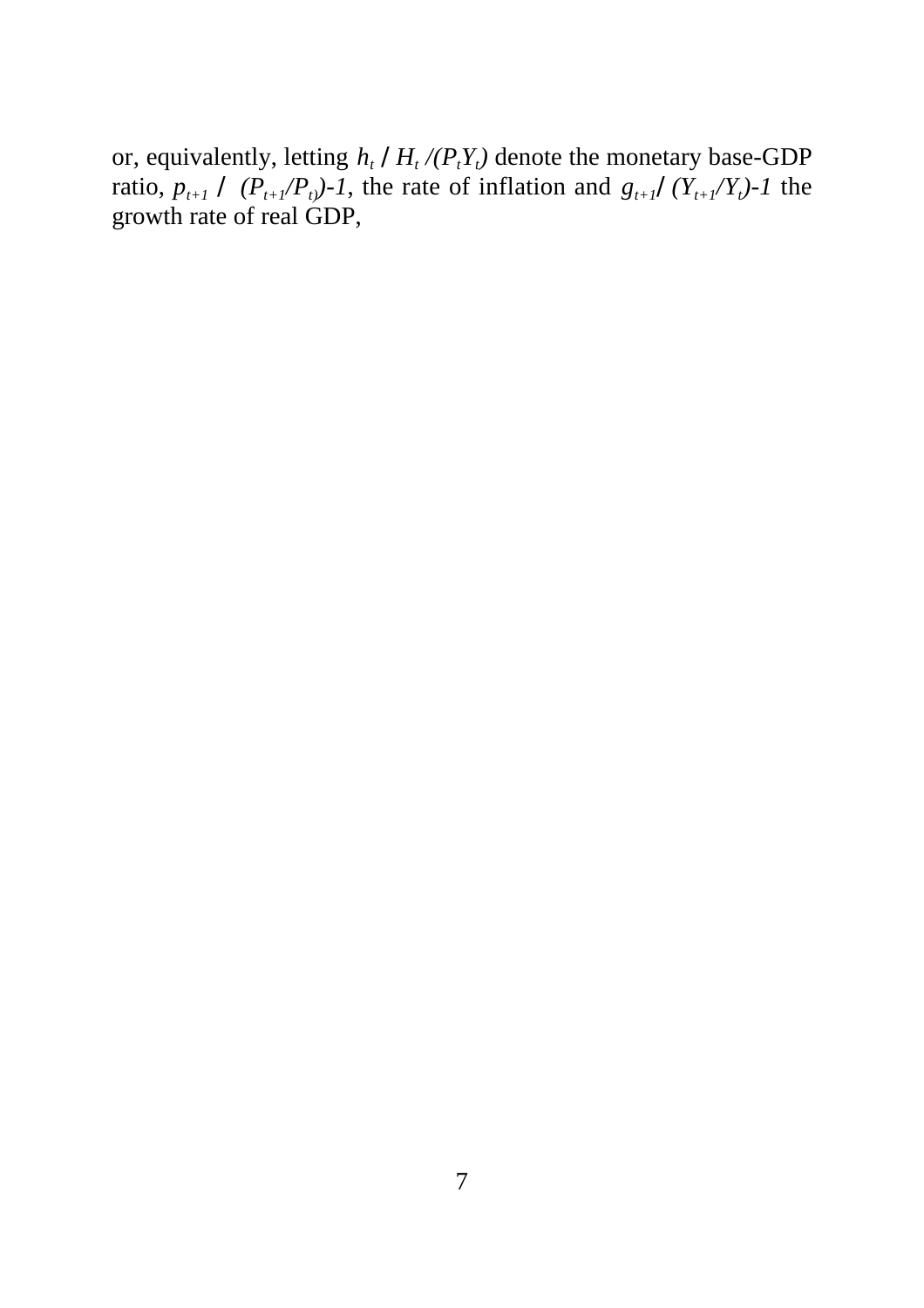or, equivalently, letting $h_t \equiv H_t /(P_tY_t)$ denote the monetary base-GDP ratio, $p_{t+1} \equiv (P_{t+1}/P_t)-1$, the rate of inflation and $g_{t+1} \equiv (Y_{t+1}/Y_t)-1$ the growth rate of real GDP,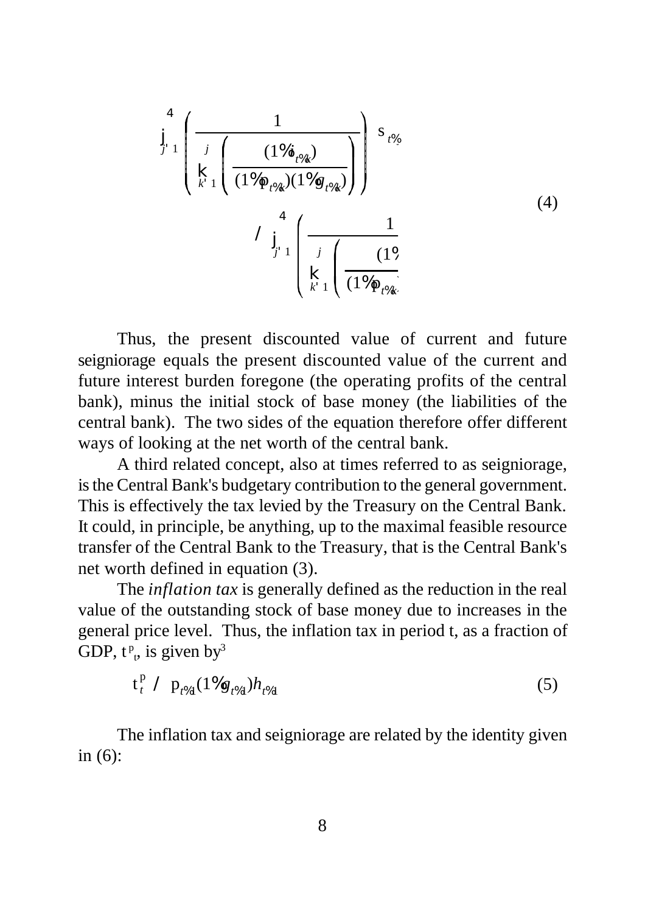$$\sum_{j=1}^{\infty}\left(\frac{1}{\prod_{k=1}^{j}\left(\frac{(1+i_{t+k})}{(1+\pi_{t+k})(1+g_{t+k})}\right)}\right)s_{t+j}$$

$$\equiv \sum_{j=1}^{\infty}\left(\frac{1}{\prod_{k=1}^{j}\left(\frac{(1+ \ldots}{(1+\pi_{t+k} \ldots}\right.}\right. \tag{4}$$

Thus, the present discounted value of current and future seigniorage equals the present discounted value of the current and future interest burden foregone (the operating profits of the central bank), minus the initial stock of base money (the liabilities of the central bank). The two sides of the equation therefore offer different ways of looking at the net worth of the central bank.

A third related concept, also at times referred to as seigniorage, is the Central Bank's budgetary contribution to the general government. This is effectively the tax levied by the Treasury on the Central Bank. It could, in principle, be anything, up to the maximal feasible resource transfer of the Central Bank to the Treasury, that is the Central Bank's net worth defined in equation (3).

The *inflation tax* is generally defined as the reduction in the real value of the outstanding stock of base money due to increases in the general price level. Thus, the inflation tax in period t, as a fraction of GDP, $\tau^{\pi}_{t}$, is given by[3]

$$\tau_t^{\pi} \equiv \pi_{t+1}(1+g_{t+1})h_{t+1} \tag{5}$$

The inflation tax and seigniorage are related by the identity given in (6):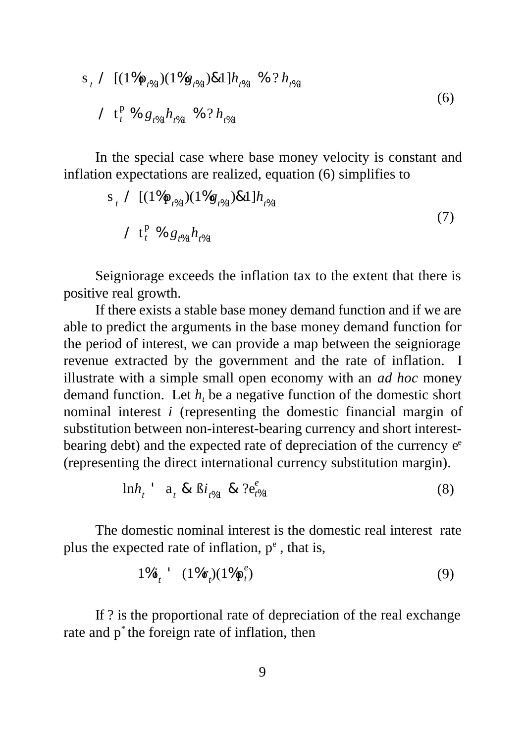$$\sigma_t \equiv [(1+\pi_{t+1})(1+g_{t+1})-1]h_{t+1} + \Delta h_{t+1}$$
$$\equiv \tau_t^p + g_{t+1}h_{t+1} + \Delta h_{t+1} \tag{6}$$

In the special case where base money velocity is constant and inflation expectations are realized, equation (6) simplifies to

$$\sigma_t \equiv [(1+\pi_{t+1})(1+g_{t+1})-1]h_{t+1}$$
$$\equiv \tau_t^p + g_{t+1}h_{t+1} \tag{7}$$

Seigniorage exceeds the inflation tax to the extent that there is positive real growth.

If there exists a stable base money demand function and if we are able to predict the arguments in the base money demand function for the period of interest, we can provide a map between the seigniorage revenue extracted by the government and the rate of inflation. I illustrate with a simple small open economy with an *ad hoc* money demand function. Let $h_t$ be a negative function of the domestic short nominal interest $i$ (representing the domestic financial margin of substitution between non-interest-bearing currency and short interest-bearing debt) and the expected rate of depreciation of the currency $\epsilon^e$ (representing the direct international currency substitution margin).

$$\ln h_t = \alpha_t - \beta i_{t+1} - \eta \epsilon_{t+1}^e \tag{8}$$

The domestic nominal interest is the domestic real interest rate plus the expected rate of inflation, $\pi^e$, that is,

$$1+i_t = (1+r_t)(1+\pi_t^e) \tag{9}$$

If $\varepsilon$ is the proportional rate of depreciation of the real exchange rate and $\pi^*$ the foreign rate of inflation, then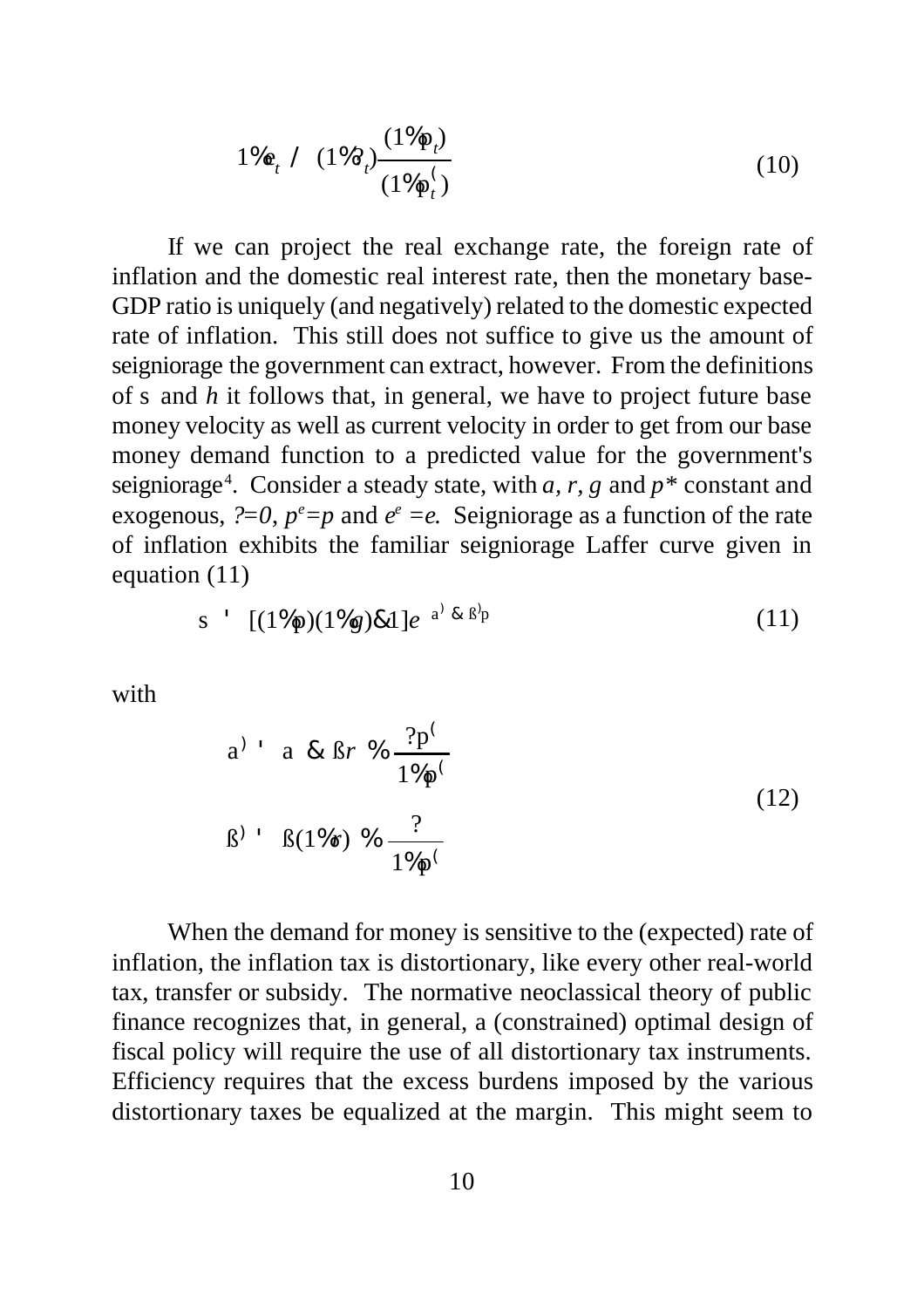$$1+e_t \equiv (1+\rho_t)\frac{(1+\pi_t)}{(1+\pi_t^*)} \tag{10}$$

If we can project the real exchange rate, the foreign rate of inflation and the domestic real interest rate, then the monetary base-GDP ratio is uniquely (and negatively) related to the domestic expected rate of inflation. This still does not suffice to give us the amount of seigniorage the government can extract, however. From the definitions of $\sigma$ and $h$ it follows that, in general, we have to project future base money velocity as well as current velocity in order to get from our base money demand function to a predicted value for the government's seigniorage[4]. Consider a steady state, with $\alpha$, $r$, $g$ and $\pi^*$ constant and exogenous, $\rho=0$, $\pi^e=\pi$ and $e^e=e$. Seigniorage as a function of the rate of inflation exhibits the familiar seigniorage Laffer curve given in equation (11)

$$\sigma = [(1+\pi)(1+g)-1]e^{\alpha' - \beta'\pi} \tag{11}$$

with

$$\begin{aligned} \alpha' &= \alpha - \beta r + \frac{\gamma\pi^*}{1+\pi^*} \\ \beta' &= \beta(1+r) + \frac{\gamma}{1+\pi^*} \end{aligned} \tag{12}$$

When the demand for money is sensitive to the (expected) rate of inflation, the inflation tax is distortionary, like every other real-world tax, transfer or subsidy. The normative neoclassical theory of public finance recognizes that, in general, a (constrained) optimal design of fiscal policy will require the use of all distortionary tax instruments. Efficiency requires that the excess burdens imposed by the various distortionary taxes be equalized at the margin. This might seem to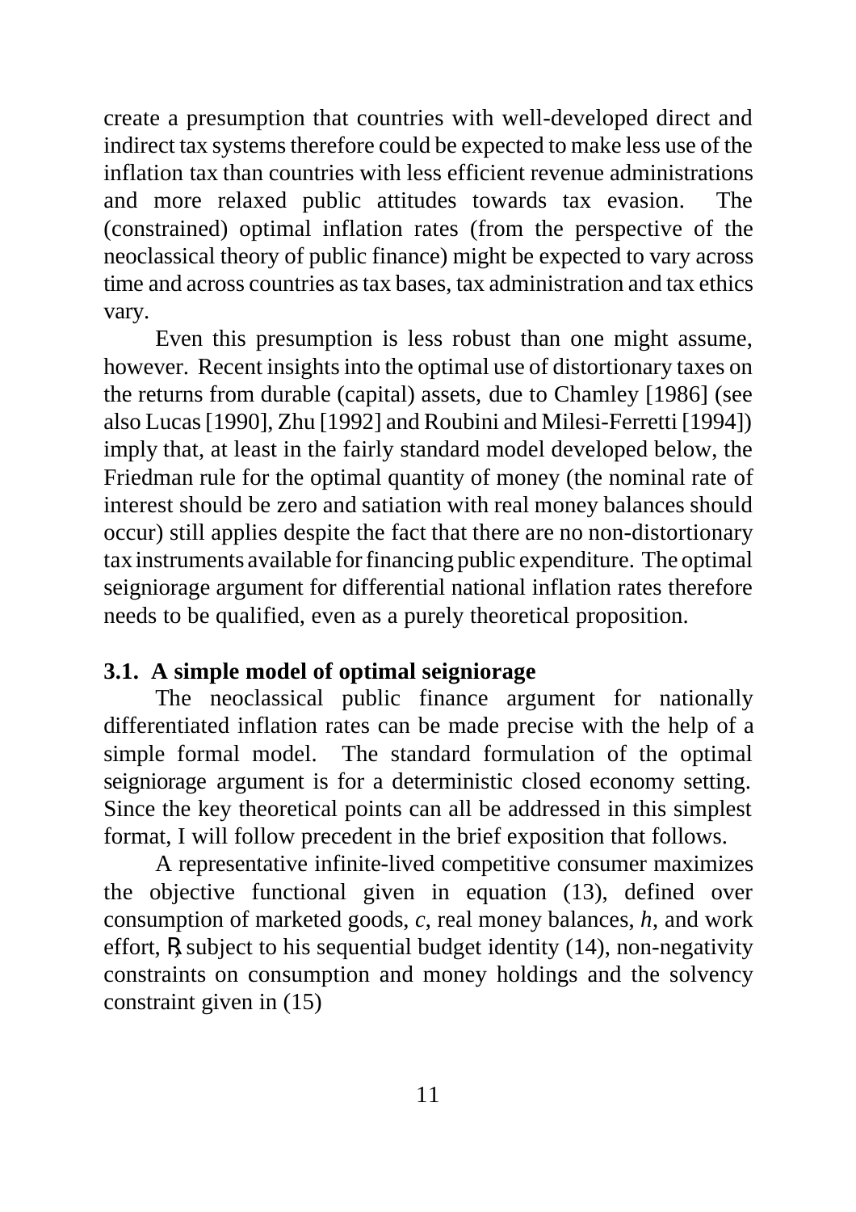create a presumption that countries with well-developed direct and indirect tax systems therefore could be expected to make less use of the inflation tax than countries with less efficient revenue administrations and more relaxed public attitudes towards tax evasion. The (constrained) optimal inflation rates (from the perspective of the neoclassical theory of public finance) might be expected to vary across time and across countries as tax bases, tax administration and tax ethics vary.

Even this presumption is less robust than one might assume, however. Recent insights into the optimal use of distortionary taxes on the returns from durable (capital) assets, due to Chamley [1986] (see also Lucas [1990], Zhu [1992] and Roubini and Milesi-Ferretti [1994]) imply that, at least in the fairly standard model developed below, the Friedman rule for the optimal quantity of money (the nominal rate of interest should be zero and satiation with real money balances should occur) still applies despite the fact that there are no non-distortionary tax instruments available for financing public expenditure. The optimal seigniorage argument for differential national inflation rates therefore needs to be qualified, even as a purely theoretical proposition.

### 3.1. A simple model of optimal seigniorage

The neoclassical public finance argument for nationally differentiated inflation rates can be made precise with the help of a simple formal model. The standard formulation of the optimal seigniorage argument is for a deterministic closed economy setting. Since the key theoretical points can all be addressed in this simplest format, I will follow precedent in the brief exposition that follows.

A representative infinite-lived competitive consumer maximizes the objective functional given in equation (13), defined over consumption of marketed goods, *c*, real money balances, *h*, and work effort, $\ell$, subject to his sequential budget identity (14), non-negativity constraints on consumption and money holdings and the solvency constraint given in (15)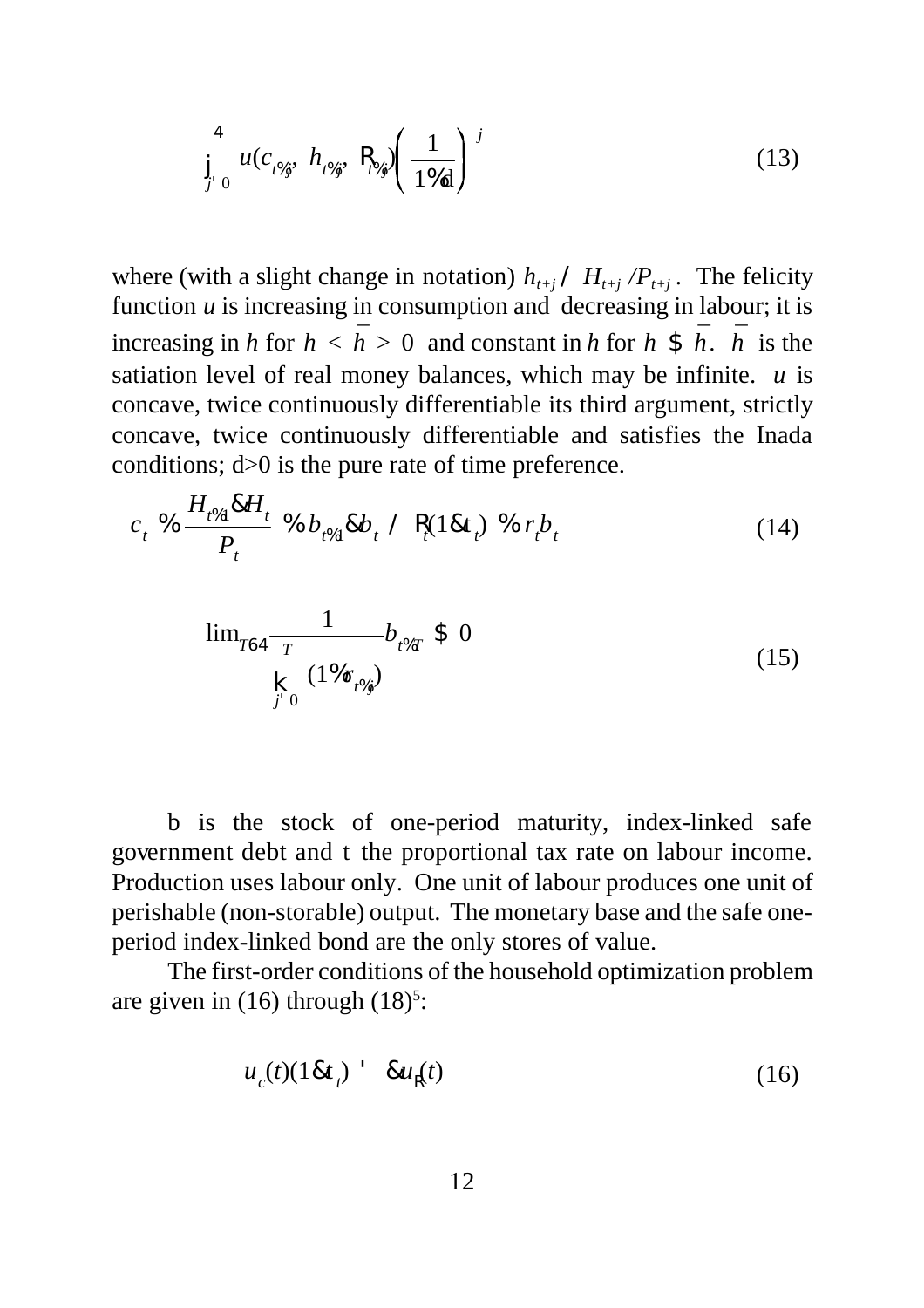$$\sum_{j=0}^{\infty} u(c_{t+j},\ h_{t+j},\ \ell_{t+j})\left(\frac{1}{1+\delta}\right)^{j} \tag{13}$$

where (with a slight change in notation) $h_{t+j} \equiv H_{t+j}/P_{t+j}$. The felicity function $u$ is increasing in consumption and decreasing in labour; it is increasing in $h$ for $h < \bar{h} > 0$ and constant in $h$ for $h \geq \bar{h}$. $\bar{h}$ is the satiation level of real money balances, which may be infinite. $u$ is concave, twice continuously differentiable its third argument, strictly concave, twice continuously differentiable and satisfies the Inada conditions; $\delta > 0$ is the pure rate of time preference.

$$c_t + \frac{H_{t+1} - H_t}{P_t} + b_{t+1} - b_t \equiv \ell_t(1-\tau_t) + r_t b_t \tag{14}$$

$$\lim_{T\to\infty} \frac{1}{\prod_{j=0}^{T}(1+r_{t+j})} b_{t+T} \geq 0 \tag{15}$$

$b$ is the stock of one-period maturity, index-linked safe government debt and $\tau$ the proportional tax rate on labour income. Production uses labour only. One unit of labour produces one unit of perishable (non-storable) output. The monetary base and the safe one-period index-linked bond are the only stores of value.

The first-order conditions of the household optimization problem are given in (16) through (18)[5]:

$$u_c(t)(1-\tau_t) = -u_\ell(t) \tag{16}$$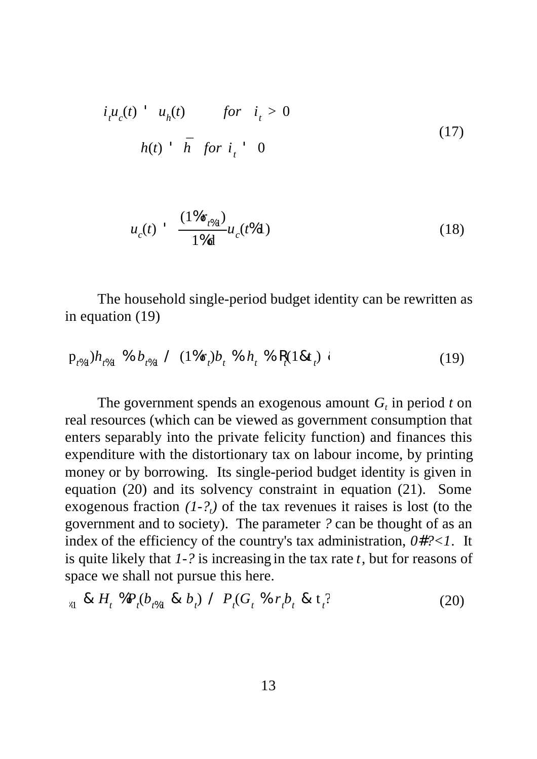$$i_t u_c(t) = u_h(t) \qquad for \quad i_t > 0$$

$$h(t) = \bar{h} \quad for \;\; i_t = 0 \tag{17}$$

$$u_c(t) = \frac{(1+r_{t+1})}{1+\delta} u_c(t+1) \tag{18}$$

The household single-period budget identity can be rewritten as in equation (19)

$$\ldots\pi_{t+1})h_{t+1} + b_{t+1} \equiv (1+r_t)b_t + h_t + R_t(1-\tau_t)\ldots \tag{19}$$

The government spends an exogenous amount $G_t$ in period $t$ on real resources (which can be viewed as government consumption that enters separably into the private felicity function) and finances this expenditure with the distortionary tax on labour income, by printing money or by borrowing. Its single-period budget identity is given in equation (20) and its solvency constraint in equation (21). Some exogenous fraction $(1-\theta_t)$ of the tax revenues it raises is lost (to the government and to society). The parameter $\theta$ can be thought of as an index of the efficiency of the country's tax administration, $0 \leq \theta < 1$. It is quite likely that $1-\theta$ is increasing in the tax rate $\tau$, but for reasons of space we shall not pursue this here.

$$\ldots_{+1} - H_t + P_t(b_{t+1} - b_t) \equiv P_t(G_t + r_t b_t - \tau_t\theta\ldots \tag{20}$$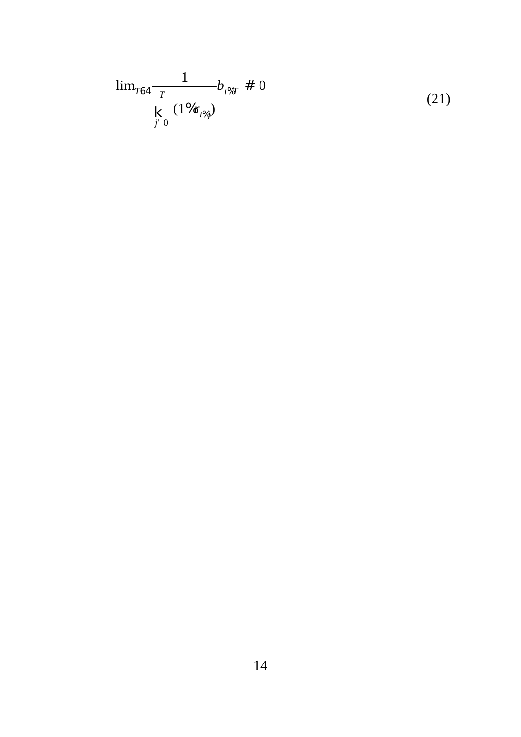$$\lim_{T \to \infty} \frac{1}{\prod_{j=0}^{T} (1 + r_{t+j})} b_{t+T} = 0 \tag{21}$$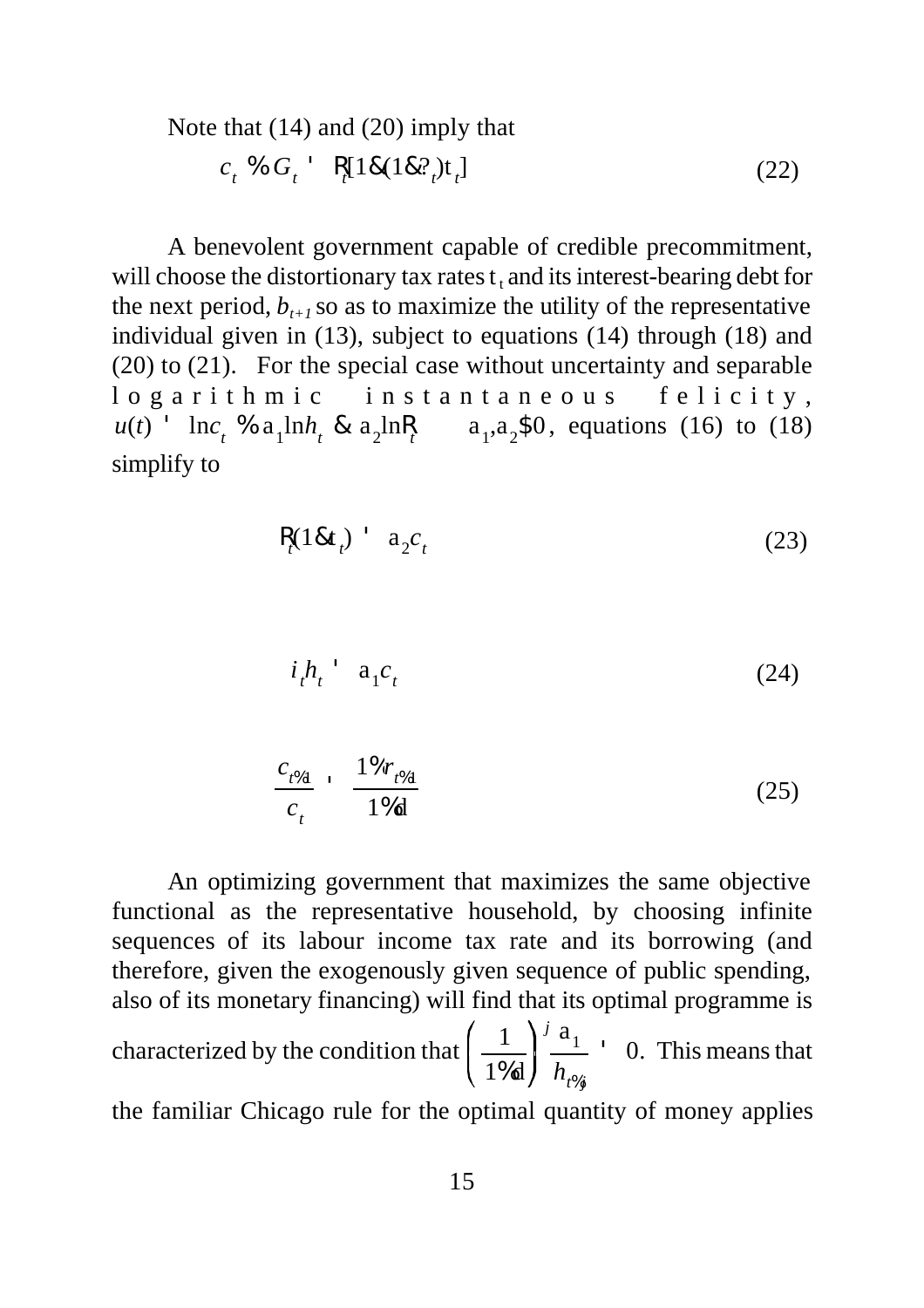Note that (14) and (20) imply that

$$c_t + G_t = \lambda_t[1-(1-\theta_t)\tau_t] \tag{22}$$

A benevolent government capable of credible precommitment, will choose the distortionary tax rates $\tau_t$ and its interest-bearing debt for the next period, $b_{t+1}$ so as to maximize the utility of the representative individual given in (13), subject to equations (14) through (18) and (20) to (21). For the special case without uncertainty and separable logarithmic instantaneous felicity, $u(t) = \ln c_t + \alpha_1 \ln h_t - \alpha_2 \ln \lambda_t \quad \alpha_1, \alpha_2 \geq 0$, equations (16) to (18) simplify to

$$\lambda_t(1-\tau_t) = \alpha_2 c_t \tag{23}$$

$$i_t h_t = \alpha_1 c_t \tag{24}$$

$$\frac{c_{t+1}}{c_t} = \frac{1+r_{t+1}}{1+\delta} \tag{25}$$

An optimizing government that maximizes the same objective functional as the representative household, by choosing infinite sequences of its labour income tax rate and its borrowing (and therefore, given the exogenously given sequence of public spending, also of its monetary financing) will find that its optimal programme is characterized by the condition that $\left(\frac{1}{1+\delta}\right)^j \frac{\alpha_1}{h_{t+j}} = 0$. This means that the familiar Chicago rule for the optimal quantity of money applies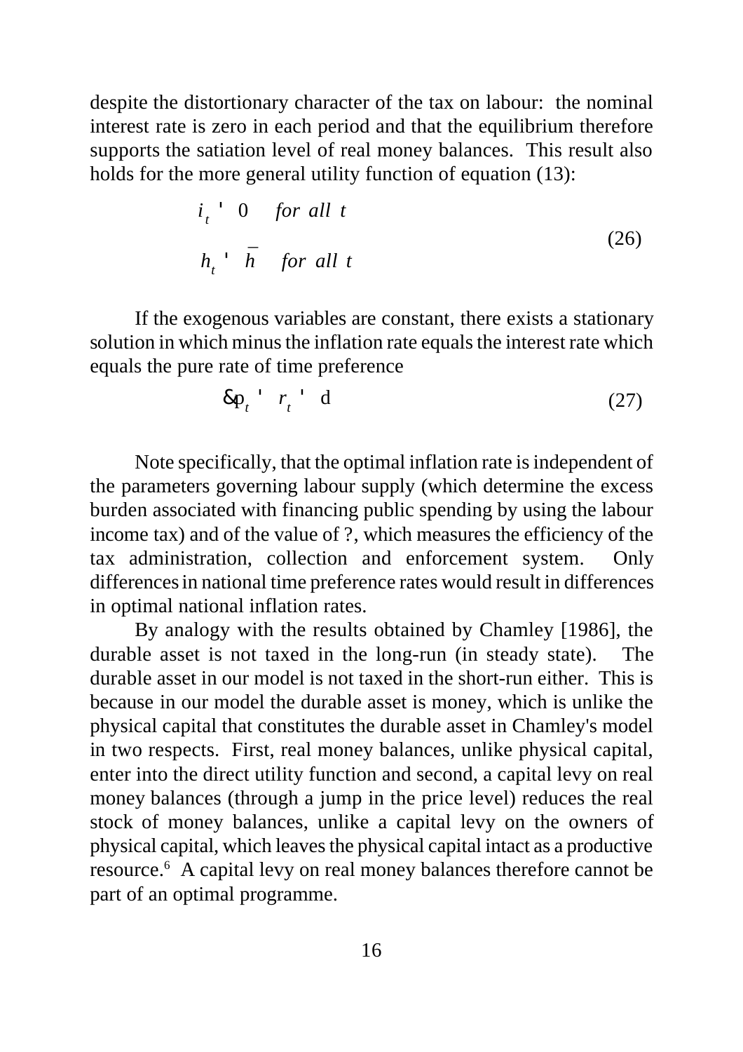despite the distortionary character of the tax on labour: the nominal interest rate is zero in each period and that the equilibrium therefore supports the satiation level of real money balances. This result also holds for the more general utility function of equation (13):

$$
\begin{aligned}
i_t &= 0 \quad \text{for all } t \\
h_t &= \bar{h} \quad \text{for all } t
\end{aligned}
\tag{26}
$$

If the exogenous variables are constant, there exists a stationary solution in which minus the inflation rate equals the interest rate which equals the pure rate of time preference

$$
-\pi_t = r_t = \delta \tag{27}
$$

Note specifically, that the optimal inflation rate is independent of the parameters governing labour supply (which determine the excess burden associated with financing public spending by using the labour income tax) and of the value of ?, which measures the efficiency of the tax administration, collection and enforcement system. Only differences in national time preference rates would result in differences in optimal national inflation rates.

By analogy with the results obtained by Chamley [1986], the durable asset is not taxed in the long-run (in steady state). The durable asset in our model is not taxed in the short-run either. This is because in our model the durable asset is money, which is unlike the physical capital that constitutes the durable asset in Chamley's model in two respects. First, real money balances, unlike physical capital, enter into the direct utility function and second, a capital levy on real money balances (through a jump in the price level) reduces the real stock of money balances, unlike a capital levy on the owners of physical capital, which leaves the physical capital intact as a productive resource.[6] A capital levy on real money balances therefore cannot be part of an optimal programme.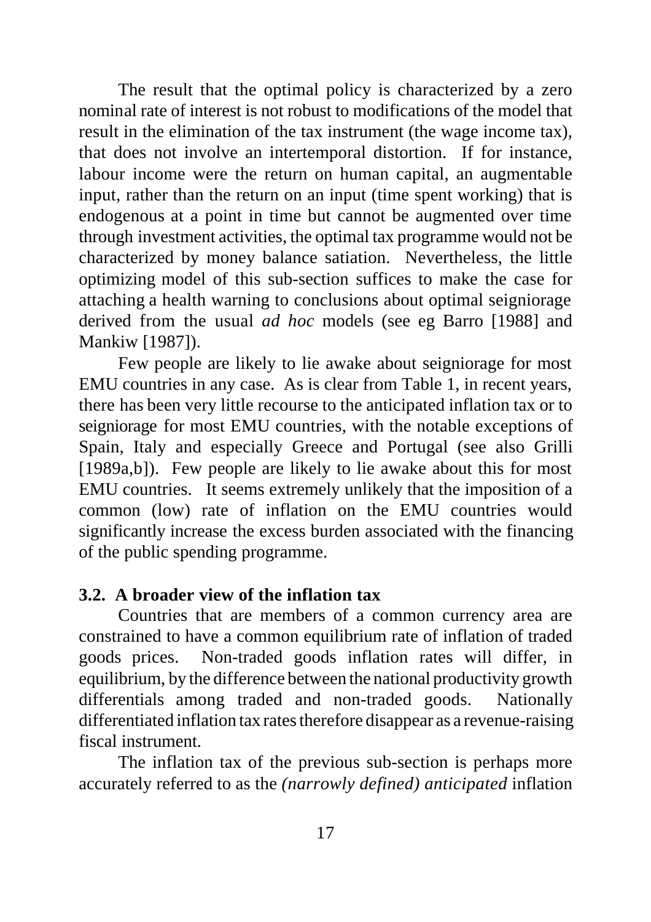The result that the optimal policy is characterized by a zero nominal rate of interest is not robust to modifications of the model that result in the elimination of the tax instrument (the wage income tax), that does not involve an intertemporal distortion. If for instance, labour income were the return on human capital, an augmentable input, rather than the return on an input (time spent working) that is endogenous at a point in time but cannot be augmented over time through investment activities, the optimal tax programme would not be characterized by money balance satiation. Nevertheless, the little optimizing model of this sub-section suffices to make the case for attaching a health warning to conclusions about optimal seigniorage derived from the usual *ad hoc* models (see eg Barro [1988] and Mankiw [1987]).

Few people are likely to lie awake about seigniorage for most EMU countries in any case. As is clear from Table 1, in recent years, there has been very little recourse to the anticipated inflation tax or to seigniorage for most EMU countries, with the notable exceptions of Spain, Italy and especially Greece and Portugal (see also Grilli [1989a,b]). Few people are likely to lie awake about this for most EMU countries. It seems extremely unlikely that the imposition of a common (low) rate of inflation on the EMU countries would significantly increase the excess burden associated with the financing of the public spending programme.

### 3.2. A broader view of the inflation tax

Countries that are members of a common currency area are constrained to have a common equilibrium rate of inflation of traded goods prices. Non-traded goods inflation rates will differ, in equilibrium, by the difference between the national productivity growth differentials among traded and non-traded goods. Nationally differentiated inflation tax rates therefore disappear as a revenue-raising fiscal instrument.

The inflation tax of the previous sub-section is perhaps more accurately referred to as the *(narrowly defined) anticipated* inflation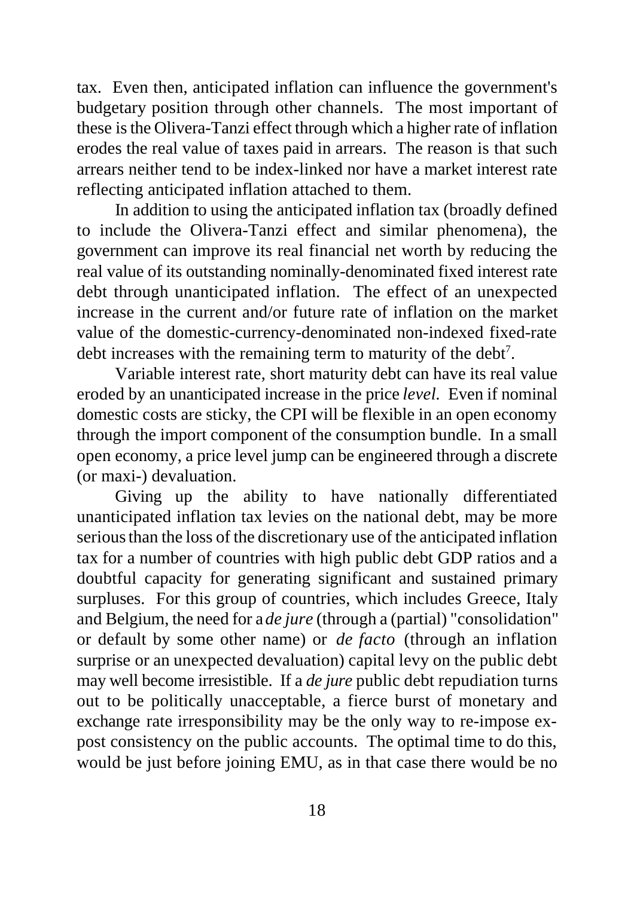tax. Even then, anticipated inflation can influence the government's budgetary position through other channels. The most important of these is the Olivera-Tanzi effect through which a higher rate of inflation erodes the real value of taxes paid in arrears. The reason is that such arrears neither tend to be index-linked nor have a market interest rate reflecting anticipated inflation attached to them.

In addition to using the anticipated inflation tax (broadly defined to include the Olivera-Tanzi effect and similar phenomena), the government can improve its real financial net worth by reducing the real value of its outstanding nominally-denominated fixed interest rate debt through unanticipated inflation. The effect of an unexpected increase in the current and/or future rate of inflation on the market value of the domestic-currency-denominated non-indexed fixed-rate debt increases with the remaining term to maturity of the debt[7].

Variable interest rate, short maturity debt can have its real value eroded by an unanticipated increase in the price *level*. Even if nominal domestic costs are sticky, the CPI will be flexible in an open economy through the import component of the consumption bundle. In a small open economy, a price level jump can be engineered through a discrete (or maxi-) devaluation.

Giving up the ability to have nationally differentiated unanticipated inflation tax levies on the national debt, may be more serious than the loss of the discretionary use of the anticipated inflation tax for a number of countries with high public debt GDP ratios and a doubtful capacity for generating significant and sustained primary surpluses. For this group of countries, which includes Greece, Italy and Belgium, the need for a *de jure* (through a (partial) "consolidation" or default by some other name) or *de facto* (through an inflation surprise or an unexpected devaluation) capital levy on the public debt may well become irresistible. If a *de jure* public debt repudiation turns out to be politically unacceptable, a fierce burst of monetary and exchange rate irresponsibility may be the only way to re-impose ex-post consistency on the public accounts. The optimal time to do this, would be just before joining EMU, as in that case there would be no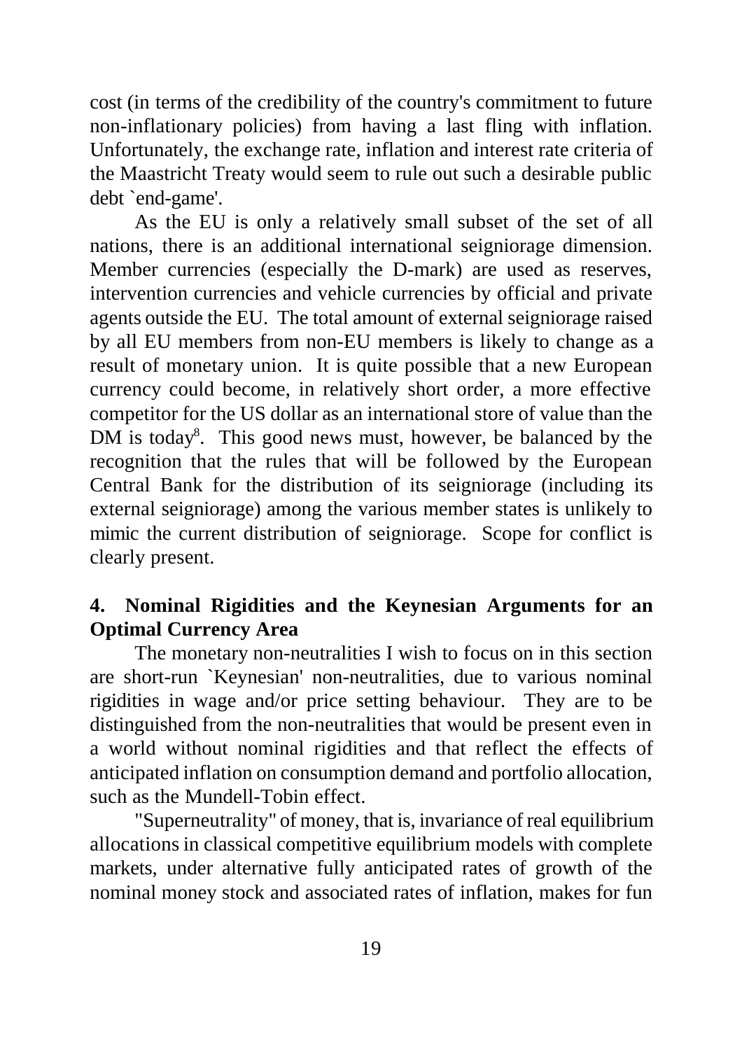cost (in terms of the credibility of the country's commitment to future non-inflationary policies) from having a last fling with inflation. Unfortunately, the exchange rate, inflation and interest rate criteria of the Maastricht Treaty would seem to rule out such a desirable public debt `end-game'.

As the EU is only a relatively small subset of the set of all nations, there is an additional international seigniorage dimension. Member currencies (especially the D-mark) are used as reserves, intervention currencies and vehicle currencies by official and private agents outside the EU. The total amount of external seigniorage raised by all EU members from non-EU members is likely to change as a result of monetary union. It is quite possible that a new European currency could become, in relatively short order, a more effective competitor for the US dollar as an international store of value than the DM is today[8]. This good news must, however, be balanced by the recognition that the rules that will be followed by the European Central Bank for the distribution of its seigniorage (including its external seigniorage) among the various member states is unlikely to mimic the current distribution of seigniorage. Scope for conflict is clearly present.

## 4. Nominal Rigidities and the Keynesian Arguments for an Optimal Currency Area

The monetary non-neutralities I wish to focus on in this section are short-run `Keynesian' non-neutralities, due to various nominal rigidities in wage and/or price setting behaviour. They are to be distinguished from the non-neutralities that would be present even in a world without nominal rigidities and that reflect the effects of anticipated inflation on consumption demand and portfolio allocation, such as the Mundell-Tobin effect.

"Superneutrality" of money, that is, invariance of real equilibrium allocations in classical competitive equilibrium models with complete markets, under alternative fully anticipated rates of growth of the nominal money stock and associated rates of inflation, makes for fun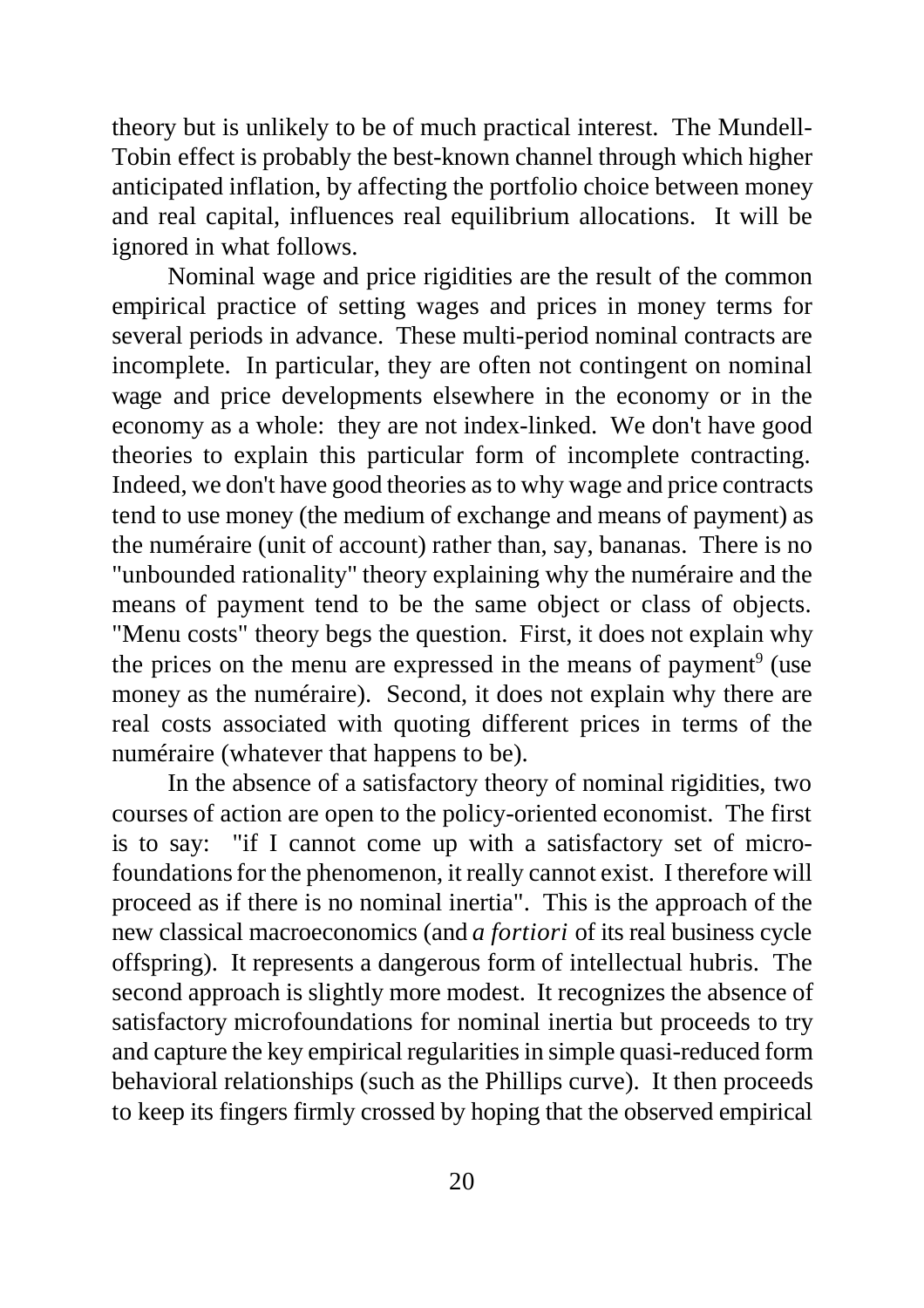theory but is unlikely to be of much practical interest. The Mundell-Tobin effect is probably the best-known channel through which higher anticipated inflation, by affecting the portfolio choice between money and real capital, influences real equilibrium allocations. It will be ignored in what follows.

Nominal wage and price rigidities are the result of the common empirical practice of setting wages and prices in money terms for several periods in advance. These multi-period nominal contracts are incomplete. In particular, they are often not contingent on nominal wage and price developments elsewhere in the economy or in the economy as a whole: they are not index-linked. We don't have good theories to explain this particular form of incomplete contracting. Indeed, we don't have good theories as to why wage and price contracts tend to use money (the medium of exchange and means of payment) as the numéraire (unit of account) rather than, say, bananas. There is no "unbounded rationality" theory explaining why the numéraire and the means of payment tend to be the same object or class of objects. "Menu costs" theory begs the question. First, it does not explain why the prices on the menu are expressed in the means of payment[9] (use money as the numéraire). Second, it does not explain why there are real costs associated with quoting different prices in terms of the numéraire (whatever that happens to be).

In the absence of a satisfactory theory of nominal rigidities, two courses of action are open to the policy-oriented economist. The first is to say: "if I cannot come up with a satisfactory set of micro-foundations for the phenomenon, it really cannot exist. I therefore will proceed as if there is no nominal inertia". This is the approach of the new classical macroeconomics (and *a fortiori* of its real business cycle offspring). It represents a dangerous form of intellectual hubris. The second approach is slightly more modest. It recognizes the absence of satisfactory microfoundations for nominal inertia but proceeds to try and capture the key empirical regularities in simple quasi-reduced form behavioral relationships (such as the Phillips curve). It then proceeds to keep its fingers firmly crossed by hoping that the observed empirical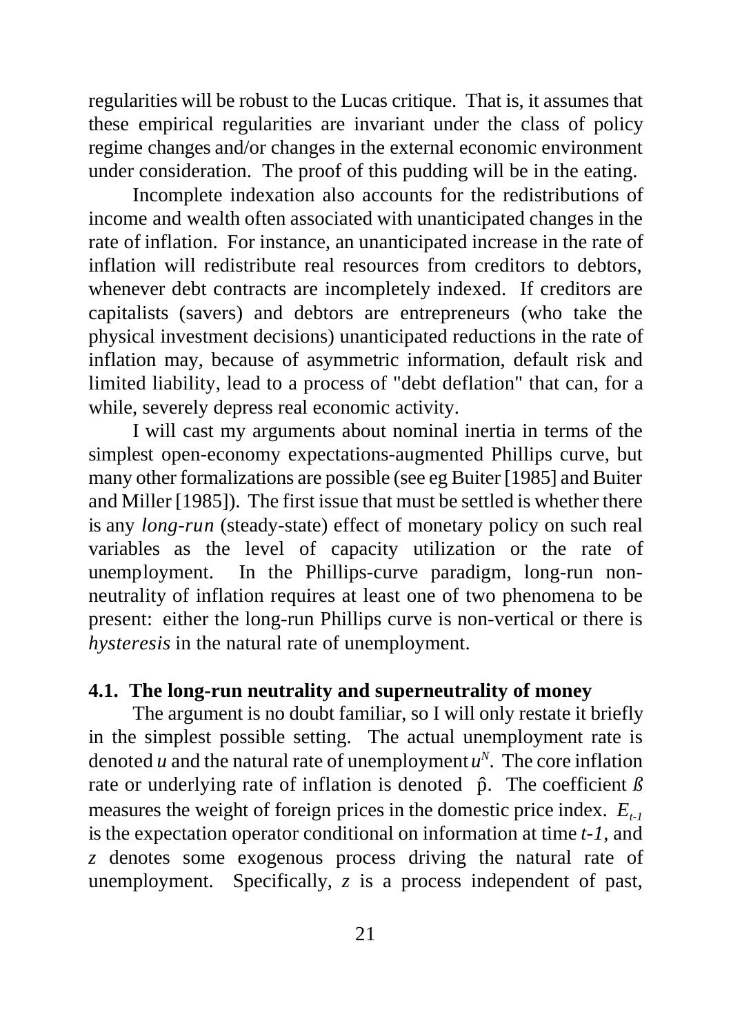regularities will be robust to the Lucas critique. That is, it assumes that these empirical regularities are invariant under the class of policy regime changes and/or changes in the external economic environment under consideration. The proof of this pudding will be in the eating.

Incomplete indexation also accounts for the redistributions of income and wealth often associated with unanticipated changes in the rate of inflation. For instance, an unanticipated increase in the rate of inflation will redistribute real resources from creditors to debtors, whenever debt contracts are incompletely indexed. If creditors are capitalists (savers) and debtors are entrepreneurs (who take the physical investment decisions) unanticipated reductions in the rate of inflation may, because of asymmetric information, default risk and limited liability, lead to a process of "debt deflation" that can, for a while, severely depress real economic activity.

I will cast my arguments about nominal inertia in terms of the simplest open-economy expectations-augmented Phillips curve, but many other formalizations are possible (see eg Buiter [1985] and Buiter and Miller [1985]). The first issue that must be settled is whether there is any *long-run* (steady-state) effect of monetary policy on such real variables as the level of capacity utilization or the rate of unemployment. In the Phillips-curve paradigm, long-run non-neutrality of inflation requires at least one of two phenomena to be present: either the long-run Phillips curve is non-vertical or there is *hysteresis* in the natural rate of unemployment.

## 4.1. The long-run neutrality and superneutrality of money

The argument is no doubt familiar, so I will only restate it briefly in the simplest possible setting. The actual unemployment rate is denoted $u$ and the natural rate of unemployment $u^N$. The core inflation rate or underlying rate of inflation is denoted $\hat{p}$. The coefficient $\beta$ measures the weight of foreign prices in the domestic price index. $E_{t-1}$ is the expectation operator conditional on information at time $t-1$, and $z$ denotes some exogenous process driving the natural rate of unemployment. Specifically, $z$ is a process independent of past,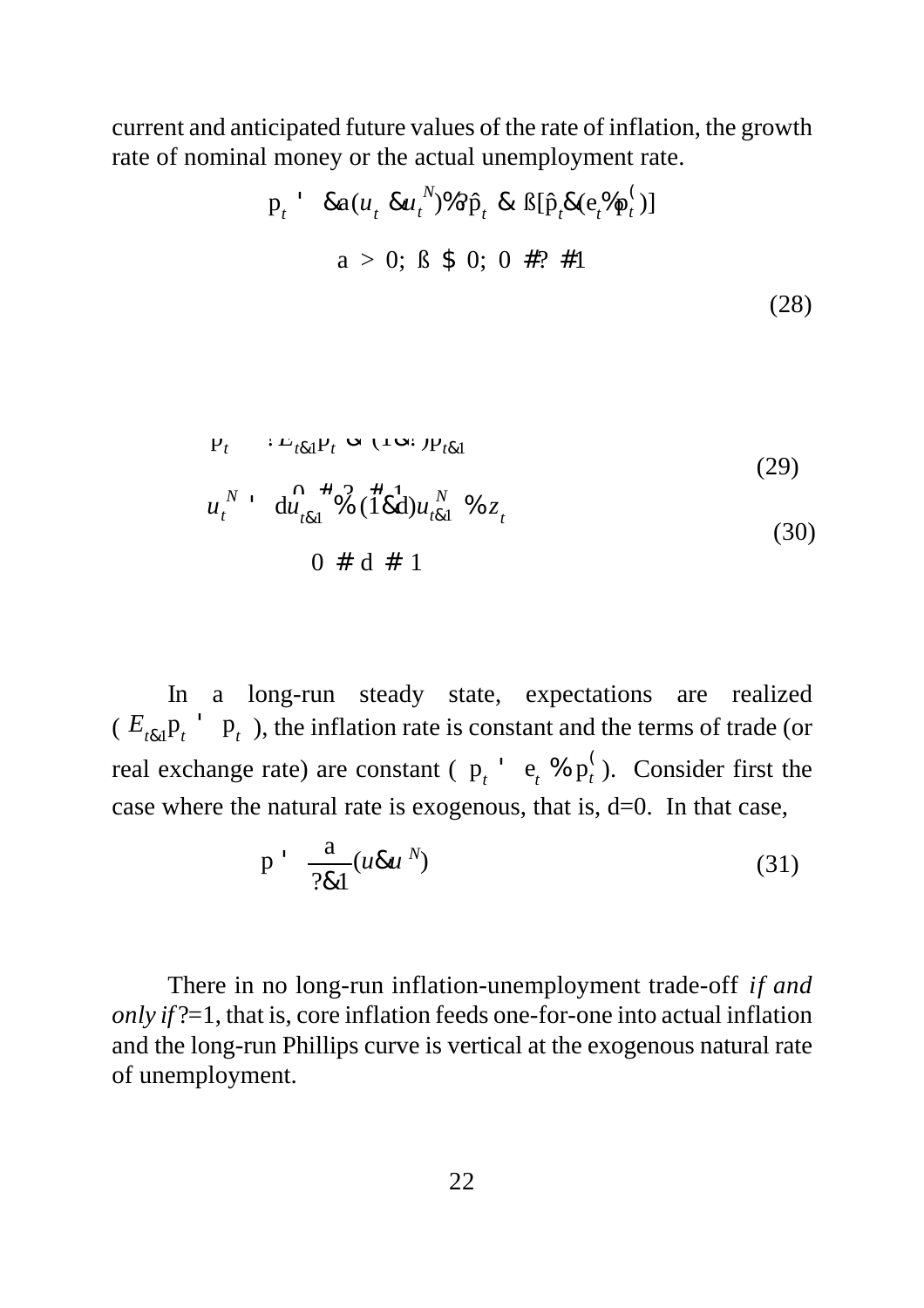current and anticipated future values of the rate of inflation, the growth rate of nominal money or the actual unemployment rate.

$$\pi_t = -\alpha(u_t - u_t^N) + \gamma\hat{\pi}_t - \beta[\hat{\pi}_t - (e_t + \pi_t^*)]$$

$$\alpha > 0;\ \beta \geq 0;\ 0 \leq \gamma \leq 1 \tag{28}$$

$$\hat{\pi}_t = \lambda E_{t-1}\pi_t + (1-\lambda)\pi_{t-1}$$

$$0 \leq \lambda \leq 1 \tag{29}$$

$$u_t^N = \delta u_{t-1} + (1-\delta)u_{t-1}^N + z_t$$

$$0 \leq \delta \leq 1 \tag{30}$$

In a long-run steady state, expectations are realized ($E_{t-1}\pi_t = \pi_t$), the inflation rate is constant and the terms of trade (or real exchange rate) are constant ($\pi_t = e_t + \pi_t^*$). Consider first the case where the natural rate is exogenous, that is, $\delta=0$. In that case,

$$\pi = \frac{\alpha}{\gamma - 1}(u - u^N) \tag{31}$$

There in no long-run inflation-unemployment trade-off *if and only if* $\gamma=1$, that is, core inflation feeds one-for-one into actual inflation and the long-run Phillips curve is vertical at the exogenous natural rate of unemployment.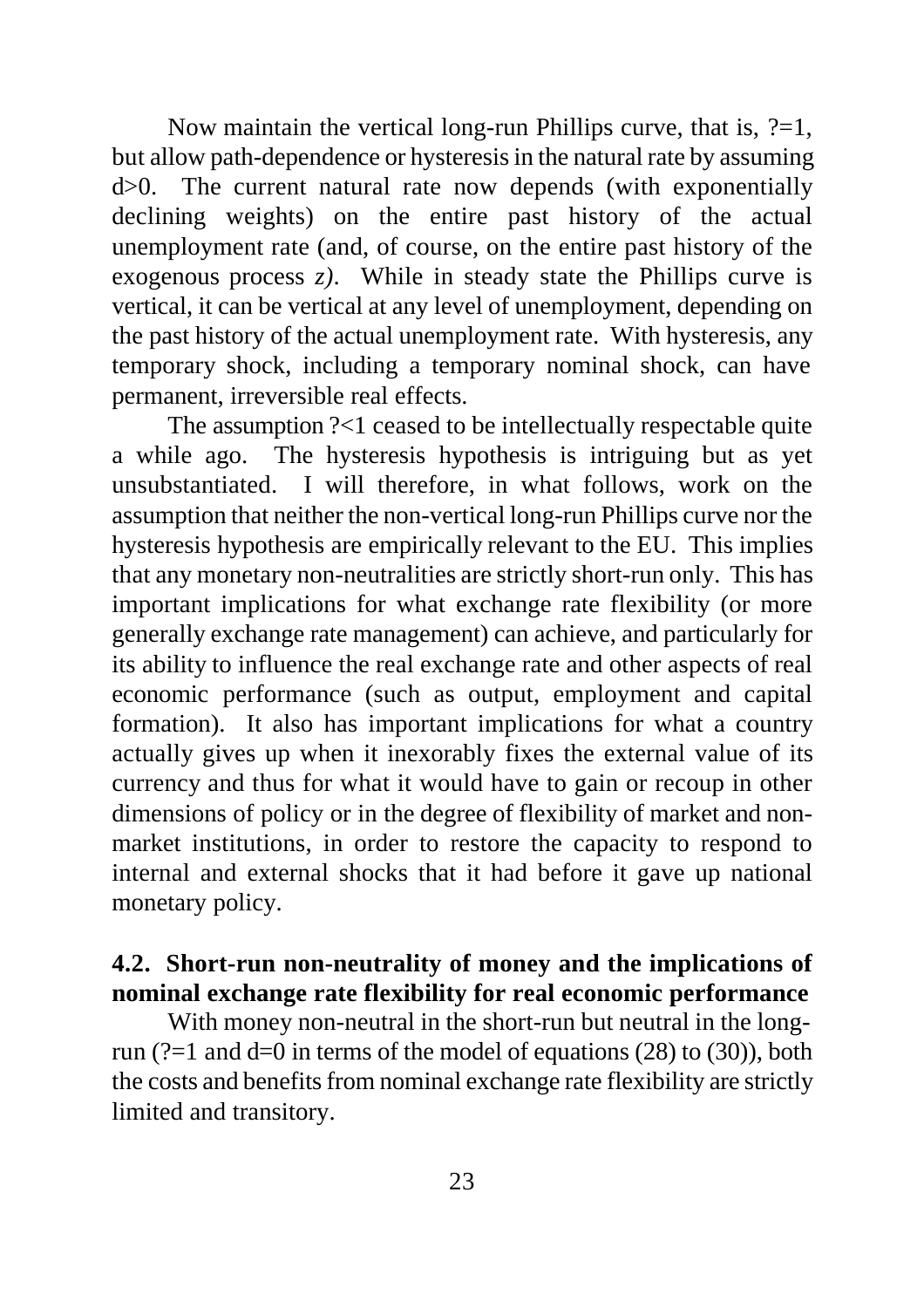Now maintain the vertical long-run Phillips curve, that is, ?=1, but allow path-dependence or hysteresis in the natural rate by assuming d>0. The current natural rate now depends (with exponentially declining weights) on the entire past history of the actual unemployment rate (and, of course, on the entire past history of the exogenous process *z)*. While in steady state the Phillips curve is vertical, it can be vertical at any level of unemployment, depending on the past history of the actual unemployment rate. With hysteresis, any temporary shock, including a temporary nominal shock, can have permanent, irreversible real effects.

The assumption ?<1 ceased to be intellectually respectable quite a while ago. The hysteresis hypothesis is intriguing but as yet unsubstantiated. I will therefore, in what follows, work on the assumption that neither the non-vertical long-run Phillips curve nor the hysteresis hypothesis are empirically relevant to the EU. This implies that any monetary non-neutralities are strictly short-run only. This has important implications for what exchange rate flexibility (or more generally exchange rate management) can achieve, and particularly for its ability to influence the real exchange rate and other aspects of real economic performance (such as output, employment and capital formation). It also has important implications for what a country actually gives up when it inexorably fixes the external value of its currency and thus for what it would have to gain or recoup in other dimensions of policy or in the degree of flexibility of market and non-market institutions, in order to restore the capacity to respond to internal and external shocks that it had before it gave up national monetary policy.

### 4.2. Short-run non-neutrality of money and the implications of nominal exchange rate flexibility for real economic performance

With money non-neutral in the short-run but neutral in the long-run (?=1 and d=0 in terms of the model of equations (28) to (30)), both the costs and benefits from nominal exchange rate flexibility are strictly limited and transitory.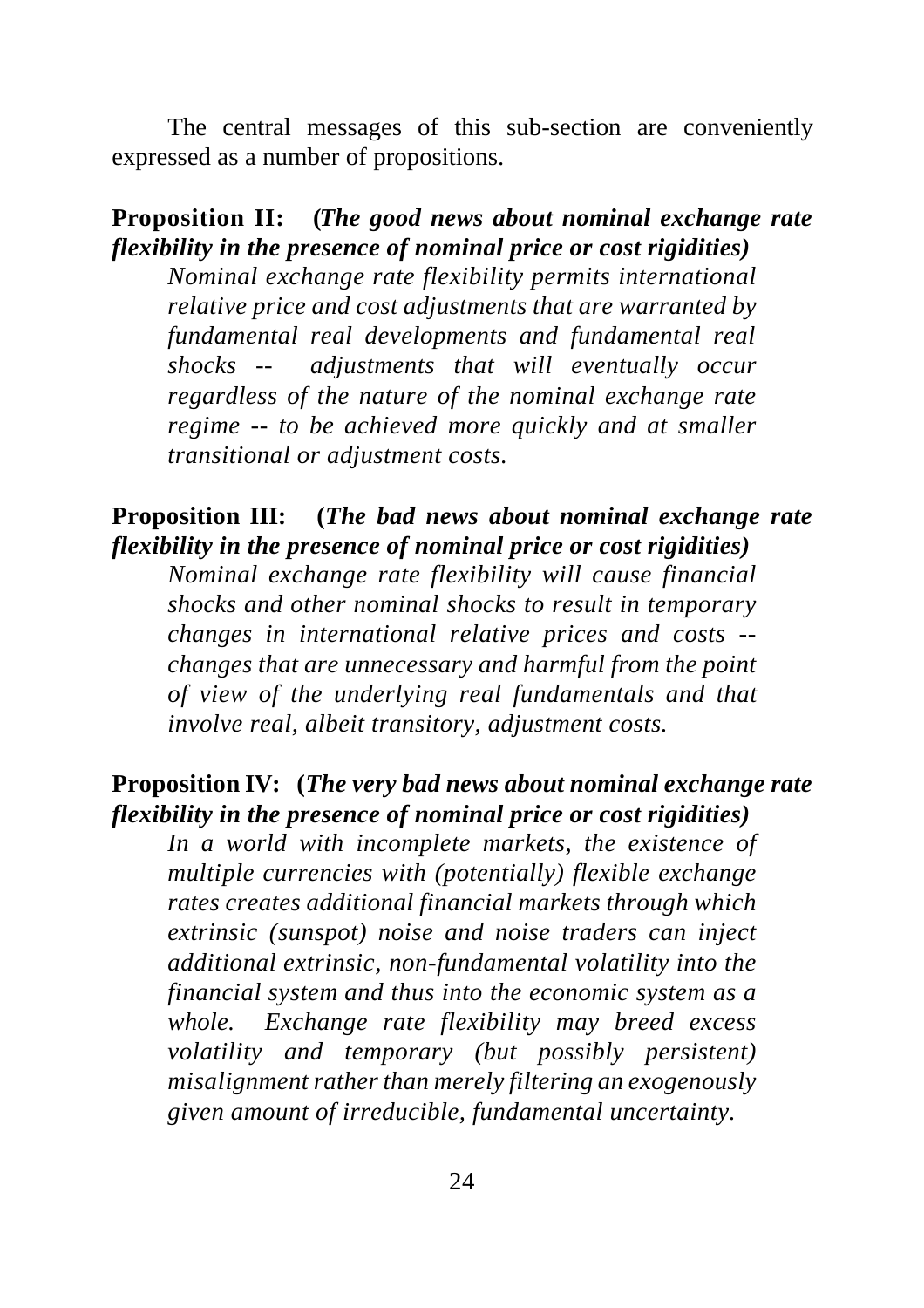The central messages of this sub-section are conveniently expressed as a number of propositions.

**Proposition II: (*The good news about nominal exchange rate flexibility in the presence of nominal price or cost rigidities)***

> *Nominal exchange rate flexibility permits international relative price and cost adjustments that are warranted by fundamental real developments and fundamental real shocks -- adjustments that will eventually occur regardless of the nature of the nominal exchange rate regime -- to be achieved more quickly and at smaller transitional or adjustment costs.*

**Proposition III: (*The bad news about nominal exchange rate flexibility in the presence of nominal price or cost rigidities)***

> *Nominal exchange rate flexibility will cause financial shocks and other nominal shocks to result in temporary changes in international relative prices and costs -- changes that are unnecessary and harmful from the point of view of the underlying real fundamentals and that involve real, albeit transitory, adjustment costs.*

**Proposition IV: (*The very bad news about nominal exchange rate flexibility in the presence of nominal price or cost rigidities)***

> *In a world with incomplete markets, the existence of multiple currencies with (potentially) flexible exchange rates creates additional financial markets through which extrinsic (sunspot) noise and noise traders can inject additional extrinsic, non-fundamental volatility into the financial system and thus into the economic system as a whole. Exchange rate flexibility may breed excess volatility and temporary (but possibly persistent) misalignment rather than merely filtering an exogenously given amount of irreducible, fundamental uncertainty.*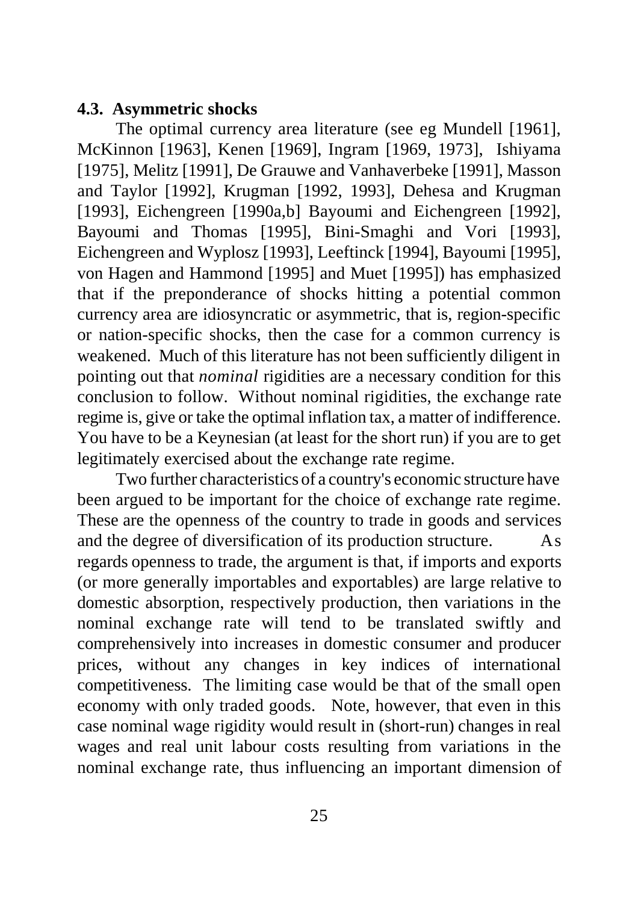### 4.3. Asymmetric shocks

The optimal currency area literature (see eg Mundell [1961], McKinnon [1963], Kenen [1969], Ingram [1969, 1973], Ishiyama [1975], Melitz [1991], De Grauwe and Vanhaverbeke [1991], Masson and Taylor [1992], Krugman [1992, 1993], Dehesa and Krugman [1993], Eichengreen [1990a,b] Bayoumi and Eichengreen [1992], Bayoumi and Thomas [1995], Bini-Smaghi and Vori [1993], Eichengreen and Wyplosz [1993], Leeftinck [1994], Bayoumi [1995], von Hagen and Hammond [1995] and Muet [1995]) has emphasized that if the preponderance of shocks hitting a potential common currency area are idiosyncratic or asymmetric, that is, region-specific or nation-specific shocks, then the case for a common currency is weakened. Much of this literature has not been sufficiently diligent in pointing out that *nominal* rigidities are a necessary condition for this conclusion to follow. Without nominal rigidities, the exchange rate regime is, give or take the optimal inflation tax, a matter of indifference. You have to be a Keynesian (at least for the short run) if you are to get legitimately exercised about the exchange rate regime.

Two further characteristics of a country's economic structure have been argued to be important for the choice of exchange rate regime. These are the openness of the country to trade in goods and services and the degree of diversification of its production structure. As regards openness to trade, the argument is that, if imports and exports (or more generally importables and exportables) are large relative to domestic absorption, respectively production, then variations in the nominal exchange rate will tend to be translated swiftly and comprehensively into increases in domestic consumer and producer prices, without any changes in key indices of international competitiveness. The limiting case would be that of the small open economy with only traded goods. Note, however, that even in this case nominal wage rigidity would result in (short-run) changes in real wages and real unit labour costs resulting from variations in the nominal exchange rate, thus influencing an important dimension of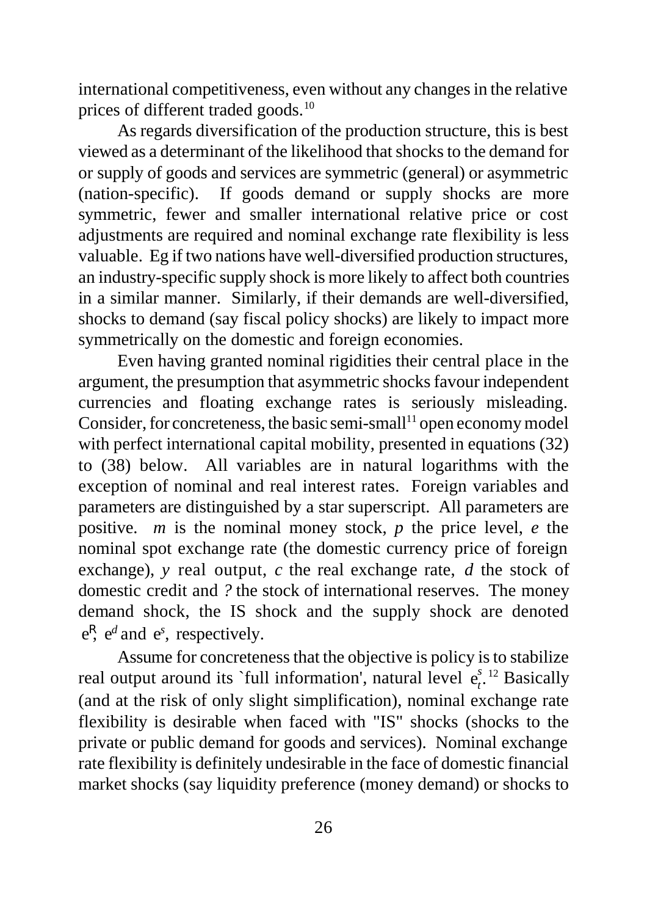international competitiveness, even without any changes in the relative prices of different traded goods.[10]

As regards diversification of the production structure, this is best viewed as a determinant of the likelihood that shocks to the demand for or supply of goods and services are symmetric (general) or asymmetric (nation-specific). If goods demand or supply shocks are more symmetric, fewer and smaller international relative price or cost adjustments are required and nominal exchange rate flexibility is less valuable. Eg if two nations have well-diversified production structures, an industry-specific supply shock is more likely to affect both countries in a similar manner. Similarly, if their demands are well-diversified, shocks to demand (say fiscal policy shocks) are likely to impact more symmetrically on the domestic and foreign economies.

Even having granted nominal rigidities their central place in the argument, the presumption that asymmetric shocks favour independent currencies and floating exchange rates is seriously misleading. Consider, for concreteness, the basic semi-small[11] open economy model with perfect international capital mobility, presented in equations (32) to (38) below. All variables are in natural logarithms with the exception of nominal and real interest rates. Foreign variables and parameters are distinguished by a star superscript. All parameters are positive. *m* is the nominal money stock, *p* the price level, *e* the nominal spot exchange rate (the domestic currency price of foreign exchange), *y* real output, *c* the real exchange rate, *d* the stock of domestic credit and *?* the stock of international reserves. The money demand shock, the IS shock and the supply shock are denoted $\epsilon^R$, $\epsilon^d$ and $\epsilon^s$, respectively.

Assume for concreteness that the objective is policy is to stabilize real output around its `full information', natural level $\epsilon^s_t$.[12] Basically (and at the risk of only slight simplification), nominal exchange rate flexibility is desirable when faced with "IS" shocks (shocks to the private or public demand for goods and services). Nominal exchange rate flexibility is definitely undesirable in the face of domestic financial market shocks (say liquidity preference (money demand) or shocks to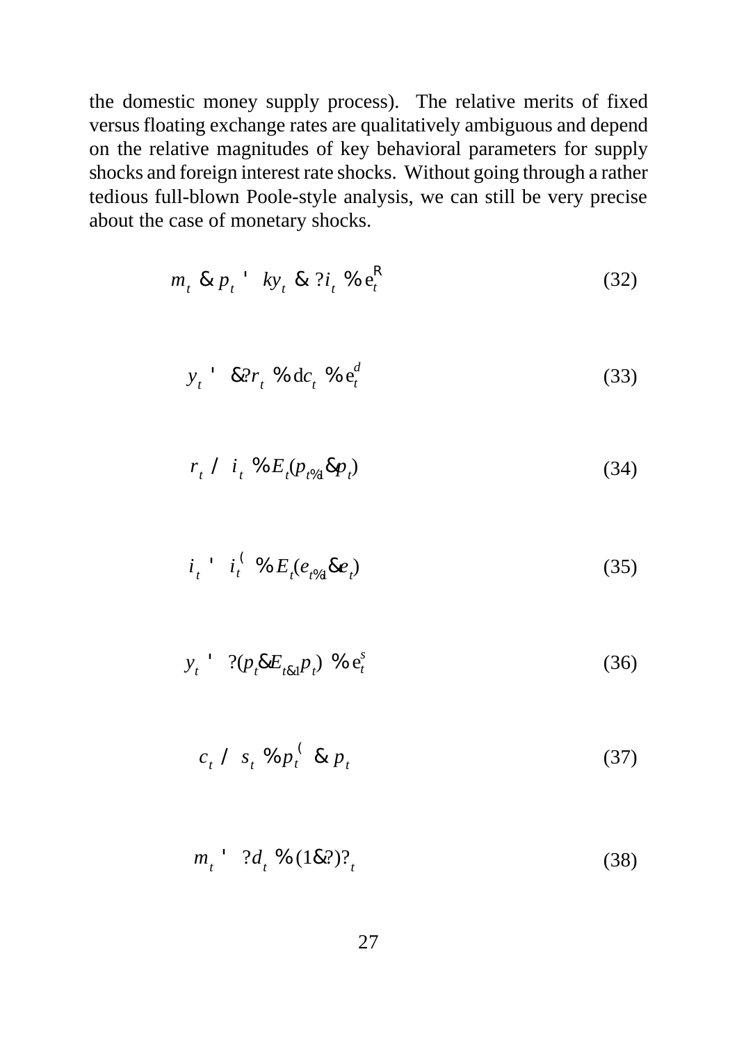the domestic money supply process). The relative merits of fixed versus floating exchange rates are qualitatively ambiguous and depend on the relative magnitudes of key behavioral parameters for supply shocks and foreign interest rate shocks. Without going through a rather tedious full-blown Poole-style analysis, we can still be very precise about the case of monetary shocks.

$$m_t - p_t = k y_t - \lambda i_t + \varepsilon_t^{R} \tag{32}$$

$$y_t = -\sigma r_t + \delta c_t + \varepsilon_t^{d} \tag{33}$$

$$r_t \equiv i_t + E_t(p_{t+1} - p_t) \tag{34}$$

$$i_t = i_t^{*} + E_t(e_{t+1} - e_t) \tag{35}$$

$$y_t = \theta(p_t - E_{t-1} p_t) + \varepsilon_t^{s} \tag{36}$$

$$c_t \equiv s_t + p_t^{*} - p_t \tag{37}$$

$$m_t = \gamma d_t + (1-\gamma)\omega_t \tag{38}$$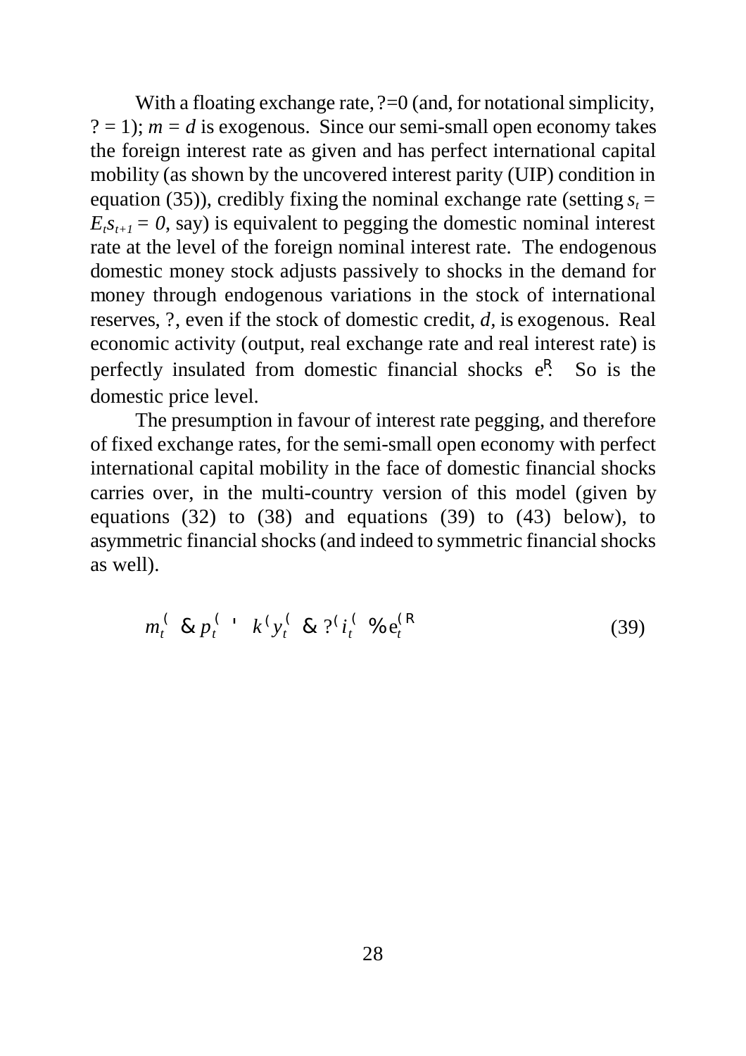With a floating exchange rate, ?=0 (and, for notational simplicity, ? = 1); $m = d$ is exogenous. Since our semi-small open economy takes the foreign interest rate as given and has perfect international capital mobility (as shown by the uncovered interest parity (UIP) condition in equation (35)), credibly fixing the nominal exchange rate (setting $s_t = E_t s_{t+1} = 0$, say) is equivalent to pegging the domestic nominal interest rate at the level of the foreign nominal interest rate. The endogenous domestic money stock adjusts passively to shocks in the demand for money through endogenous variations in the stock of international reserves, ?, even if the stock of domestic credit, $d$, is exogenous. Real economic activity (output, real exchange rate and real interest rate) is perfectly insulated from domestic financial shocks $\varepsilon^R$. So is the domestic price level.

The presumption in favour of interest rate pegging, and therefore of fixed exchange rates, for the semi-small open economy with perfect international capital mobility in the face of domestic financial shocks carries over, in the multi-country version of this model (given by equations (32) to (38) and equations (39) to (43) below), to asymmetric financial shocks (and indeed to symmetric financial shocks as well).

$$m_t^* - p_t^* = k^* y_t^* - ?^* i_t^* + \varepsilon_t^{*R} \tag{39}$$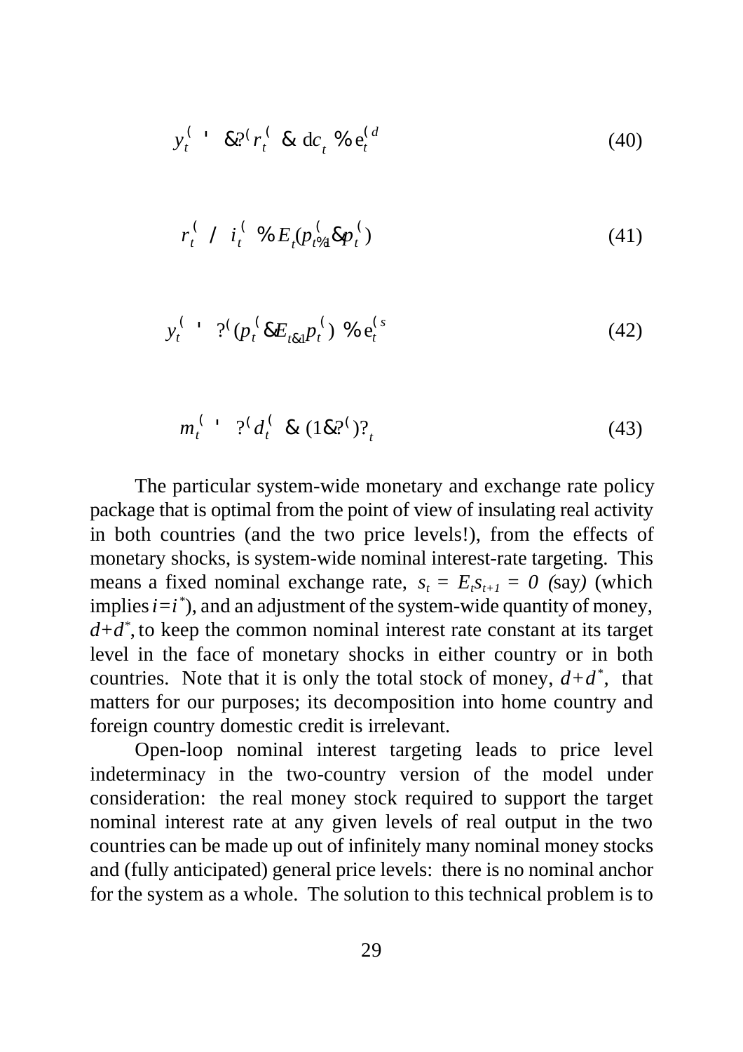$$y_t^* = -\gamma^* r_t^* - \delta c_t + \varepsilon_t^{*d} \tag{40}$$

$$r_t^* \equiv i_t^* + E_t(p_{t+1}^* - p_t^*) \tag{41}$$

$$y_t^* = \alpha^*(p_t^* - E_{t-1}p_t^*) + \varepsilon_t^{*s} \tag{42}$$

$$m_t^* = \mu^* d_t^* - (1-\mu^*)\eta_t \tag{43}$$

The particular system-wide monetary and exchange rate policy package that is optimal from the point of view of insulating real activity in both countries (and the two price levels!), from the effects of monetary shocks, is system-wide nominal interest-rate targeting. This means a fixed nominal exchange rate, $s_t = E_t s_{t+1} = 0$ (say) (which implies $i=i^*$), and an adjustment of the system-wide quantity of money, $d+d^*$, to keep the common nominal interest rate constant at its target level in the face of monetary shocks in either country or in both countries. Note that it is only the total stock of money, $d+d^*$, that matters for our purposes; its decomposition into home country and foreign country domestic credit is irrelevant.

Open-loop nominal interest targeting leads to price level indeterminacy in the two-country version of the model under consideration: the real money stock required to support the target nominal interest rate at any given levels of real output in the two countries can be made up out of infinitely many nominal money stocks and (fully anticipated) general price levels: there is no nominal anchor for the system as a whole. The solution to this technical problem is to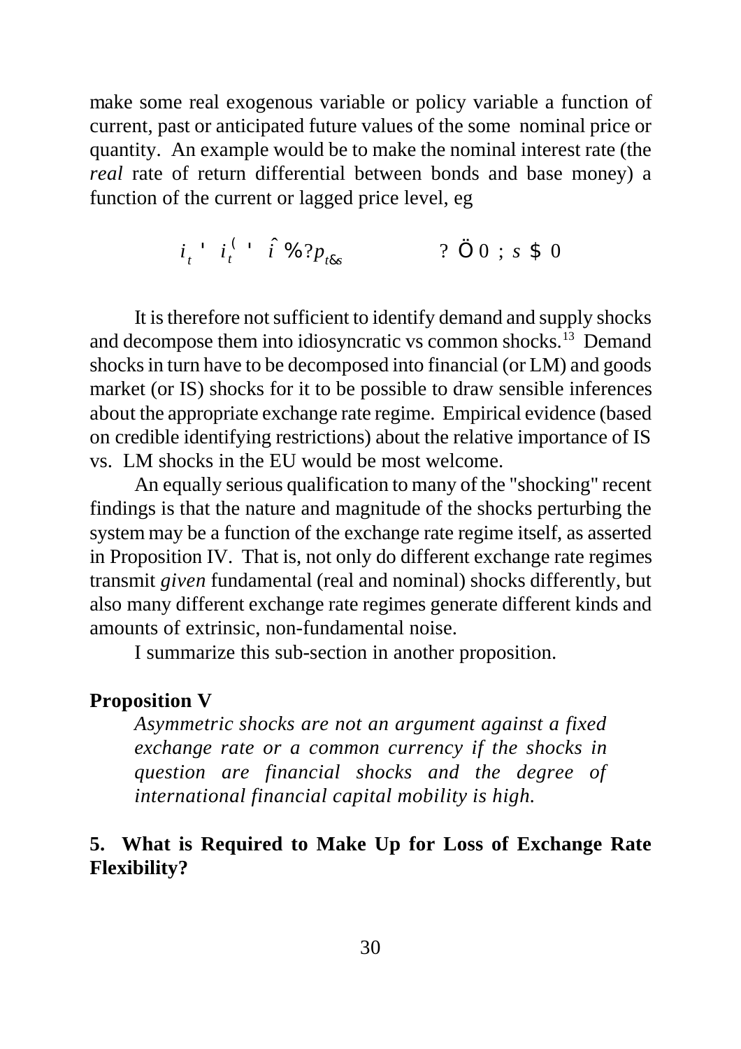make some real exogenous variable or policy variable a function of current, past or anticipated future values of the some nominal price or quantity. An example would be to make the nominal interest rate (the *real* rate of return differential between bonds and base money) a function of the current or lagged price level, eg

$$i_t = i_t^* = \hat{i} + \gamma p_{t-s} \qquad \gamma \neq 0\ ;\ s \geq 0$$

It is therefore not sufficient to identify demand and supply shocks and decompose them into idiosyncratic vs common shocks.[13] Demand shocks in turn have to be decomposed into financial (or LM) and goods market (or IS) shocks for it to be possible to draw sensible inferences about the appropriate exchange rate regime. Empirical evidence (based on credible identifying restrictions) about the relative importance of IS vs. LM shocks in the EU would be most welcome.

An equally serious qualification to many of the "shocking" recent findings is that the nature and magnitude of the shocks perturbing the system may be a function of the exchange rate regime itself, as asserted in Proposition IV. That is, not only do different exchange rate regimes transmit *given* fundamental (real and nominal) shocks differently, but also many different exchange rate regimes generate different kinds and amounts of extrinsic, non-fundamental noise.

I summarize this sub-section in another proposition.

**Proposition V**

*Asymmetric shocks are not an argument against a fixed exchange rate or a common currency if the shocks in question are financial shocks and the degree of international financial capital mobility is high.*

## 5. What is Required to Make Up for Loss of Exchange Rate Flexibility?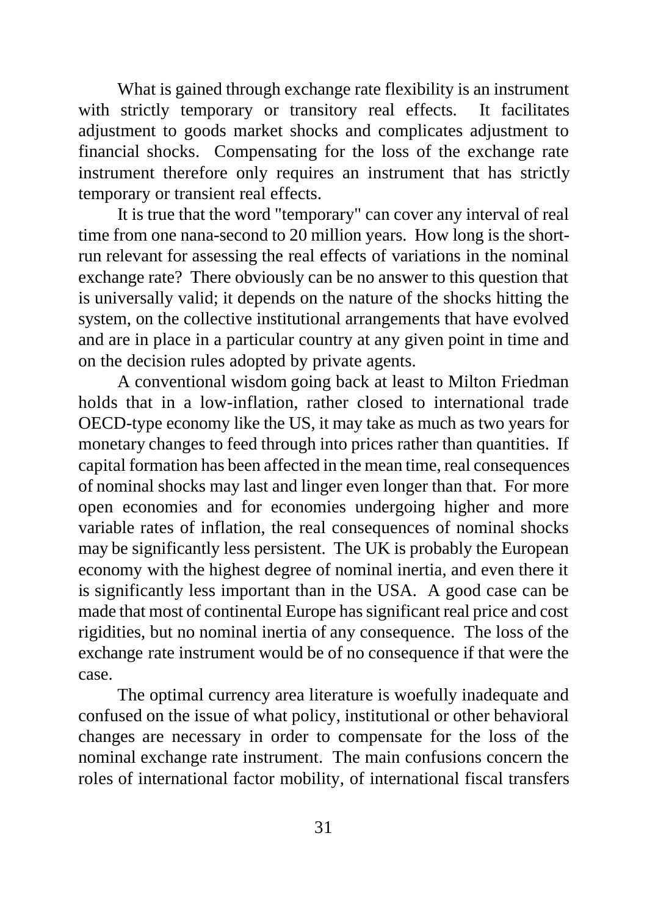What is gained through exchange rate flexibility is an instrument with strictly temporary or transitory real effects. It facilitates adjustment to goods market shocks and complicates adjustment to financial shocks. Compensating for the loss of the exchange rate instrument therefore only requires an instrument that has strictly temporary or transient real effects.

It is true that the word "temporary" can cover any interval of real time from one nana-second to 20 million years. How long is the short-run relevant for assessing the real effects of variations in the nominal exchange rate? There obviously can be no answer to this question that is universally valid; it depends on the nature of the shocks hitting the system, on the collective institutional arrangements that have evolved and are in place in a particular country at any given point in time and on the decision rules adopted by private agents.

A conventional wisdom going back at least to Milton Friedman holds that in a low-inflation, rather closed to international trade OECD-type economy like the US, it may take as much as two years for monetary changes to feed through into prices rather than quantities. If capital formation has been affected in the mean time, real consequences of nominal shocks may last and linger even longer than that. For more open economies and for economies undergoing higher and more variable rates of inflation, the real consequences of nominal shocks may be significantly less persistent. The UK is probably the European economy with the highest degree of nominal inertia, and even there it is significantly less important than in the USA. A good case can be made that most of continental Europe has significant real price and cost rigidities, but no nominal inertia of any consequence. The loss of the exchange rate instrument would be of no consequence if that were the case.

The optimal currency area literature is woefully inadequate and confused on the issue of what policy, institutional or other behavioral changes are necessary in order to compensate for the loss of the nominal exchange rate instrument. The main confusions concern the roles of international factor mobility, of international fiscal transfers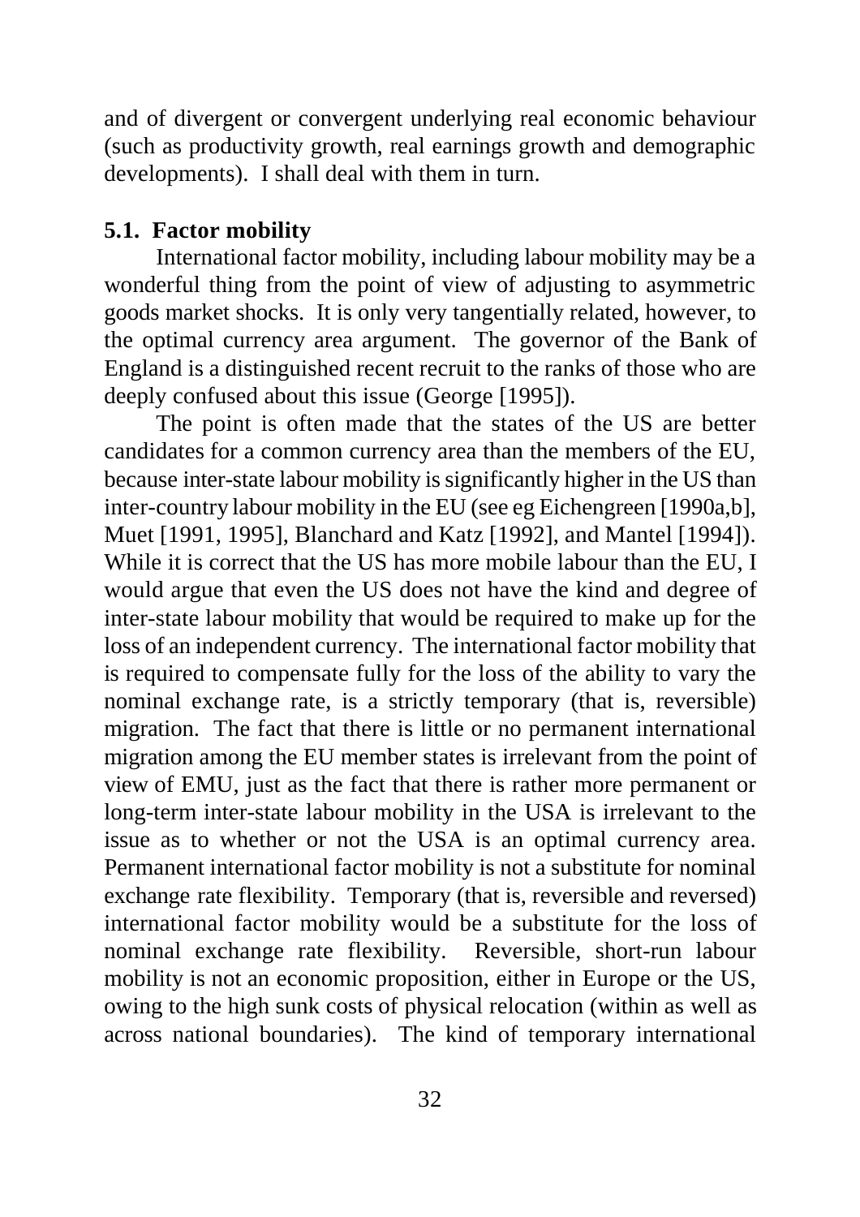and of divergent or convergent underlying real economic behaviour (such as productivity growth, real earnings growth and demographic developments). I shall deal with them in turn.

### 5.1. Factor mobility

International factor mobility, including labour mobility may be a wonderful thing from the point of view of adjusting to asymmetric goods market shocks. It is only very tangentially related, however, to the optimal currency area argument. The governor of the Bank of England is a distinguished recent recruit to the ranks of those who are deeply confused about this issue (George [1995]).

The point is often made that the states of the US are better candidates for a common currency area than the members of the EU, because inter-state labour mobility is significantly higher in the US than inter-country labour mobility in the EU (see eg Eichengreen [1990a,b], Muet [1991, 1995], Blanchard and Katz [1992], and Mantel [1994]). While it is correct that the US has more mobile labour than the EU, I would argue that even the US does not have the kind and degree of inter-state labour mobility that would be required to make up for the loss of an independent currency. The international factor mobility that is required to compensate fully for the loss of the ability to vary the nominal exchange rate, is a strictly temporary (that is, reversible) migration. The fact that there is little or no permanent international migration among the EU member states is irrelevant from the point of view of EMU, just as the fact that there is rather more permanent or long-term inter-state labour mobility in the USA is irrelevant to the issue as to whether or not the USA is an optimal currency area. Permanent international factor mobility is not a substitute for nominal exchange rate flexibility. Temporary (that is, reversible and reversed) international factor mobility would be a substitute for the loss of nominal exchange rate flexibility. Reversible, short-run labour mobility is not an economic proposition, either in Europe or the US, owing to the high sunk costs of physical relocation (within as well as across national boundaries). The kind of temporary international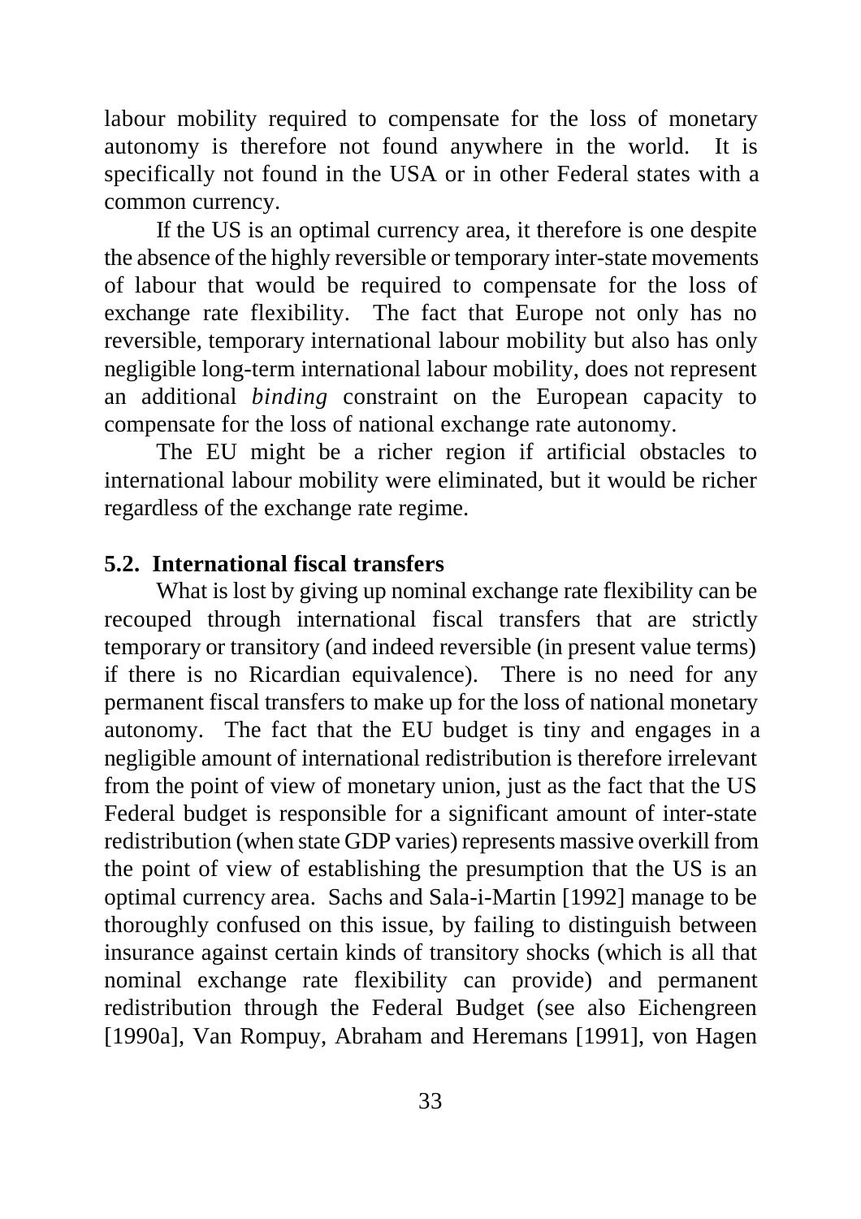labour mobility required to compensate for the loss of monetary autonomy is therefore not found anywhere in the world. It is specifically not found in the USA or in other Federal states with a common currency.

If the US is an optimal currency area, it therefore is one despite the absence of the highly reversible or temporary inter-state movements of labour that would be required to compensate for the loss of exchange rate flexibility. The fact that Europe not only has no reversible, temporary international labour mobility but also has only negligible long-term international labour mobility, does not represent an additional *binding* constraint on the European capacity to compensate for the loss of national exchange rate autonomy.

The EU might be a richer region if artificial obstacles to international labour mobility were eliminated, but it would be richer regardless of the exchange rate regime.

### 5.2. International fiscal transfers

What is lost by giving up nominal exchange rate flexibility can be recouped through international fiscal transfers that are strictly temporary or transitory (and indeed reversible (in present value terms) if there is no Ricardian equivalence). There is no need for any permanent fiscal transfers to make up for the loss of national monetary autonomy. The fact that the EU budget is tiny and engages in a negligible amount of international redistribution is therefore irrelevant from the point of view of monetary union, just as the fact that the US Federal budget is responsible for a significant amount of inter-state redistribution (when state GDP varies) represents massive overkill from the point of view of establishing the presumption that the US is an optimal currency area. Sachs and Sala-i-Martin [1992] manage to be thoroughly confused on this issue, by failing to distinguish between insurance against certain kinds of transitory shocks (which is all that nominal exchange rate flexibility can provide) and permanent redistribution through the Federal Budget (see also Eichengreen [1990a], Van Rompuy, Abraham and Heremans [1991], von Hagen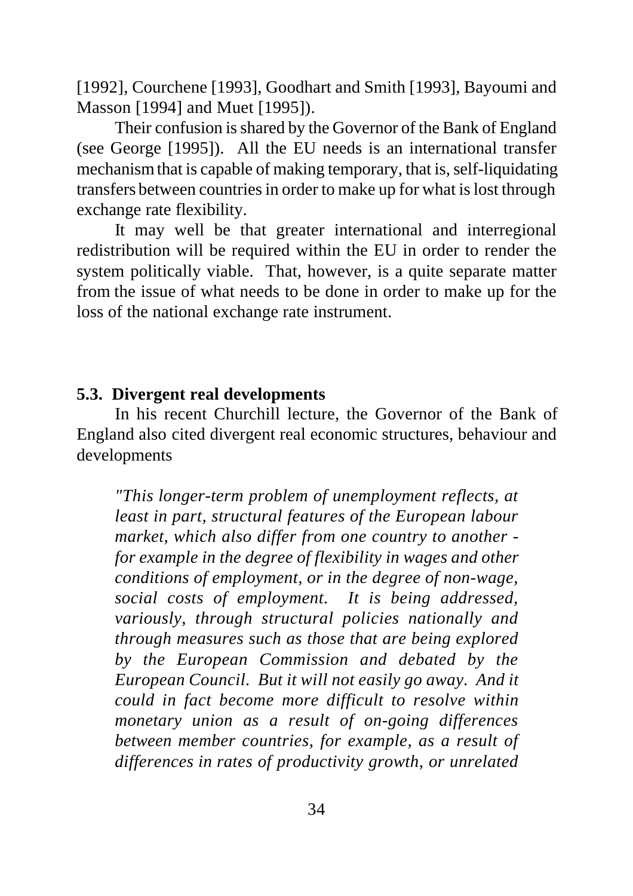[1992], Courchene [1993], Goodhart and Smith [1993], Bayoumi and Masson [1994] and Muet [1995]).

Their confusion is shared by the Governor of the Bank of England (see George [1995]). All the EU needs is an international transfer mechanism that is capable of making temporary, that is, self-liquidating transfers between countries in order to make up for what is lost through exchange rate flexibility.

It may well be that greater international and interregional redistribution will be required within the EU in order to render the system politically viable. That, however, is a quite separate matter from the issue of what needs to be done in order to make up for the loss of the national exchange rate instrument.

### 5.3. Divergent real developments

In his recent Churchill lecture, the Governor of the Bank of England also cited divergent real economic structures, behaviour and developments

> *"This longer-term problem of unemployment reflects, at least in part, structural features of the European labour market, which also differ from one country to another - for example in the degree of flexibility in wages and other conditions of employment, or in the degree of non-wage, social costs of employment. It is being addressed, variously, through structural policies nationally and through measures such as those that are being explored by the European Commission and debated by the European Council. But it will not easily go away. And it could in fact become more difficult to resolve within monetary union as a result of on-going differences between member countries, for example, as a result of differences in rates of productivity growth, or unrelated*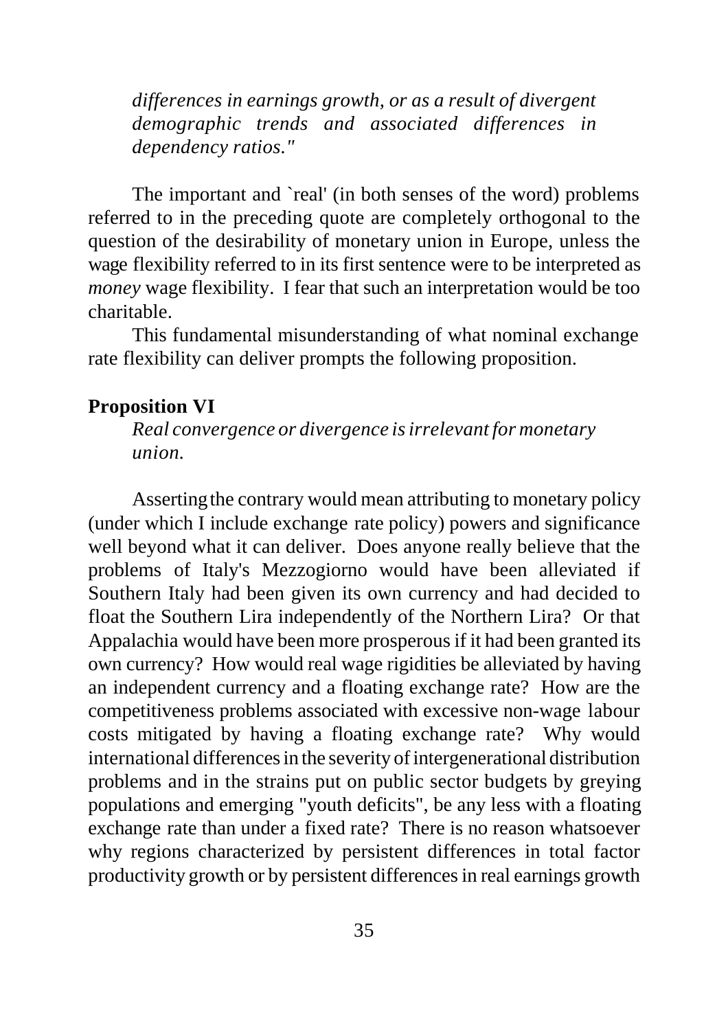*differences in earnings growth, or as a result of divergent demographic trends and associated differences in dependency ratios."*

The important and `real' (in both senses of the word) problems referred to in the preceding quote are completely orthogonal to the question of the desirability of monetary union in Europe, unless the wage flexibility referred to in its first sentence were to be interpreted as *money* wage flexibility. I fear that such an interpretation would be too charitable.

This fundamental misunderstanding of what nominal exchange rate flexibility can deliver prompts the following proposition.

**Proposition VI**

*Real convergence or divergence is irrelevant for monetary union.*

Asserting the contrary would mean attributing to monetary policy (under which I include exchange rate policy) powers and significance well beyond what it can deliver. Does anyone really believe that the problems of Italy's Mezzogiorno would have been alleviated if Southern Italy had been given its own currency and had decided to float the Southern Lira independently of the Northern Lira? Or that Appalachia would have been more prosperous if it had been granted its own currency? How would real wage rigidities be alleviated by having an independent currency and a floating exchange rate? How are the competitiveness problems associated with excessive non-wage labour costs mitigated by having a floating exchange rate? Why would international differences in the severity of intergenerational distribution problems and in the strains put on public sector budgets by greying populations and emerging "youth deficits", be any less with a floating exchange rate than under a fixed rate? There is no reason whatsoever why regions characterized by persistent differences in total factor productivity growth or by persistent differences in real earnings growth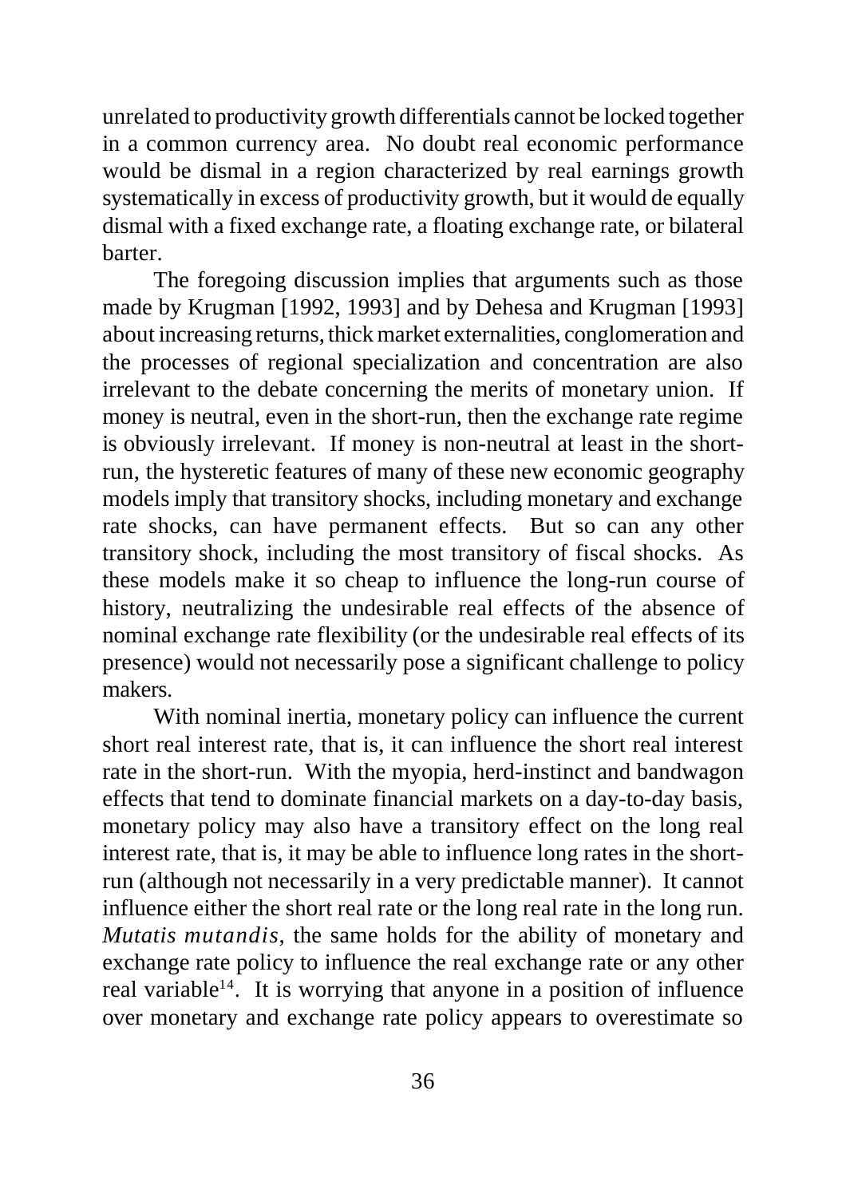unrelated to productivity growth differentials cannot be locked together in a common currency area. No doubt real economic performance would be dismal in a region characterized by real earnings growth systematically in excess of productivity growth, but it would de equally dismal with a fixed exchange rate, a floating exchange rate, or bilateral barter.

The foregoing discussion implies that arguments such as those made by Krugman [1992, 1993] and by Dehesa and Krugman [1993] about increasing returns, thick market externalities, conglomeration and the processes of regional specialization and concentration are also irrelevant to the debate concerning the merits of monetary union. If money is neutral, even in the short-run, then the exchange rate regime is obviously irrelevant. If money is non-neutral at least in the short-run, the hysteretic features of many of these new economic geography models imply that transitory shocks, including monetary and exchange rate shocks, can have permanent effects. But so can any other transitory shock, including the most transitory of fiscal shocks. As these models make it so cheap to influence the long-run course of history, neutralizing the undesirable real effects of the absence of nominal exchange rate flexibility (or the undesirable real effects of its presence) would not necessarily pose a significant challenge to policy makers.

With nominal inertia, monetary policy can influence the current short real interest rate, that is, it can influence the short real interest rate in the short-run. With the myopia, herd-instinct and bandwagon effects that tend to dominate financial markets on a day-to-day basis, monetary policy may also have a transitory effect on the long real interest rate, that is, it may be able to influence long rates in the short-run (although not necessarily in a very predictable manner). It cannot influence either the short real rate or the long real rate in the long run. *Mutatis mutandis*, the same holds for the ability of monetary and exchange rate policy to influence the real exchange rate or any other real variable[14]. It is worrying that anyone in a position of influence over monetary and exchange rate policy appears to overestimate so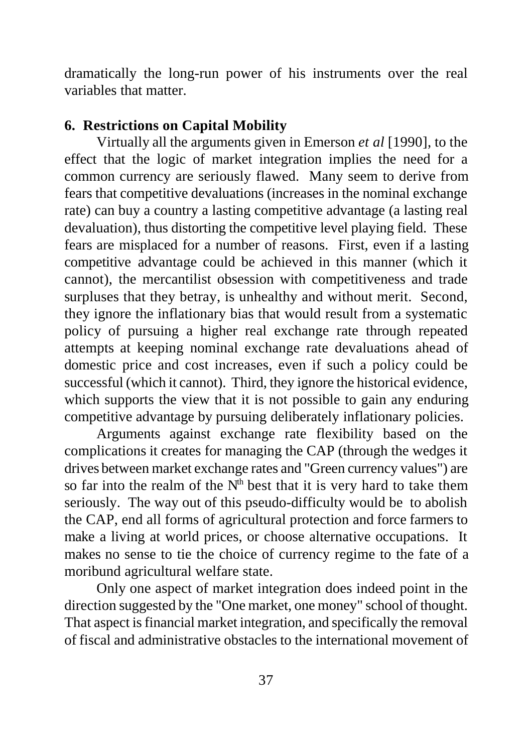dramatically the long-run power of his instruments over the real variables that matter.

## 6. Restrictions on Capital Mobility

Virtually all the arguments given in Emerson *et al* [1990], to the effect that the logic of market integration implies the need for a common currency are seriously flawed. Many seem to derive from fears that competitive devaluations (increases in the nominal exchange rate) can buy a country a lasting competitive advantage (a lasting real devaluation), thus distorting the competitive level playing field. These fears are misplaced for a number of reasons. First, even if a lasting competitive advantage could be achieved in this manner (which it cannot), the mercantilist obsession with competitiveness and trade surpluses that they betray, is unhealthy and without merit. Second, they ignore the inflationary bias that would result from a systematic policy of pursuing a higher real exchange rate through repeated attempts at keeping nominal exchange rate devaluations ahead of domestic price and cost increases, even if such a policy could be successful (which it cannot). Third, they ignore the historical evidence, which supports the view that it is not possible to gain any enduring competitive advantage by pursuing deliberately inflationary policies.

Arguments against exchange rate flexibility based on the complications it creates for managing the CAP (through the wedges it drives between market exchange rates and "Green currency values") are so far into the realm of the $N^{th}$ best that it is very hard to take them seriously. The way out of this pseudo-difficulty would be to abolish the CAP, end all forms of agricultural protection and force farmers to make a living at world prices, or choose alternative occupations. It makes no sense to tie the choice of currency regime to the fate of a moribund agricultural welfare state.

Only one aspect of market integration does indeed point in the direction suggested by the "One market, one money" school of thought. That aspect is financial market integration, and specifically the removal of fiscal and administrative obstacles to the international movement of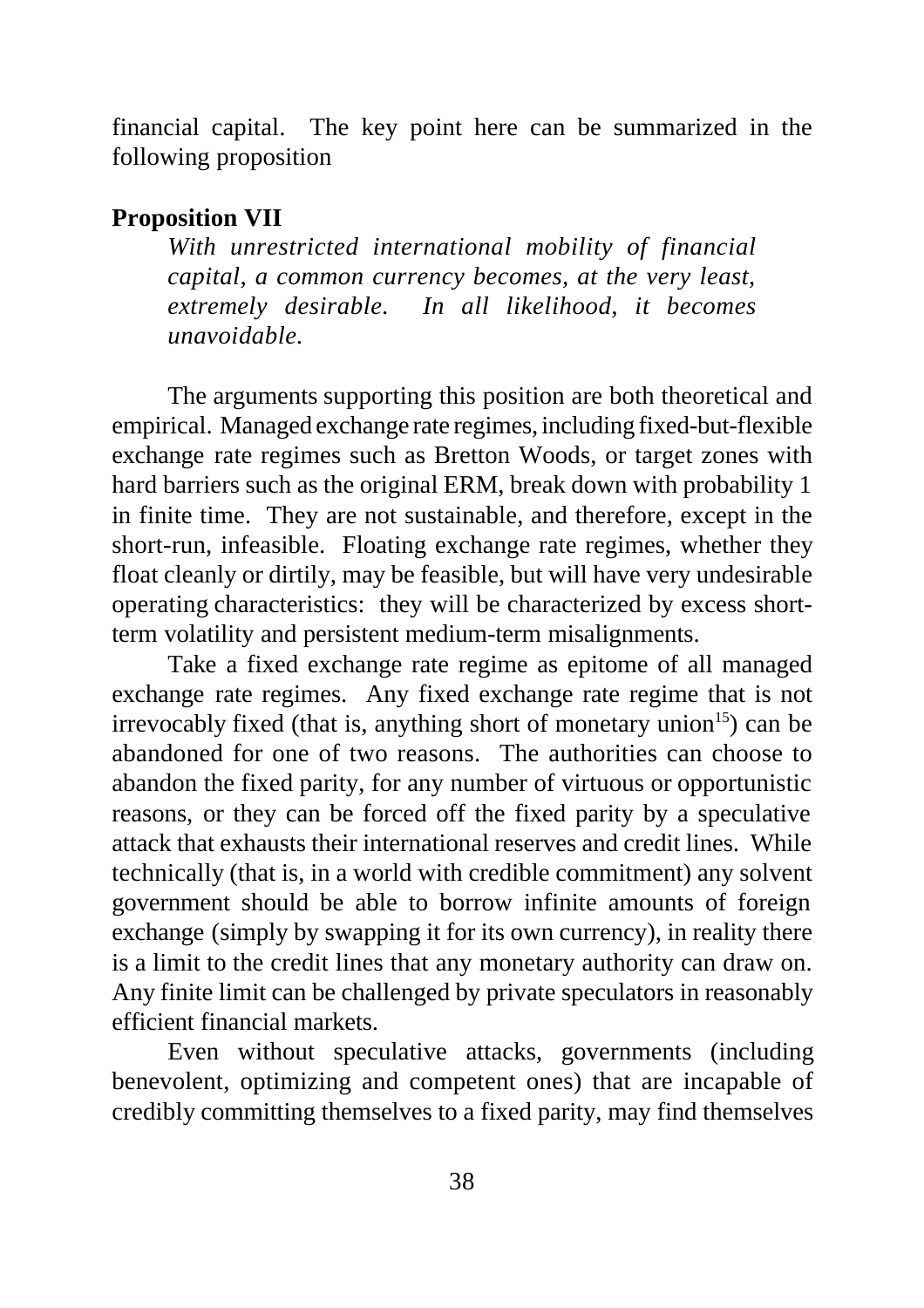financial capital. The key point here can be summarized in the following proposition

**Proposition VII**

*With unrestricted international mobility of financial capital, a common currency becomes, at the very least, extremely desirable. In all likelihood, it becomes unavoidable.*

The arguments supporting this position are both theoretical and empirical. Managed exchange rate regimes, including fixed-but-flexible exchange rate regimes such as Bretton Woods, or target zones with hard barriers such as the original ERM, break down with probability 1 in finite time. They are not sustainable, and therefore, except in the short-run, infeasible. Floating exchange rate regimes, whether they float cleanly or dirtily, may be feasible, but will have very undesirable operating characteristics: they will be characterized by excess short-term volatility and persistent medium-term misalignments.

Take a fixed exchange rate regime as epitome of all managed exchange rate regimes. Any fixed exchange rate regime that is not irrevocably fixed (that is, anything short of monetary union[15]) can be abandoned for one of two reasons. The authorities can choose to abandon the fixed parity, for any number of virtuous or opportunistic reasons, or they can be forced off the fixed parity by a speculative attack that exhausts their international reserves and credit lines. While technically (that is, in a world with credible commitment) any solvent government should be able to borrow infinite amounts of foreign exchange (simply by swapping it for its own currency), in reality there is a limit to the credit lines that any monetary authority can draw on. Any finite limit can be challenged by private speculators in reasonably efficient financial markets.

Even without speculative attacks, governments (including benevolent, optimizing and competent ones) that are incapable of credibly committing themselves to a fixed parity, may find themselves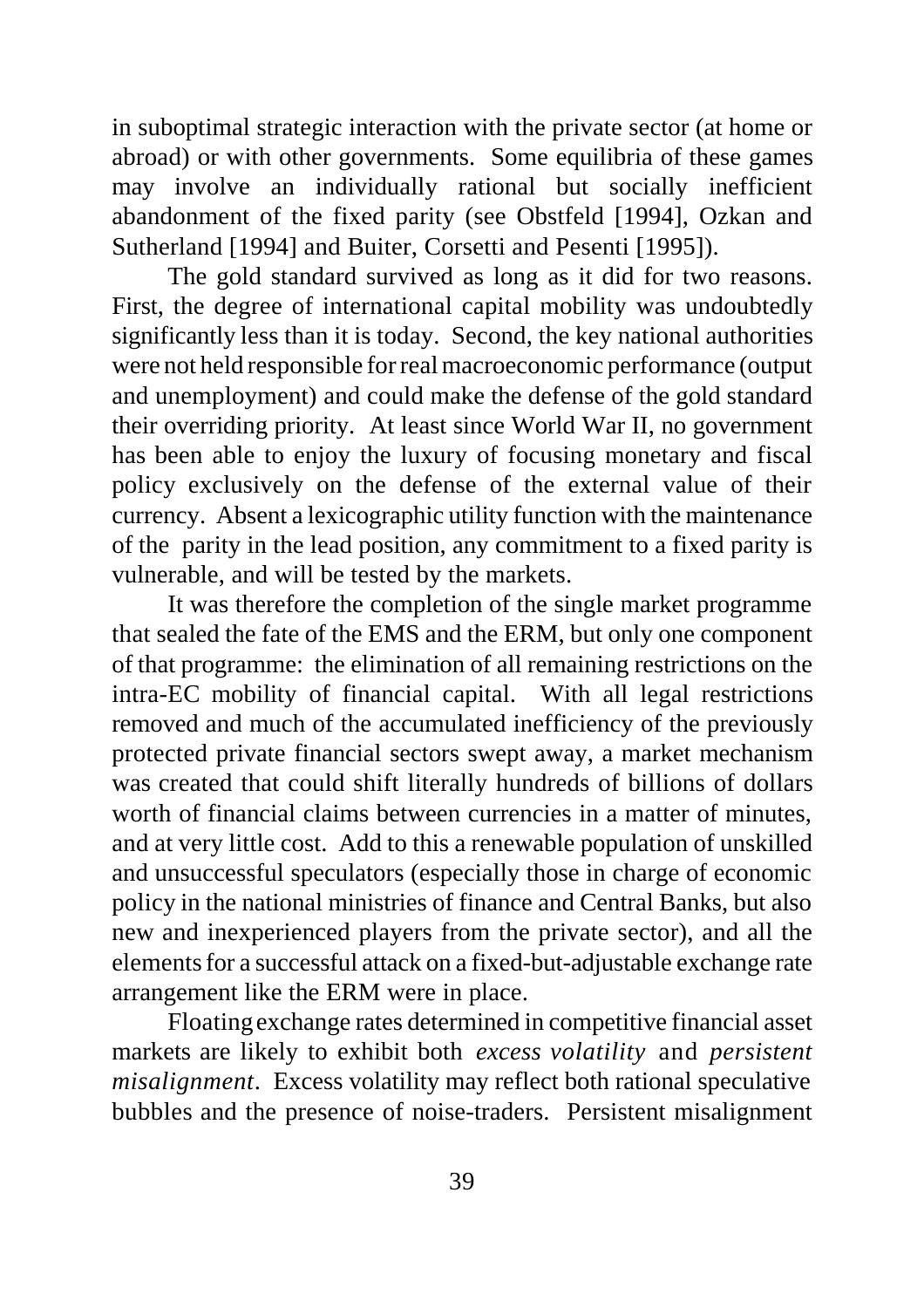in suboptimal strategic interaction with the private sector (at home or abroad) or with other governments. Some equilibria of these games may involve an individually rational but socially inefficient abandonment of the fixed parity (see Obstfeld [1994], Ozkan and Sutherland [1994] and Buiter, Corsetti and Pesenti [1995]).

The gold standard survived as long as it did for two reasons. First, the degree of international capital mobility was undoubtedly significantly less than it is today. Second, the key national authorities were not held responsible for real macroeconomic performance (output and unemployment) and could make the defense of the gold standard their overriding priority. At least since World War II, no government has been able to enjoy the luxury of focusing monetary and fiscal policy exclusively on the defense of the external value of their currency. Absent a lexicographic utility function with the maintenance of the parity in the lead position, any commitment to a fixed parity is vulnerable, and will be tested by the markets.

It was therefore the completion of the single market programme that sealed the fate of the EMS and the ERM, but only one component of that programme: the elimination of all remaining restrictions on the intra-EC mobility of financial capital. With all legal restrictions removed and much of the accumulated inefficiency of the previously protected private financial sectors swept away, a market mechanism was created that could shift literally hundreds of billions of dollars worth of financial claims between currencies in a matter of minutes, and at very little cost. Add to this a renewable population of unskilled and unsuccessful speculators (especially those in charge of economic policy in the national ministries of finance and Central Banks, but also new and inexperienced players from the private sector), and all the elements for a successful attack on a fixed-but-adjustable exchange rate arrangement like the ERM were in place.

Floating exchange rates determined in competitive financial asset markets are likely to exhibit both *excess volatility* and *persistent misalignment*. Excess volatility may reflect both rational speculative bubbles and the presence of noise-traders. Persistent misalignment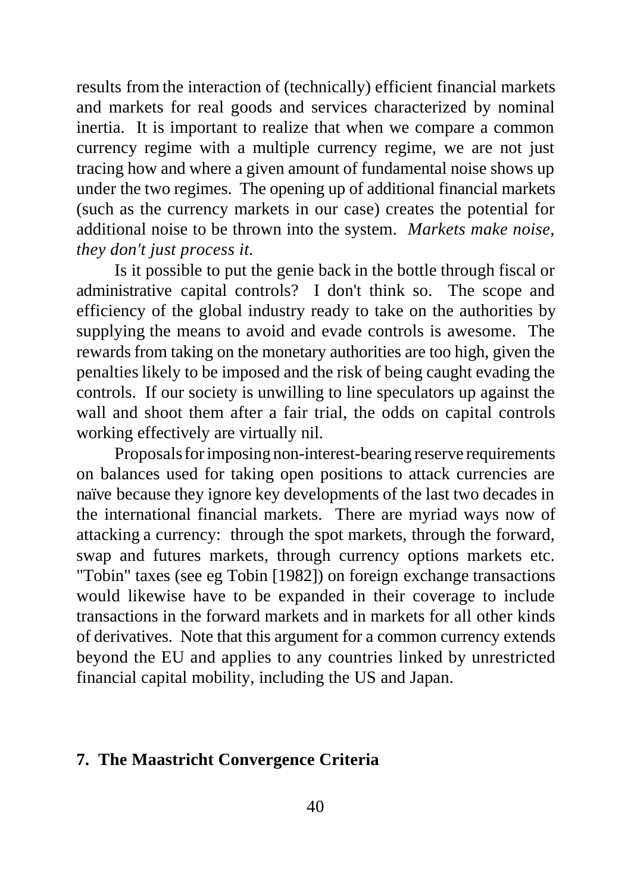results from the interaction of (technically) efficient financial markets and markets for real goods and services characterized by nominal inertia. It is important to realize that when we compare a common currency regime with a multiple currency regime, we are not just tracing how and where a given amount of fundamental noise shows up under the two regimes. The opening up of additional financial markets (such as the currency markets in our case) creates the potential for additional noise to be thrown into the system. *Markets make noise, they don't just process it.*

Is it possible to put the genie back in the bottle through fiscal or administrative capital controls? I don't think so. The scope and efficiency of the global industry ready to take on the authorities by supplying the means to avoid and evade controls is awesome. The rewards from taking on the monetary authorities are too high, given the penalties likely to be imposed and the risk of being caught evading the controls. If our society is unwilling to line speculators up against the wall and shoot them after a fair trial, the odds on capital controls working effectively are virtually nil.

Proposals for imposing non-interest-bearing reserve requirements on balances used for taking open positions to attack currencies are naïve because they ignore key developments of the last two decades in the international financial markets. There are myriad ways now of attacking a currency: through the spot markets, through the forward, swap and futures markets, through currency options markets etc. "Tobin" taxes (see eg Tobin [1982]) on foreign exchange transactions would likewise have to be expanded in their coverage to include transactions in the forward markets and in markets for all other kinds of derivatives. Note that this argument for a common currency extends beyond the EU and applies to any countries linked by unrestricted financial capital mobility, including the US and Japan.

## 7. The Maastricht Convergence Criteria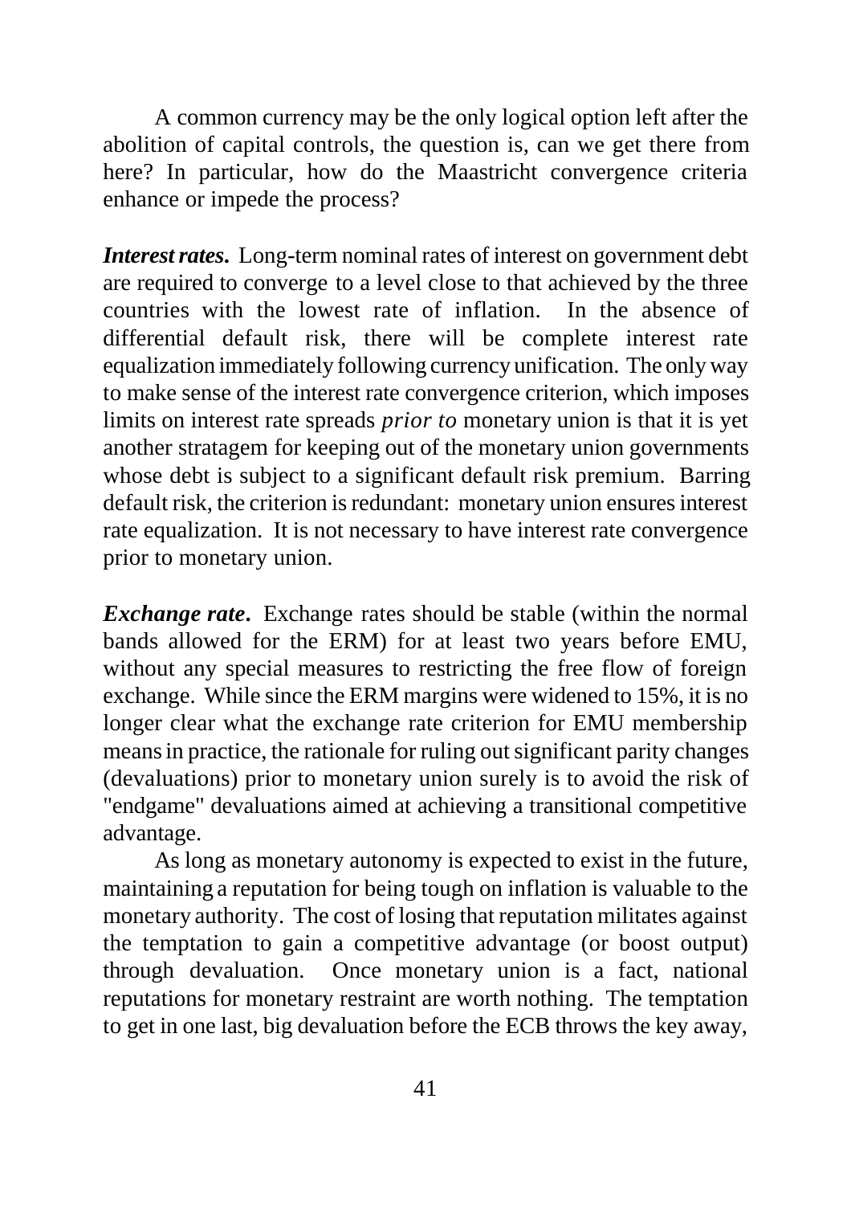A common currency may be the only logical option left after the abolition of capital controls, the question is, can we get there from here? In particular, how do the Maastricht convergence criteria enhance or impede the process?

***Interest rates.*** Long-term nominal rates of interest on government debt are required to converge to a level close to that achieved by the three countries with the lowest rate of inflation. In the absence of differential default risk, there will be complete interest rate equalization immediately following currency unification. The only way to make sense of the interest rate convergence criterion, which imposes limits on interest rate spreads *prior to* monetary union is that it is yet another stratagem for keeping out of the monetary union governments whose debt is subject to a significant default risk premium. Barring default risk, the criterion is redundant: monetary union ensures interest rate equalization. It is not necessary to have interest rate convergence prior to monetary union.

***Exchange rate.*** Exchange rates should be stable (within the normal bands allowed for the ERM) for at least two years before EMU, without any special measures to restricting the free flow of foreign exchange. While since the ERM margins were widened to 15%, it is no longer clear what the exchange rate criterion for EMU membership means in practice, the rationale for ruling out significant parity changes (devaluations) prior to monetary union surely is to avoid the risk of "endgame" devaluations aimed at achieving a transitional competitive advantage.

As long as monetary autonomy is expected to exist in the future, maintaining a reputation for being tough on inflation is valuable to the monetary authority. The cost of losing that reputation militates against the temptation to gain a competitive advantage (or boost output) through devaluation. Once monetary union is a fact, national reputations for monetary restraint are worth nothing. The temptation to get in one last, big devaluation before the ECB throws the key away,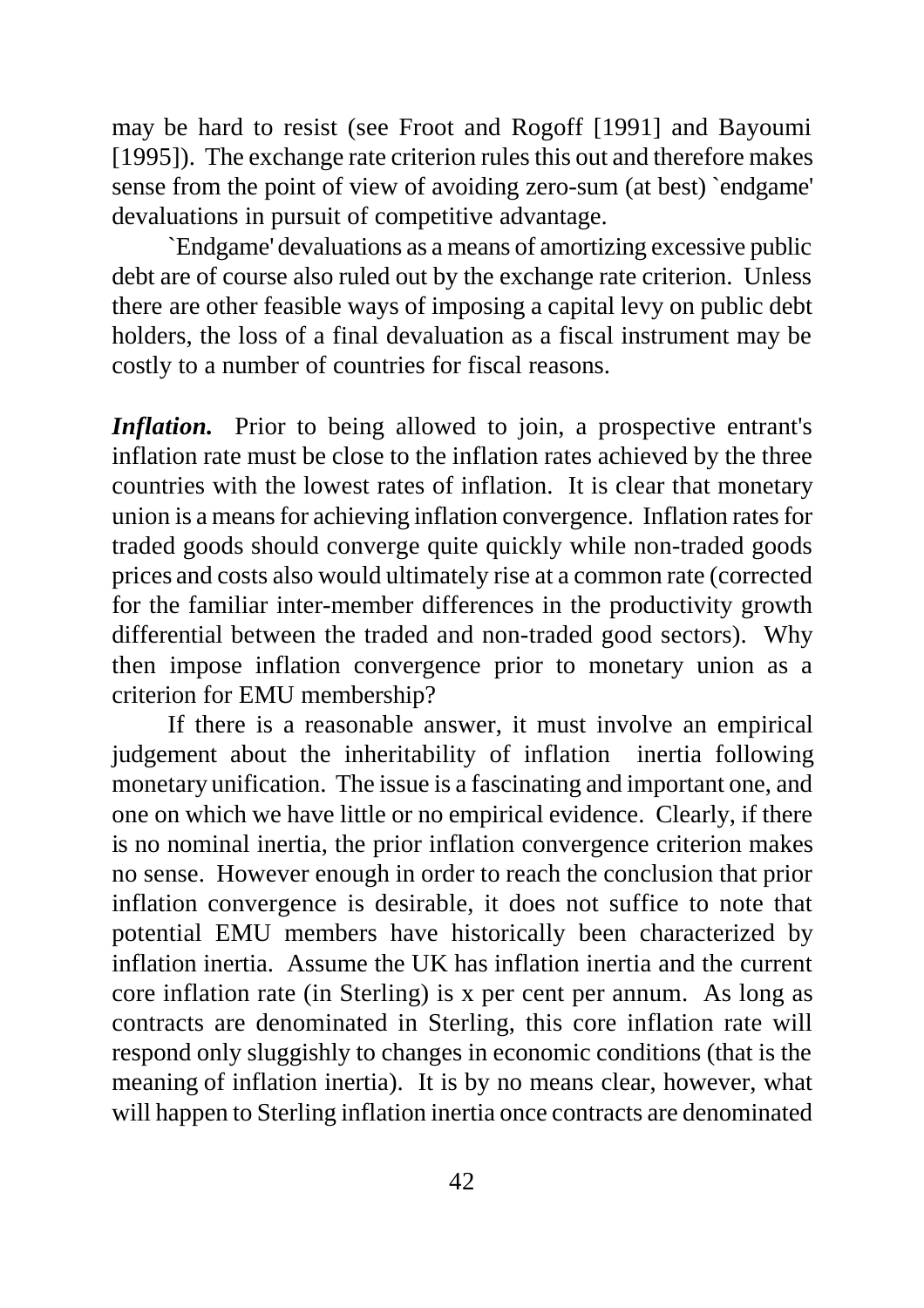may be hard to resist (see Froot and Rogoff [1991] and Bayoumi [1995]). The exchange rate criterion rules this out and therefore makes sense from the point of view of avoiding zero-sum (at best) `endgame' devaluations in pursuit of competitive advantage.

`Endgame' devaluations as a means of amortizing excessive public debt are of course also ruled out by the exchange rate criterion. Unless there are other feasible ways of imposing a capital levy on public debt holders, the loss of a final devaluation as a fiscal instrument may be costly to a number of countries for fiscal reasons.

***Inflation.*** Prior to being allowed to join, a prospective entrant's inflation rate must be close to the inflation rates achieved by the three countries with the lowest rates of inflation. It is clear that monetary union is a means for achieving inflation convergence. Inflation rates for traded goods should converge quite quickly while non-traded goods prices and costs also would ultimately rise at a common rate (corrected for the familiar inter-member differences in the productivity growth differential between the traded and non-traded good sectors). Why then impose inflation convergence prior to monetary union as a criterion for EMU membership?

If there is a reasonable answer, it must involve an empirical judgement about the inheritability of inflation inertia following monetary unification. The issue is a fascinating and important one, and one on which we have little or no empirical evidence. Clearly, if there is no nominal inertia, the prior inflation convergence criterion makes no sense. However enough in order to reach the conclusion that prior inflation convergence is desirable, it does not suffice to note that potential EMU members have historically been characterized by inflation inertia. Assume the UK has inflation inertia and the current core inflation rate (in Sterling) is x per cent per annum. As long as contracts are denominated in Sterling, this core inflation rate will respond only sluggishly to changes in economic conditions (that is the meaning of inflation inertia). It is by no means clear, however, what will happen to Sterling inflation inertia once contracts are denominated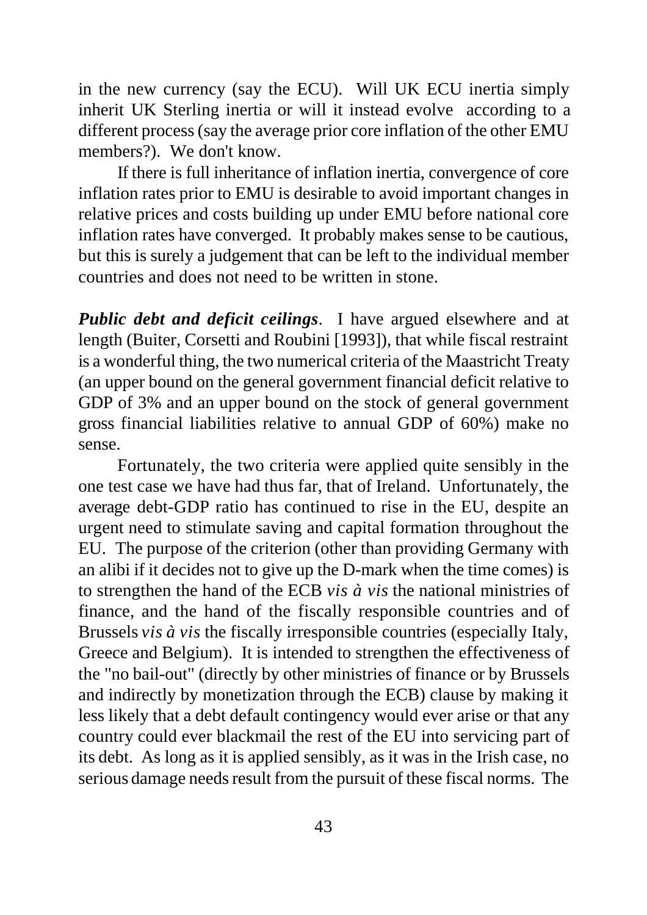in the new currency (say the ECU). Will UK ECU inertia simply inherit UK Sterling inertia or will it instead evolve according to a different process (say the average prior core inflation of the other EMU members?). We don't know.

If there is full inheritance of inflation inertia, convergence of core inflation rates prior to EMU is desirable to avoid important changes in relative prices and costs building up under EMU before national core inflation rates have converged. It probably makes sense to be cautious, but this is surely a judgement that can be left to the individual member countries and does not need to be written in stone.

***Public debt and deficit ceilings***. I have argued elsewhere and at length (Buiter, Corsetti and Roubini [1993]), that while fiscal restraint is a wonderful thing, the two numerical criteria of the Maastricht Treaty (an upper bound on the general government financial deficit relative to GDP of 3% and an upper bound on the stock of general government gross financial liabilities relative to annual GDP of 60%) make no sense.

Fortunately, the two criteria were applied quite sensibly in the one test case we have had thus far, that of Ireland. Unfortunately, the average debt-GDP ratio has continued to rise in the EU, despite an urgent need to stimulate saving and capital formation throughout the EU. The purpose of the criterion (other than providing Germany with an alibi if it decides not to give up the D-mark when the time comes) is to strengthen the hand of the ECB *vis à vis* the national ministries of finance, and the hand of the fiscally responsible countries and of Brussels *vis à vis* the fiscally irresponsible countries (especially Italy, Greece and Belgium). It is intended to strengthen the effectiveness of the "no bail-out" (directly by other ministries of finance or by Brussels and indirectly by monetization through the ECB) clause by making it less likely that a debt default contingency would ever arise or that any country could ever blackmail the rest of the EU into servicing part of its debt. As long as it is applied sensibly, as it was in the Irish case, no serious damage needs result from the pursuit of these fiscal norms. The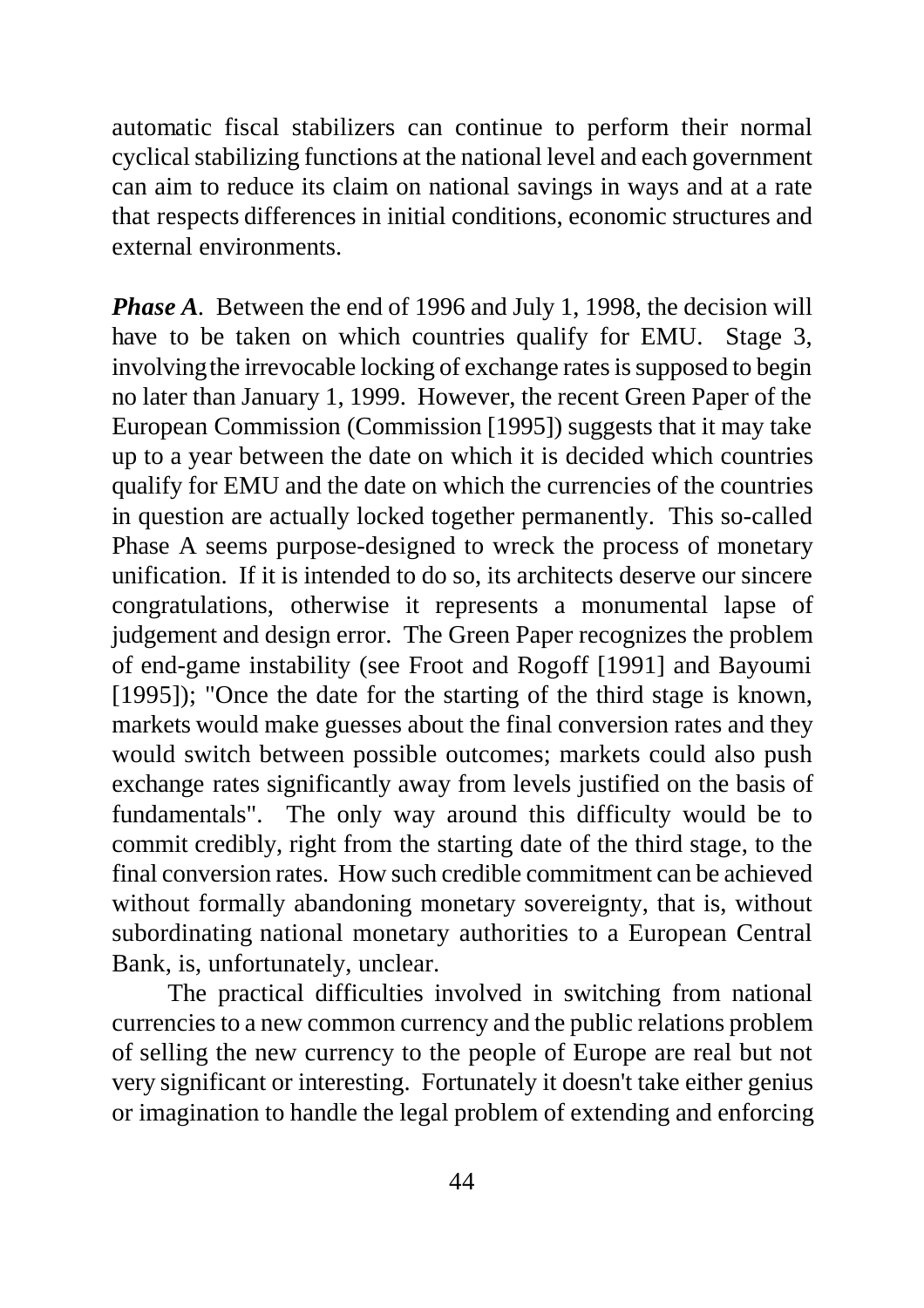automatic fiscal stabilizers can continue to perform their normal cyclical stabilizing functions at the national level and each government can aim to reduce its claim on national savings in ways and at a rate that respects differences in initial conditions, economic structures and external environments.

***Phase A***. Between the end of 1996 and July 1, 1998, the decision will have to be taken on which countries qualify for EMU. Stage 3, involving the irrevocable locking of exchange rates is supposed to begin no later than January 1, 1999. However, the recent Green Paper of the European Commission (Commission [1995]) suggests that it may take up to a year between the date on which it is decided which countries qualify for EMU and the date on which the currencies of the countries in question are actually locked together permanently. This so-called Phase A seems purpose-designed to wreck the process of monetary unification. If it is intended to do so, its architects deserve our sincere congratulations, otherwise it represents a monumental lapse of judgement and design error. The Green Paper recognizes the problem of end-game instability (see Froot and Rogoff [1991] and Bayoumi [1995]); "Once the date for the starting of the third stage is known, markets would make guesses about the final conversion rates and they would switch between possible outcomes; markets could also push exchange rates significantly away from levels justified on the basis of fundamentals". The only way around this difficulty would be to commit credibly, right from the starting date of the third stage, to the final conversion rates. How such credible commitment can be achieved without formally abandoning monetary sovereignty, that is, without subordinating national monetary authorities to a European Central Bank, is, unfortunately, unclear.

The practical difficulties involved in switching from national currencies to a new common currency and the public relations problem of selling the new currency to the people of Europe are real but not very significant or interesting. Fortunately it doesn't take either genius or imagination to handle the legal problem of extending and enforcing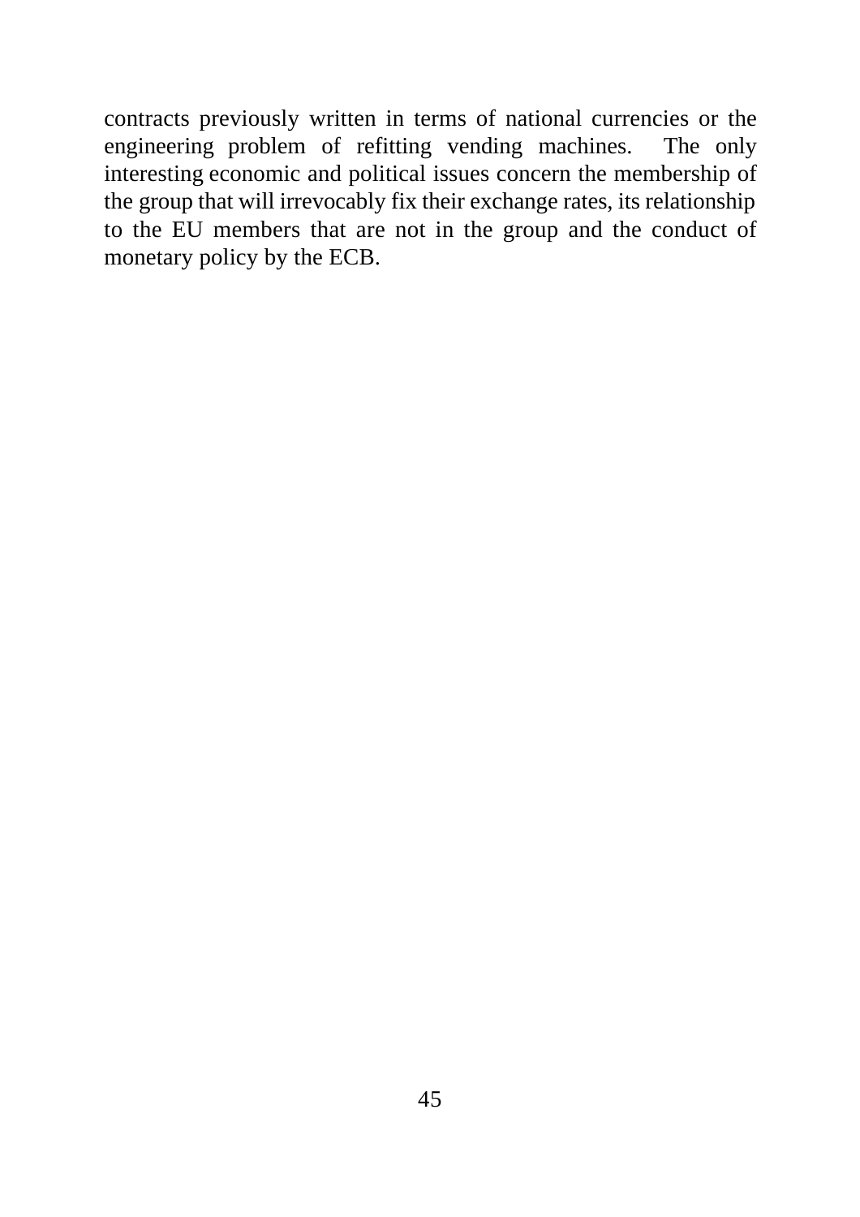contracts previously written in terms of national currencies or the engineering problem of refitting vending machines. The only interesting economic and political issues concern the membership of the group that will irrevocably fix their exchange rates, its relationship to the EU members that are not in the group and the conduct of monetary policy by the ECB.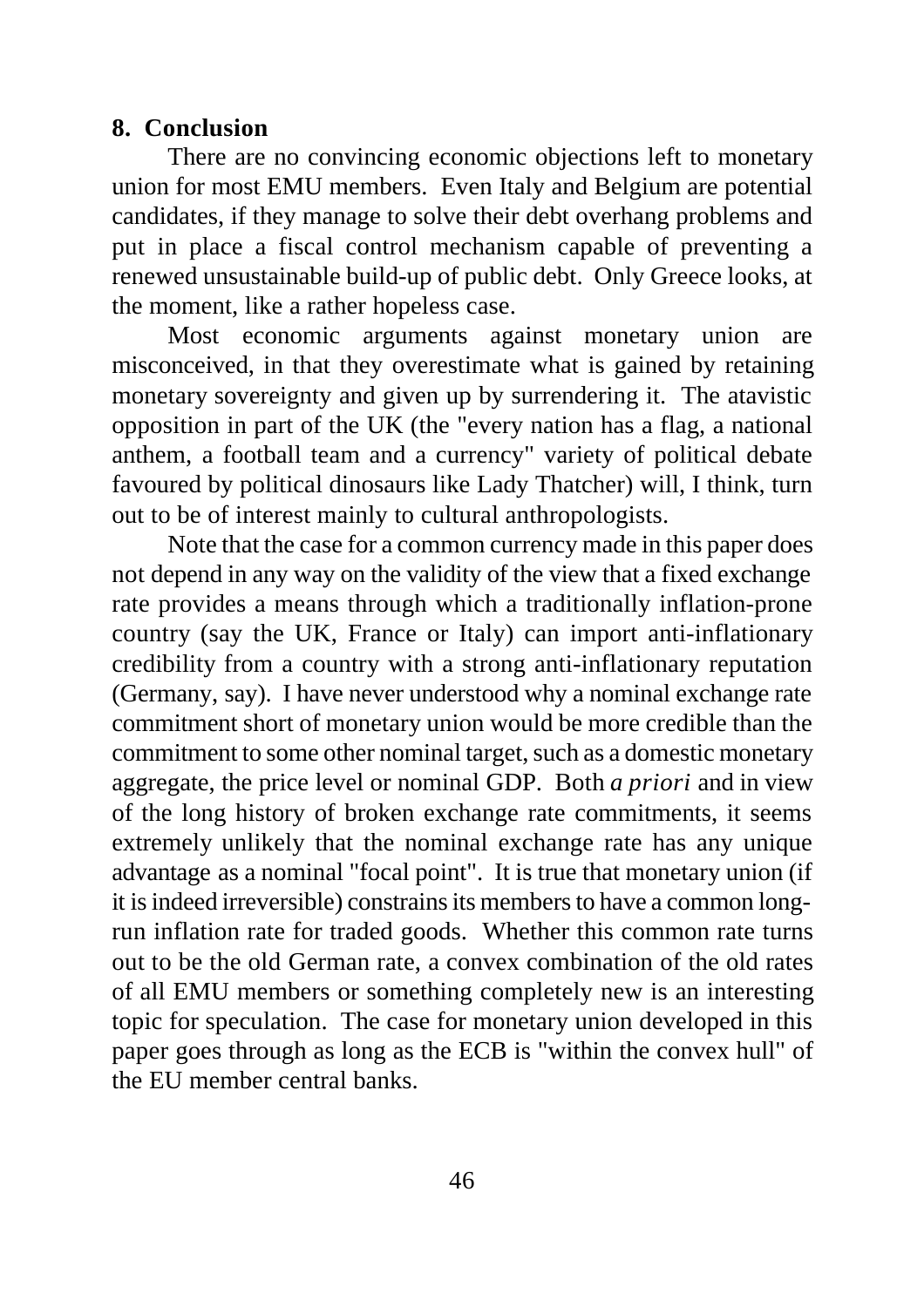## 8. Conclusion

There are no convincing economic objections left to monetary union for most EMU members. Even Italy and Belgium are potential candidates, if they manage to solve their debt overhang problems and put in place a fiscal control mechanism capable of preventing a renewed unsustainable build-up of public debt. Only Greece looks, at the moment, like a rather hopeless case.

Most economic arguments against monetary union are misconceived, in that they overestimate what is gained by retaining monetary sovereignty and given up by surrendering it. The atavistic opposition in part of the UK (the "every nation has a flag, a national anthem, a football team and a currency" variety of political debate favoured by political dinosaurs like Lady Thatcher) will, I think, turn out to be of interest mainly to cultural anthropologists.

Note that the case for a common currency made in this paper does not depend in any way on the validity of the view that a fixed exchange rate provides a means through which a traditionally inflation-prone country (say the UK, France or Italy) can import anti-inflationary credibility from a country with a strong anti-inflationary reputation (Germany, say). I have never understood why a nominal exchange rate commitment short of monetary union would be more credible than the commitment to some other nominal target, such as a domestic monetary aggregate, the price level or nominal GDP. Both *a priori* and in view of the long history of broken exchange rate commitments, it seems extremely unlikely that the nominal exchange rate has any unique advantage as a nominal "focal point". It is true that monetary union (if it is indeed irreversible) constrains its members to have a common long-run inflation rate for traded goods. Whether this common rate turns out to be the old German rate, a convex combination of the old rates of all EMU members or something completely new is an interesting topic for speculation. The case for monetary union developed in this paper goes through as long as the ECB is "within the convex hull" of the EU member central banks.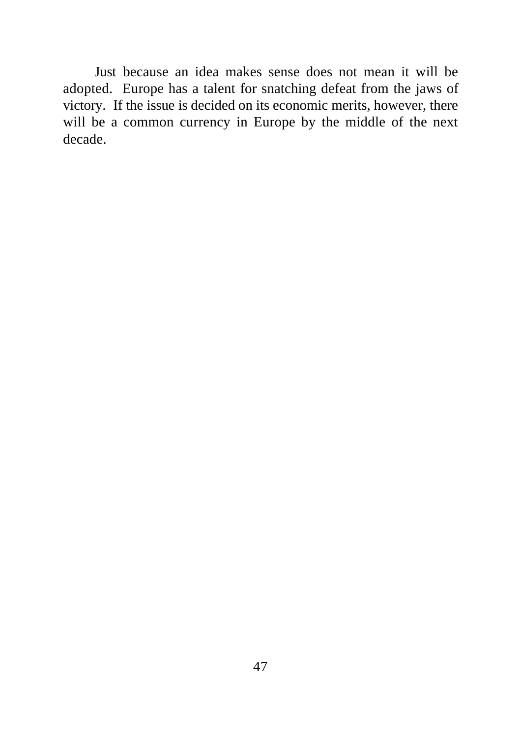Just because an idea makes sense does not mean it will be adopted. Europe has a talent for snatching defeat from the jaws of victory. If the issue is decided on its economic merits, however, there will be a common currency in Europe by the middle of the next decade.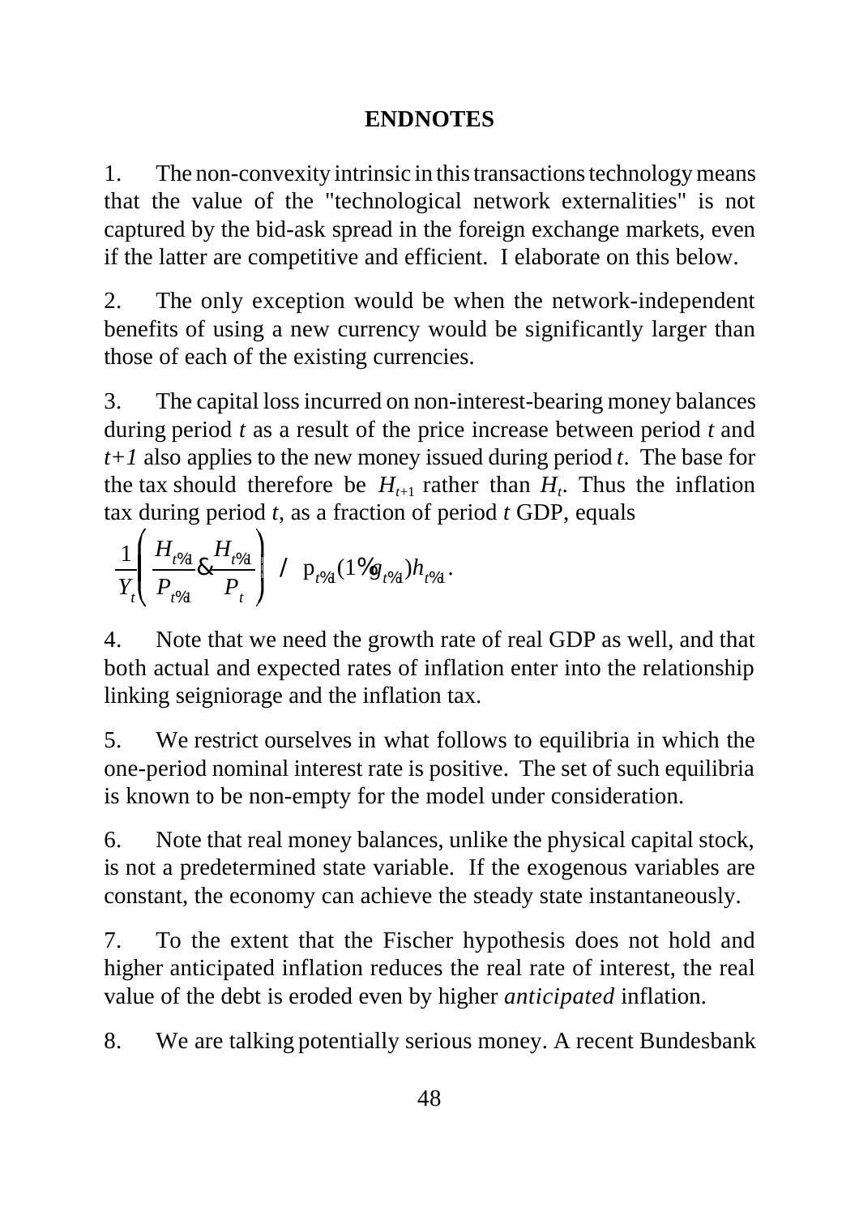## ENDNOTES

1. The non-convexity intrinsic in this transactions technology means that the value of the "technological network externalities" is not captured by the bid-ask spread in the foreign exchange markets, even if the latter are competitive and efficient. I elaborate on this below.

2. The only exception would be when the network-independent benefits of using a new currency would be significantly larger than those of each of the existing currencies.

3. The capital loss incurred on non-interest-bearing money balances during period $t$ as a result of the price increase between period $t$ and $t+1$ also applies to the new money issued during period $t$. The base for the tax should therefore be $H_{t+1}$ rather than $H_t$. Thus the inflation tax during period $t$, as a fraction of period $t$ GDP, equals

$$\frac{1}{Y_t}\left(\frac{H_{t+1}}{P_{t+1}} - \frac{H_{t+1}}{P_t}\right) \equiv \pi_{t+1}(1+g_{t+1})h_{t+1}.$$

4. Note that we need the growth rate of real GDP as well, and that both actual and expected rates of inflation enter into the relationship linking seigniorage and the inflation tax.

5. We restrict ourselves in what follows to equilibria in which the one-period nominal interest rate is positive. The set of such equilibria is known to be non-empty for the model under consideration.

6. Note that real money balances, unlike the physical capital stock, is not a predetermined state variable. If the exogenous variables are constant, the economy can achieve the steady state instantaneously.

7. To the extent that the Fischer hypothesis does not hold and higher anticipated inflation reduces the real rate of interest, the real value of the debt is eroded even by higher *anticipated* inflation.

8. We are talking potentially serious money. A recent Bundesbank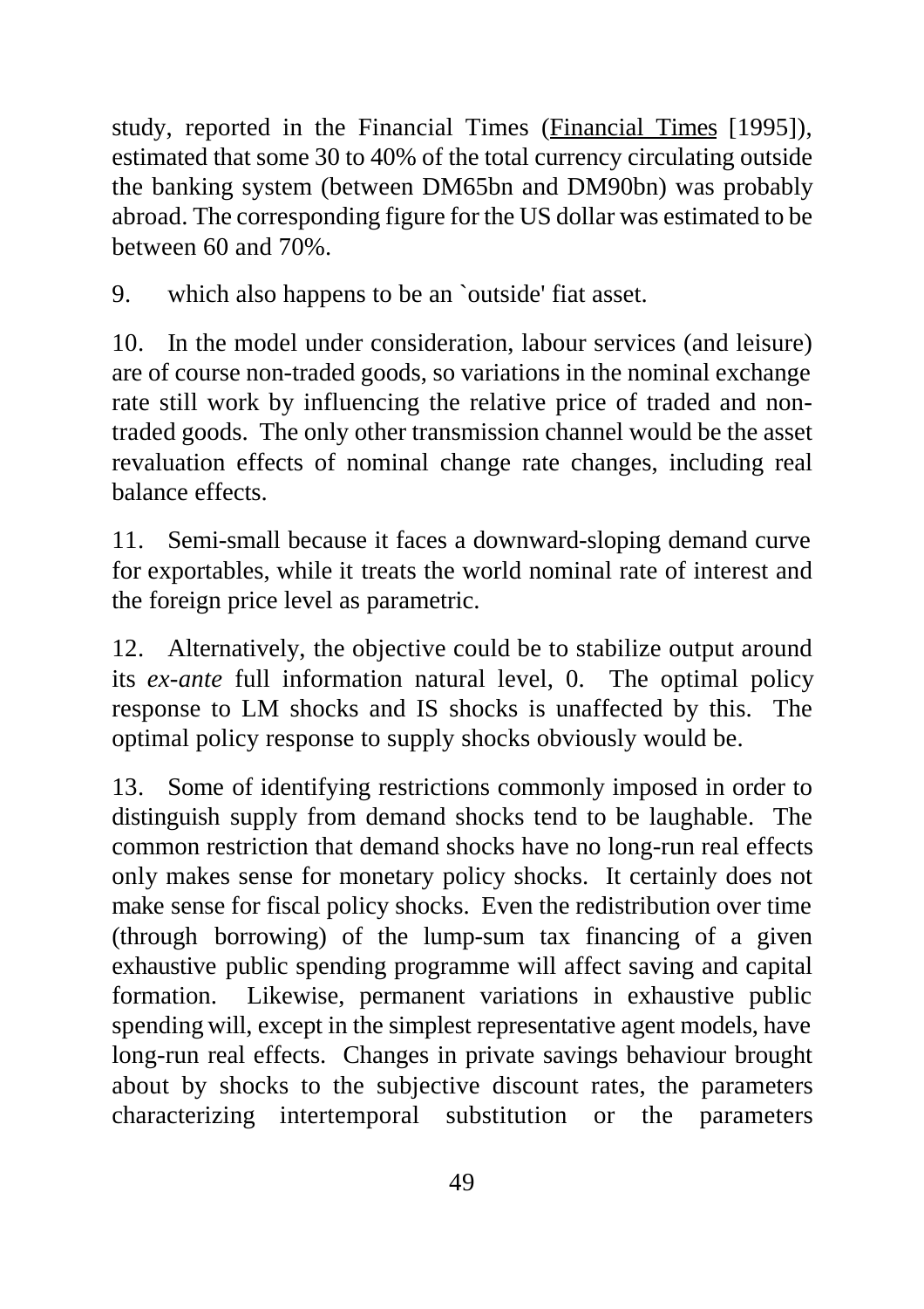study, reported in the Financial Times (Financial Times [1995]), estimated that some 30 to 40% of the total currency circulating outside the banking system (between DM65bn and DM90bn) was probably abroad. The corresponding figure for the US dollar was estimated to be between 60 and 70%.

9. which also happens to be an `outside' fiat asset.

10. In the model under consideration, labour services (and leisure) are of course non-traded goods, so variations in the nominal exchange rate still work by influencing the relative price of traded and non-traded goods. The only other transmission channel would be the asset revaluation effects of nominal change rate changes, including real balance effects.

11. Semi-small because it faces a downward-sloping demand curve for exportables, while it treats the world nominal rate of interest and the foreign price level as parametric.

12. Alternatively, the objective could be to stabilize output around its *ex-ante* full information natural level, 0. The optimal policy response to LM shocks and IS shocks is unaffected by this. The optimal policy response to supply shocks obviously would be.

13. Some of identifying restrictions commonly imposed in order to distinguish supply from demand shocks tend to be laughable. The common restriction that demand shocks have no long-run real effects only makes sense for monetary policy shocks. It certainly does not make sense for fiscal policy shocks. Even the redistribution over time (through borrowing) of the lump-sum tax financing of a given exhaustive public spending programme will affect saving and capital formation. Likewise, permanent variations in exhaustive public spending will, except in the simplest representative agent models, have long-run real effects. Changes in private savings behaviour brought about by shocks to the subjective discount rates, the parameters characterizing intertemporal substitution or the parameters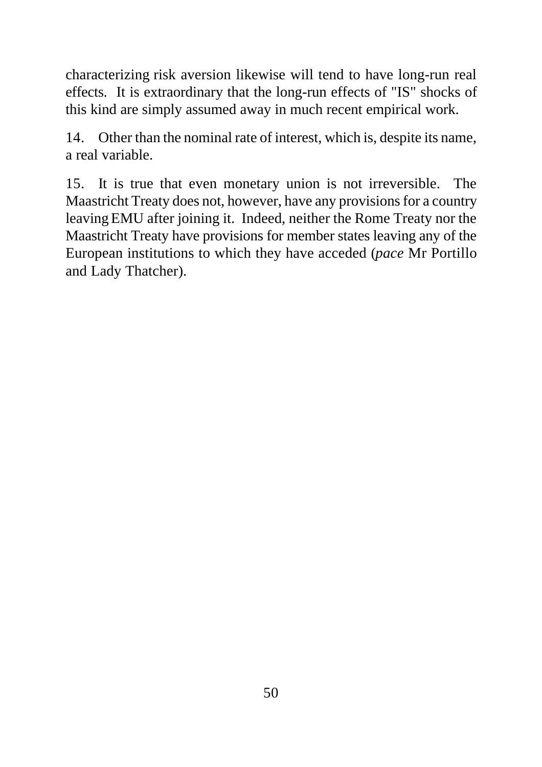characterizing risk aversion likewise will tend to have long-run real effects. It is extraordinary that the long-run effects of "IS" shocks of this kind are simply assumed away in much recent empirical work.

14. Other than the nominal rate of interest, which is, despite its name, a real variable.

15. It is true that even monetary union is not irreversible. The Maastricht Treaty does not, however, have any provisions for a country leaving EMU after joining it. Indeed, neither the Rome Treaty nor the Maastricht Treaty have provisions for member states leaving any of the European institutions to which they have acceded (*pace* Mr Portillo and Lady Thatcher).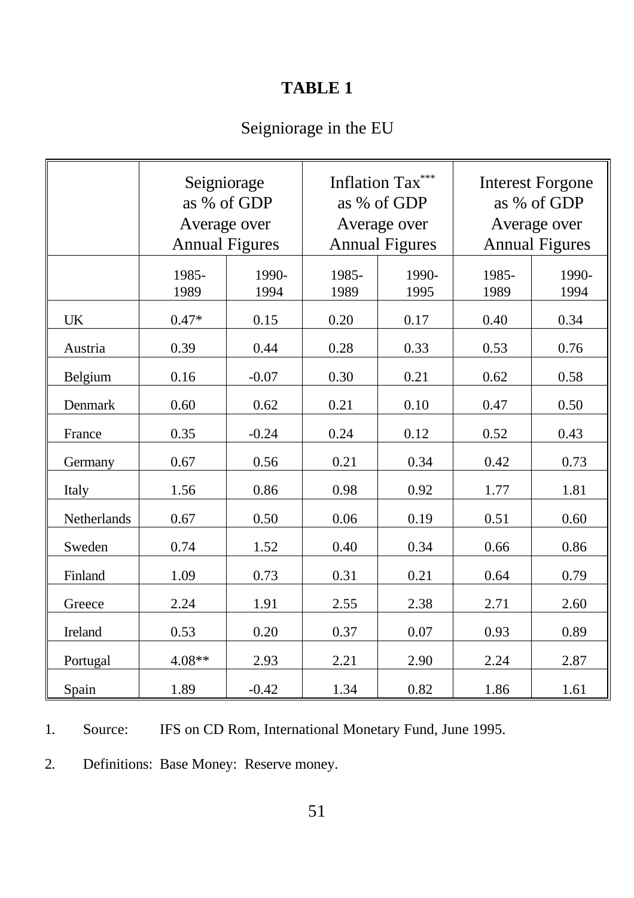**TABLE 1**

Seigniorage in the EU

| | Seigniorage as % of GDP Average over Annual Figures | | Inflation Tax*** as % of GDP Average over Annual Figures | | Interest Forgone as % of GDP Average over Annual Figures | |
|---|---|---|---|---|---|---|
| | 1985-1989 | 1990-1994 | 1985-1989 | 1990-1995 | 1985-1989 | 1990-1994 |
| UK | 0.47* | 0.15 | 0.20 | 0.17 | 0.40 | 0.34 |
| Austria | 0.39 | 0.44 | 0.28 | 0.33 | 0.53 | 0.76 |
| Belgium | 0.16 | -0.07 | 0.30 | 0.21 | 0.62 | 0.58 |
| Denmark | 0.60 | 0.62 | 0.21 | 0.10 | 0.47 | 0.50 |
| France | 0.35 | -0.24 | 0.24 | 0.12 | 0.52 | 0.43 |
| Germany | 0.67 | 0.56 | 0.21 | 0.34 | 0.42 | 0.73 |
| Italy | 1.56 | 0.86 | 0.98 | 0.92 | 1.77 | 1.81 |
| Netherlands | 0.67 | 0.50 | 0.06 | 0.19 | 0.51 | 0.60 |
| Sweden | 0.74 | 1.52 | 0.40 | 0.34 | 0.66 | 0.86 |
| Finland | 1.09 | 0.73 | 0.31 | 0.21 | 0.64 | 0.79 |
| Greece | 2.24 | 1.91 | 2.55 | 2.38 | 2.71 | 2.60 |
| Ireland | 0.53 | 0.20 | 0.37 | 0.07 | 0.93 | 0.89 |
| Portugal | 4.08** | 2.93 | 2.21 | 2.90 | 2.24 | 2.87 |
| Spain | 1.89 | -0.42 | 1.34 | 0.82 | 1.86 | 1.61 |

1. Source: IFS on CD Rom, International Monetary Fund, June 1995.

2. Definitions: Base Money: Reserve money.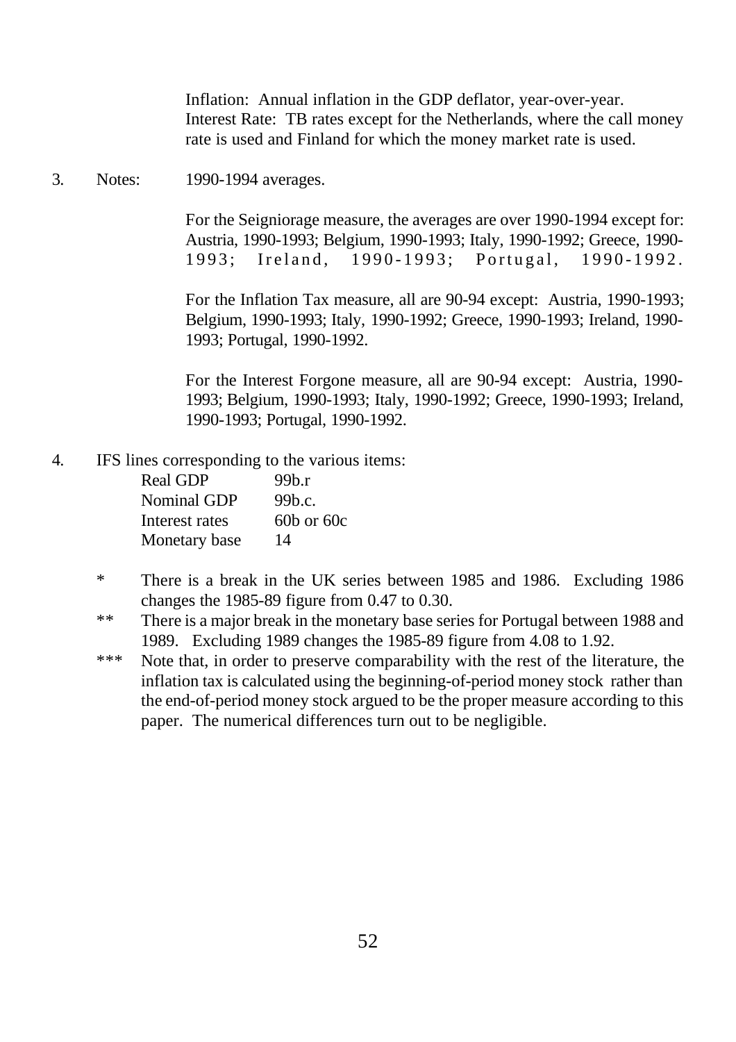Inflation: Annual inflation in the GDP deflator, year-over-year.
Interest Rate: TB rates except for the Netherlands, where the call money rate is used and Finland for which the money market rate is used.

3. Notes: 1990-1994 averages.

For the Seigniorage measure, the averages are over 1990-1994 except for: Austria, 1990-1993; Belgium, 1990-1993; Italy, 1990-1992; Greece, 1990-1993; Ireland, 1990-1993; Portugal, 1990-1992.

For the Inflation Tax measure, all are 90-94 except: Austria, 1990-1993; Belgium, 1990-1993; Italy, 1990-1992; Greece, 1990-1993; Ireland, 1990-1993; Portugal, 1990-1992.

For the Interest Forgone measure, all are 90-94 except: Austria, 1990-1993; Belgium, 1990-1993; Italy, 1990-1992; Greece, 1990-1993; Ireland, 1990-1993; Portugal, 1990-1992.

4. IFS lines corresponding to the various items:

| | |
|---|---|
| Real GDP | 99b.r |
| Nominal GDP | 99b.c. |
| Interest rates | 60b or 60c |
| Monetary base | 14 |

\* There is a break in the UK series between 1985 and 1986. Excluding 1986 changes the 1985-89 figure from 0.47 to 0.30.

\*\* There is a major break in the monetary base series for Portugal between 1988 and 1989. Excluding 1989 changes the 1985-89 figure from 4.08 to 1.92.

\*\*\* Note that, in order to preserve comparability with the rest of the literature, the inflation tax is calculated using the beginning-of-period money stock rather than the end-of-period money stock argued to be the proper measure according to this paper. The numerical differences turn out to be negligible.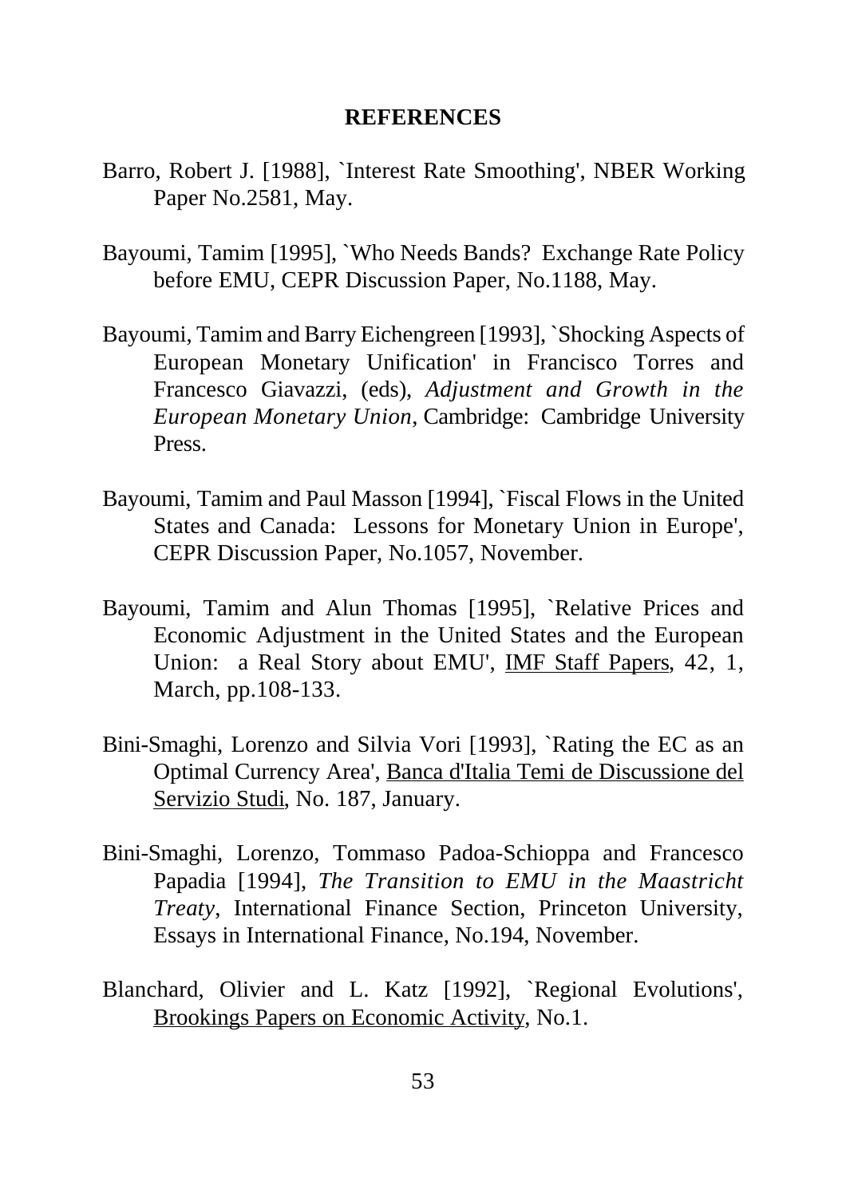# REFERENCES

Barro, Robert J. [1988], `Interest Rate Smoothing', NBER Working Paper No.2581, May.

Bayoumi, Tamim [1995], `Who Needs Bands? Exchange Rate Policy before EMU, CEPR Discussion Paper, No.1188, May.

Bayoumi, Tamim and Barry Eichengreen [1993], `Shocking Aspects of European Monetary Unification' in Francisco Torres and Francesco Giavazzi, (eds), *Adjustment and Growth in the European Monetary Union*, Cambridge: Cambridge University Press.

Bayoumi, Tamim and Paul Masson [1994], `Fiscal Flows in the United States and Canada: Lessons for Monetary Union in Europe', CEPR Discussion Paper, No.1057, November.

Bayoumi, Tamim and Alun Thomas [1995], `Relative Prices and Economic Adjustment in the United States and the European Union: a Real Story about EMU', <u>IMF Staff Papers</u>, 42, 1, March, pp.108-133.

Bini-Smaghi, Lorenzo and Silvia Vori [1993], `Rating the EC as an Optimal Currency Area', <u>Banca d'Italia Temi de Discussione del Servizio Studi</u>, No. 187, January.

Bini-Smaghi, Lorenzo, Tommaso Padoa-Schioppa and Francesco Papadia [1994], *The Transition to EMU in the Maastricht Treaty*, International Finance Section, Princeton University, Essays in International Finance, No.194, November.

Blanchard, Olivier and L. Katz [1992], `Regional Evolutions', <u>Brookings Papers on Economic Activity</u>, No.1.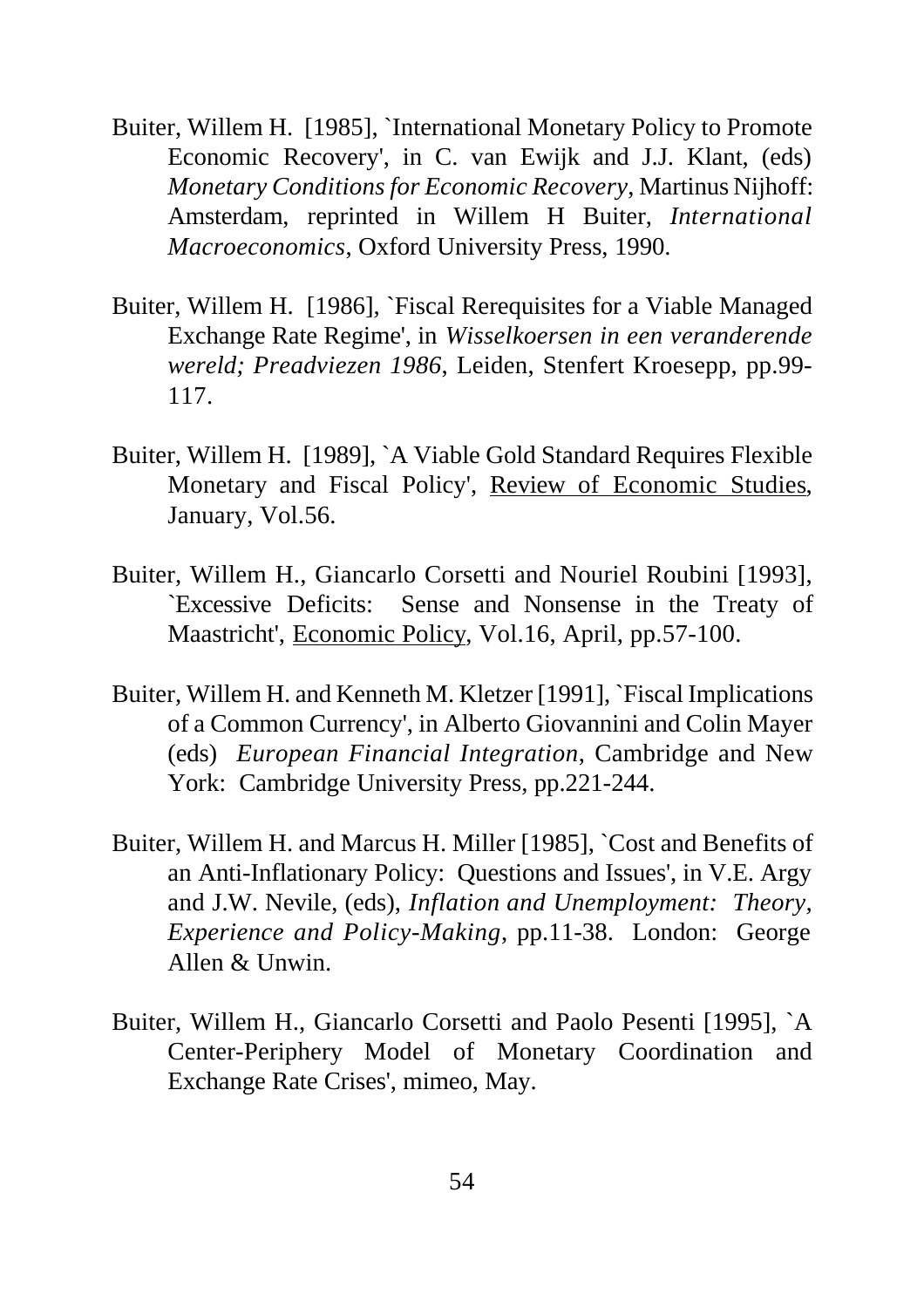Buiter, Willem H. [1985], `International Monetary Policy to Promote Economic Recovery', in C. van Ewijk and J.J. Klant, (eds) *Monetary Conditions for Economic Recovery*, Martinus Nijhoff: Amsterdam, reprinted in Willem H Buiter, *International Macroeconomics*, Oxford University Press, 1990.

Buiter, Willem H. [1986], `Fiscal Rerequisites for a Viable Managed Exchange Rate Regime', in *Wisselkoersen in een veranderende wereld; Preadviezen 1986*, Leiden, Stenfert Kroesepp, pp.99-117.

Buiter, Willem H. [1989], `A Viable Gold Standard Requires Flexible Monetary and Fiscal Policy', <u>Review of Economic Studies</u>, January, Vol.56.

Buiter, Willem H., Giancarlo Corsetti and Nouriel Roubini [1993], `Excessive Deficits: Sense and Nonsense in the Treaty of Maastricht', <u>Economic Policy</u>, Vol.16, April, pp.57-100.

Buiter, Willem H. and Kenneth M. Kletzer [1991], `Fiscal Implications of a Common Currency', in Alberto Giovannini and Colin Mayer (eds) *European Financial Integration*, Cambridge and New York: Cambridge University Press, pp.221-244.

Buiter, Willem H. and Marcus H. Miller [1985], `Cost and Benefits of an Anti-Inflationary Policy: Questions and Issues', in V.E. Argy and J.W. Nevile, (eds), *Inflation and Unemployment: Theory, Experience and Policy-Making*, pp.11-38. London: George Allen & Unwin.

Buiter, Willem H., Giancarlo Corsetti and Paolo Pesenti [1995], `A Center-Periphery Model of Monetary Coordination and Exchange Rate Crises', mimeo, May.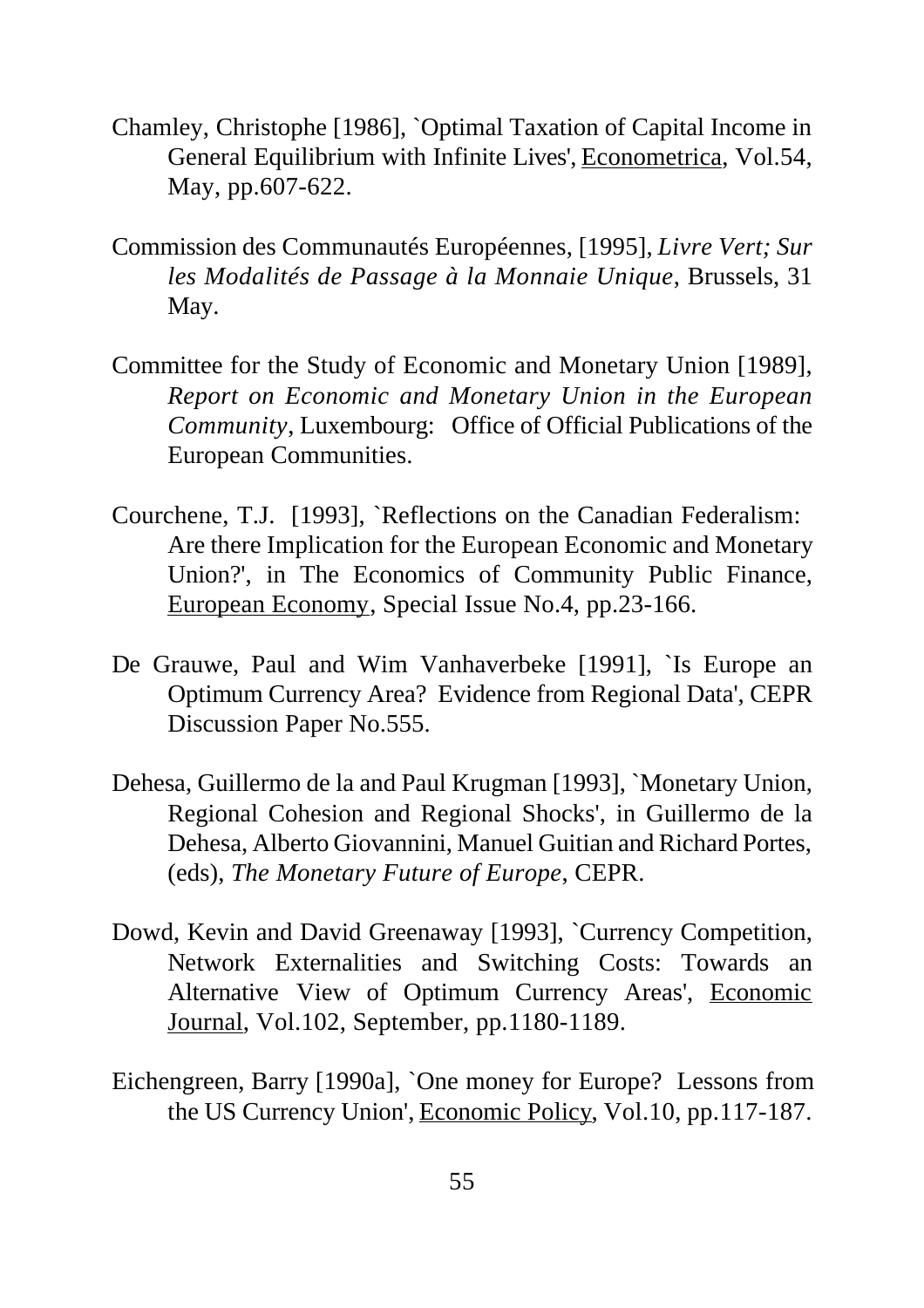Chamley, Christophe [1986], `Optimal Taxation of Capital Income in General Equilibrium with Infinite Lives', Econometrica, Vol.54, May, pp.607-622.

Commission des Communautés Européennes, [1995], *Livre Vert; Sur les Modalités de Passage à la Monnaie Unique*, Brussels, 31 May.

Committee for the Study of Economic and Monetary Union [1989], *Report on Economic and Monetary Union in the European Community*, Luxembourg: Office of Official Publications of the European Communities.

Courchene, T.J. [1993], `Reflections on the Canadian Federalism: Are there Implication for the European Economic and Monetary Union?', in The Economics of Community Public Finance, European Economy, Special Issue No.4, pp.23-166.

De Grauwe, Paul and Wim Vanhaverbeke [1991], `Is Europe an Optimum Currency Area? Evidence from Regional Data', CEPR Discussion Paper No.555.

Dehesa, Guillermo de la and Paul Krugman [1993], `Monetary Union, Regional Cohesion and Regional Shocks', in Guillermo de la Dehesa, Alberto Giovannini, Manuel Guitian and Richard Portes, (eds), *The Monetary Future of Europe*, CEPR.

Dowd, Kevin and David Greenaway [1993], `Currency Competition, Network Externalities and Switching Costs: Towards an Alternative View of Optimum Currency Areas', Economic Journal, Vol.102, September, pp.1180-1189.

Eichengreen, Barry [1990a], `One money for Europe? Lessons from the US Currency Union', Economic Policy, Vol.10, pp.117-187.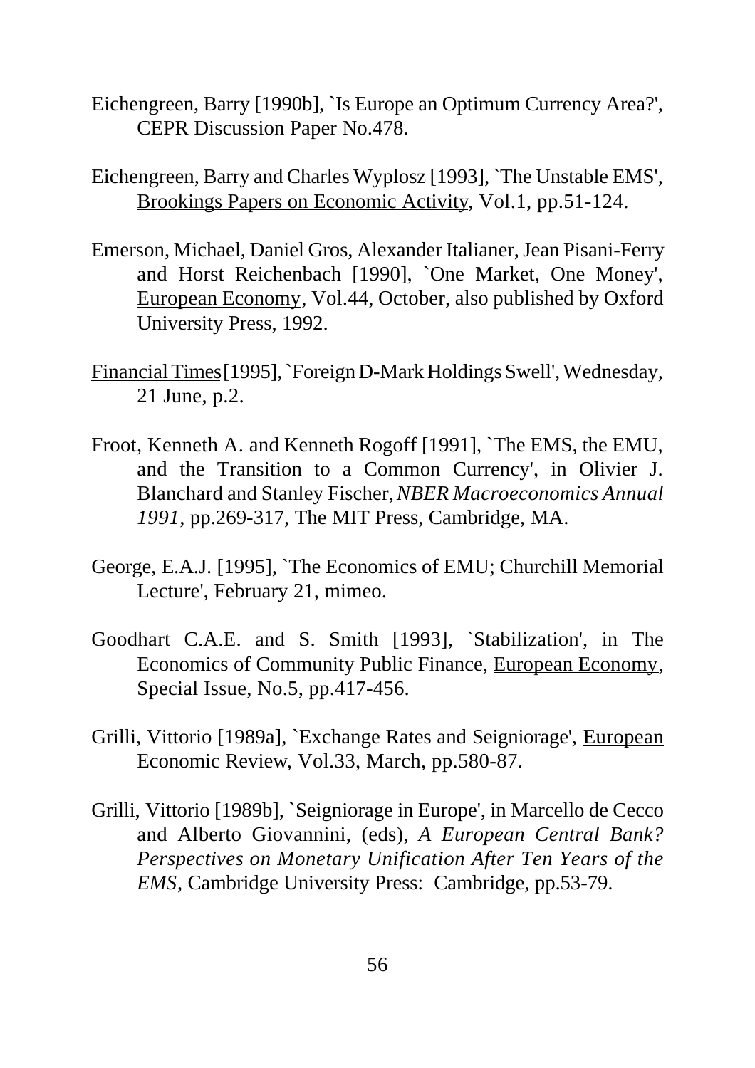Eichengreen, Barry [1990b], `Is Europe an Optimum Currency Area?', CEPR Discussion Paper No.478.

Eichengreen, Barry and Charles Wyplosz [1993], `The Unstable EMS', Brookings Papers on Economic Activity, Vol.1, pp.51-124.

Emerson, Michael, Daniel Gros, Alexander Italianer, Jean Pisani-Ferry and Horst Reichenbach [1990], `One Market, One Money', European Economy, Vol.44, October, also published by Oxford University Press, 1992.

Financial Times [1995], `Foreign D-Mark Holdings Swell', Wednesday, 21 June, p.2.

Froot, Kenneth A. and Kenneth Rogoff [1991], `The EMS, the EMU, and the Transition to a Common Currency', in Olivier J. Blanchard and Stanley Fischer, *NBER Macroeconomics Annual 1991*, pp.269-317, The MIT Press, Cambridge, MA.

George, E.A.J. [1995], `The Economics of EMU; Churchill Memorial Lecture', February 21, mimeo.

Goodhart C.A.E. and S. Smith [1993], `Stabilization', in The Economics of Community Public Finance, European Economy, Special Issue, No.5, pp.417-456.

Grilli, Vittorio [1989a], `Exchange Rates and Seigniorage', European Economic Review, Vol.33, March, pp.580-87.

Grilli, Vittorio [1989b], `Seigniorage in Europe', in Marcello de Cecco and Alberto Giovannini, (eds), *A European Central Bank? Perspectives on Monetary Unification After Ten Years of the EMS*, Cambridge University Press: Cambridge, pp.53-79.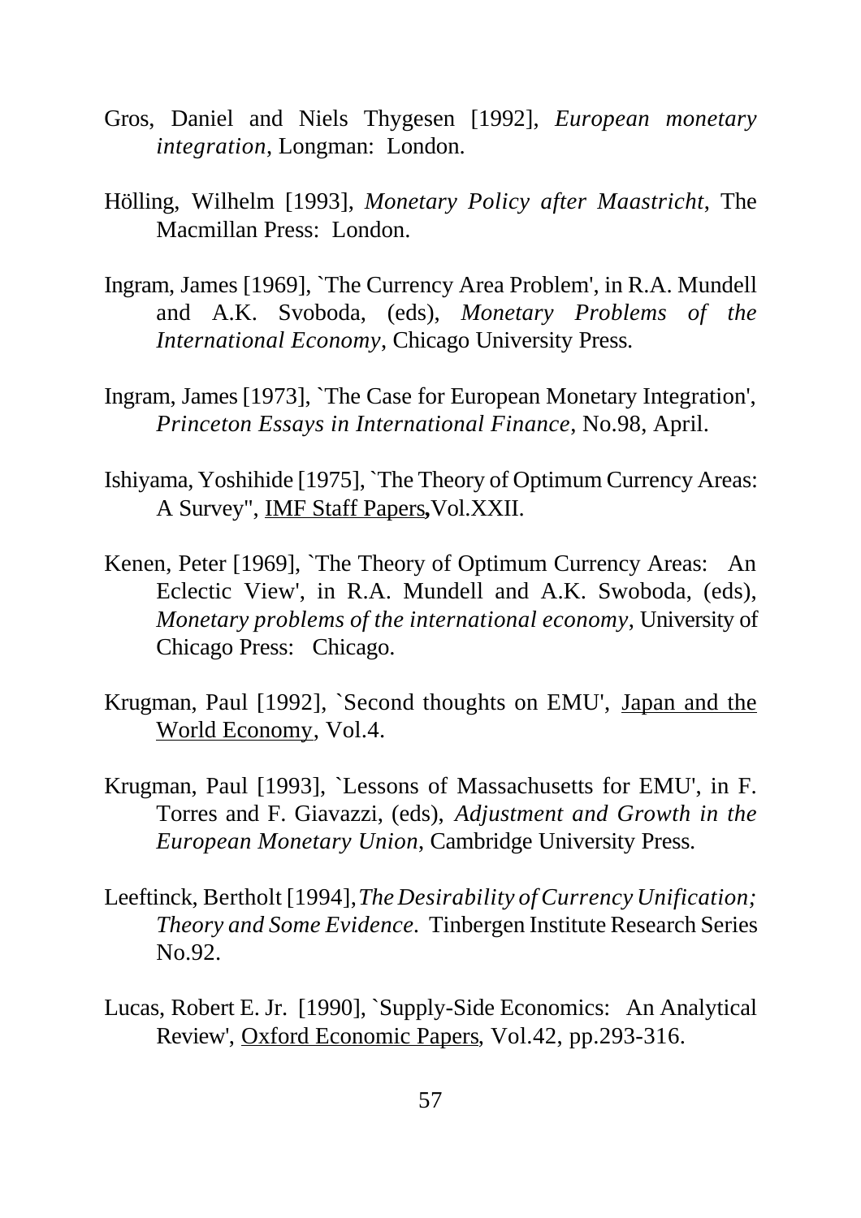Gros, Daniel and Niels Thygesen [1992], *European monetary integration*, Longman: London.

Hölling, Wilhelm [1993], *Monetary Policy after Maastricht*, The Macmillan Press: London.

Ingram, James [1969], `The Currency Area Problem', in R.A. Mundell and A.K. Svoboda, (eds), *Monetary Problems of the International Economy*, Chicago University Press.

Ingram, James [1973], `The Case for European Monetary Integration', *Princeton Essays in International Finance,* No.98, April.

Ishiyama, Yoshihide [1975], `The Theory of Optimum Currency Areas: A Survey", IMF Staff Papers**,**Vol.XXII.

Kenen, Peter [1969], `The Theory of Optimum Currency Areas: An Eclectic View', in R.A. Mundell and A.K. Swoboda, (eds), *Monetary problems of the international economy*, University of Chicago Press: Chicago.

Krugman, Paul [1992], `Second thoughts on EMU', Japan and the World Economy, Vol.4.

Krugman, Paul [1993], `Lessons of Massachusetts for EMU', in F. Torres and F. Giavazzi, (eds), *Adjustment and Growth in the European Monetary Union*, Cambridge University Press.

Leeftinck, Bertholt [1994], *The Desirability of Currency Unification; Theory and Some Evidence*. Tinbergen Institute Research Series No.92.

Lucas, Robert E. Jr. [1990], `Supply-Side Economics: An Analytical Review', Oxford Economic Papers, Vol.42, pp.293-316.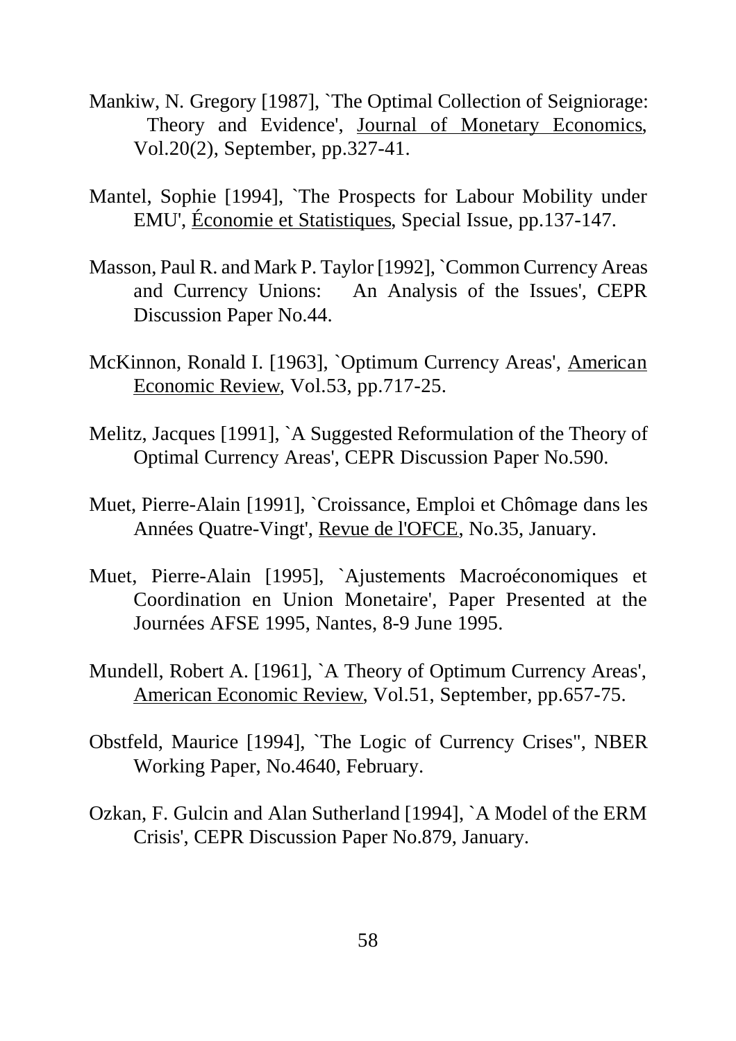Mankiw, N. Gregory [1987], `The Optimal Collection of Seigniorage: Theory and Evidence', Journal of Monetary Economics, Vol.20(2), September, pp.327-41.

Mantel, Sophie [1994], `The Prospects for Labour Mobility under EMU', Économie et Statistiques, Special Issue, pp.137-147.

Masson, Paul R. and Mark P. Taylor [1992], `Common Currency Areas and Currency Unions: An Analysis of the Issues', CEPR Discussion Paper No.44.

McKinnon, Ronald I. [1963], `Optimum Currency Areas', American Economic Review, Vol.53, pp.717-25.

Melitz, Jacques [1991], `A Suggested Reformulation of the Theory of Optimal Currency Areas', CEPR Discussion Paper No.590.

Muet, Pierre-Alain [1991], `Croissance, Emploi et Chômage dans les Années Quatre-Vingt', Revue de l'OFCE, No.35, January.

Muet, Pierre-Alain [1995], `Ajustements Macroéconomiques et Coordination en Union Monetaire', Paper Presented at the Journées AFSE 1995, Nantes, 8-9 June 1995.

Mundell, Robert A. [1961], `A Theory of Optimum Currency Areas', American Economic Review, Vol.51, September, pp.657-75.

Obstfeld, Maurice [1994], `The Logic of Currency Crises", NBER Working Paper, No.4640, February.

Ozkan, F. Gulcin and Alan Sutherland [1994], `A Model of the ERM Crisis', CEPR Discussion Paper No.879, January.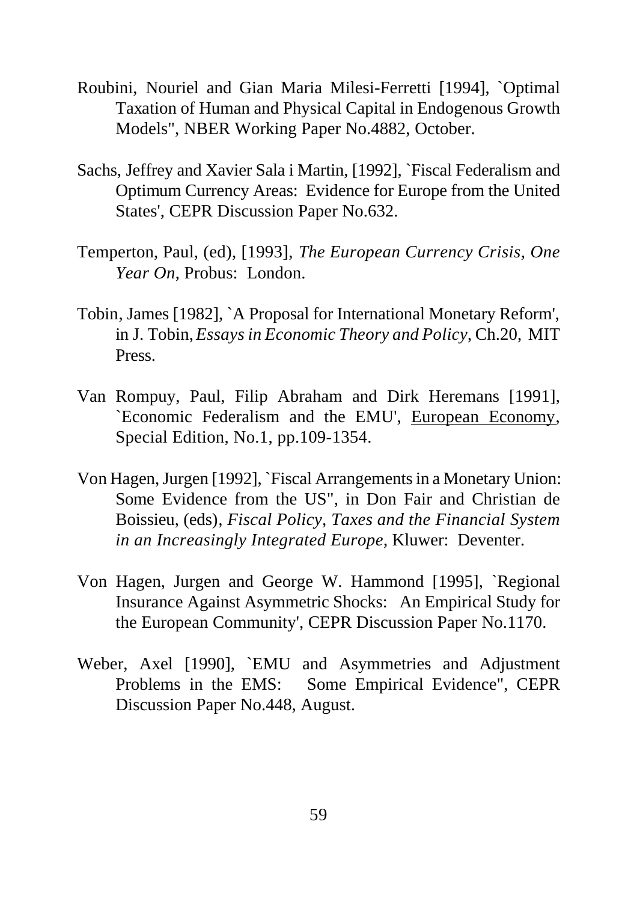Roubini, Nouriel and Gian Maria Milesi-Ferretti [1994], `Optimal Taxation of Human and Physical Capital in Endogenous Growth Models", NBER Working Paper No.4882, October.

Sachs, Jeffrey and Xavier Sala i Martin, [1992], `Fiscal Federalism and Optimum Currency Areas: Evidence for Europe from the United States', CEPR Discussion Paper No.632.

Temperton, Paul, (ed), [1993], *The European Currency Crisis, One Year On*, Probus: London.

Tobin, James [1982], `A Proposal for International Monetary Reform', in J. Tobin, *Essays in Economic Theory and Policy*, Ch.20, MIT Press.

Van Rompuy, Paul, Filip Abraham and Dirk Heremans [1991], `Economic Federalism and the EMU', European Economy, Special Edition, No.1, pp.109-1354.

Von Hagen, Jurgen [1992], `Fiscal Arrangements in a Monetary Union: Some Evidence from the US", in Don Fair and Christian de Boissieu, (eds), *Fiscal Policy, Taxes and the Financial System in an Increasingly Integrated Europe*, Kluwer: Deventer.

Von Hagen, Jurgen and George W. Hammond [1995], `Regional Insurance Against Asymmetric Shocks: An Empirical Study for the European Community', CEPR Discussion Paper No.1170.

Weber, Axel [1990], `EMU and Asymmetries and Adjustment Problems in the EMS: Some Empirical Evidence", CEPR Discussion Paper No.448, August.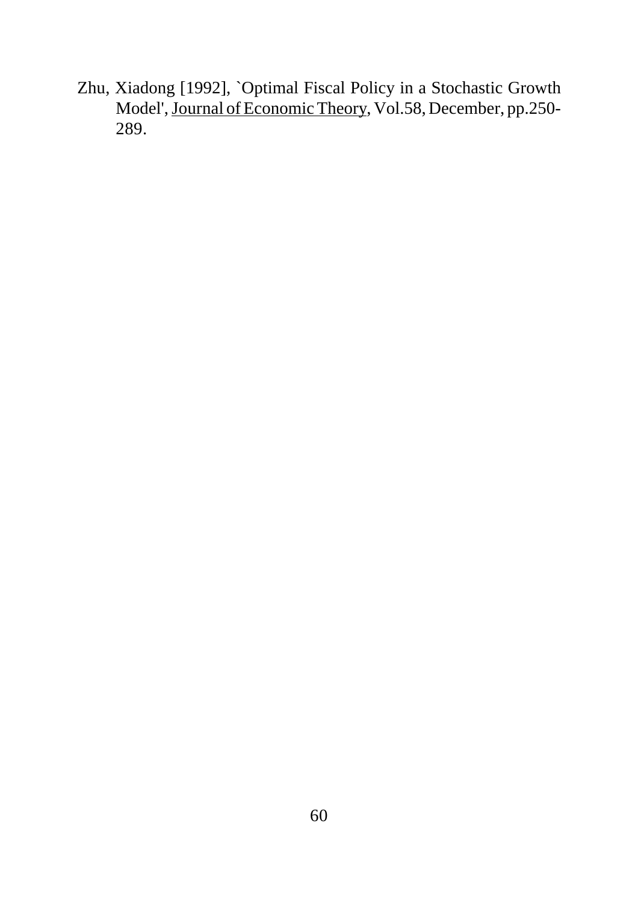Zhu, Xiadong [1992], `Optimal Fiscal Policy in a Stochastic Growth Model', Journal of Economic Theory, Vol.58, December, pp.250-289.